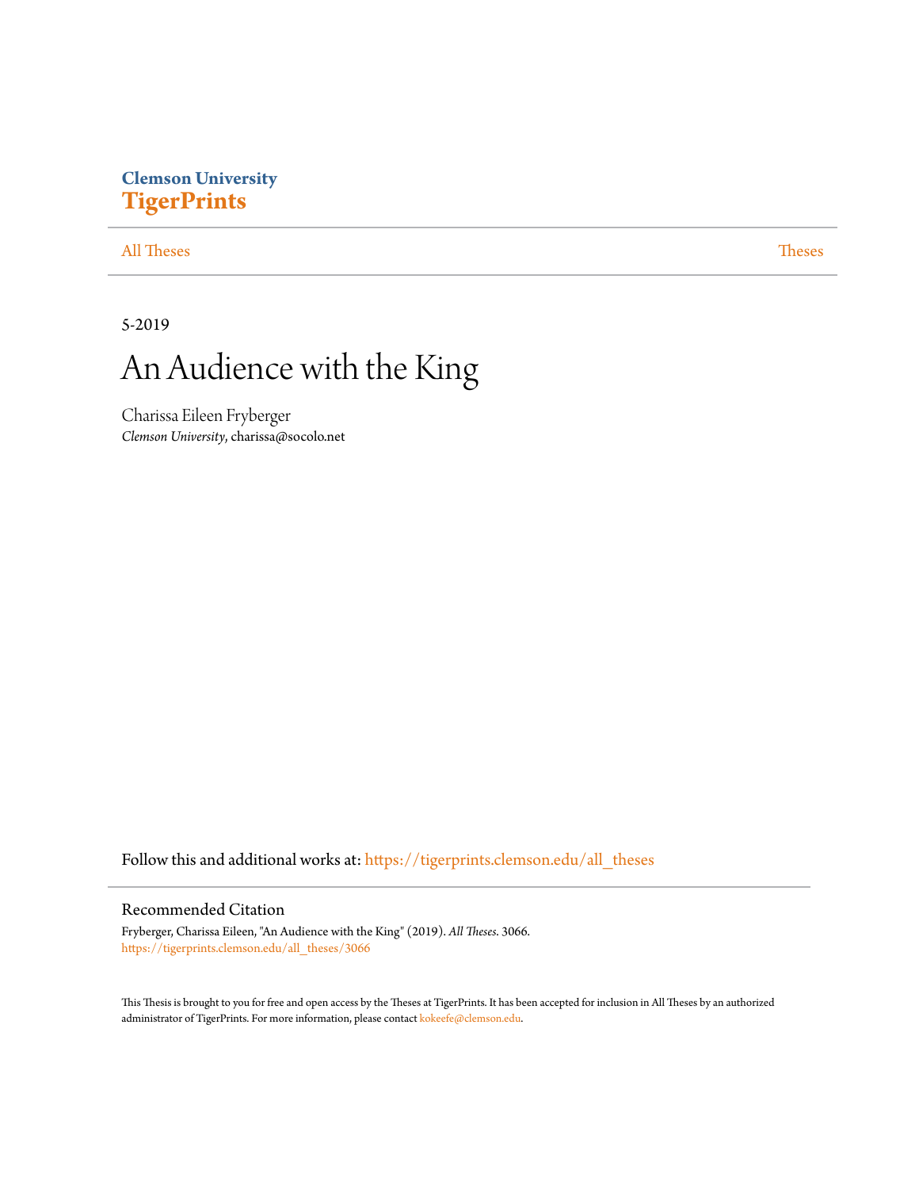Clemson University

**TigerPrints**

All Theses | Theses

5-2019

# An Audience with the King

Charissa Eileen Fryberger

*Clemson University*, charissa@socolo.net

Follow this and additional works at: https://tigerprints.clemson.edu/all_theses

## Recommended Citation

Fryberger, Charissa Eileen, "An Audience with the King" (2019). *All Theses*. 3066.
https://tigerprints.clemson.edu/all_theses/3066

This Thesis is brought to you for free and open access by the Theses at TigerPrints. It has been accepted for inclusion in All Theses by an authorized administrator of TigerPrints. For more information, please contact kokeefe@clemson.edu.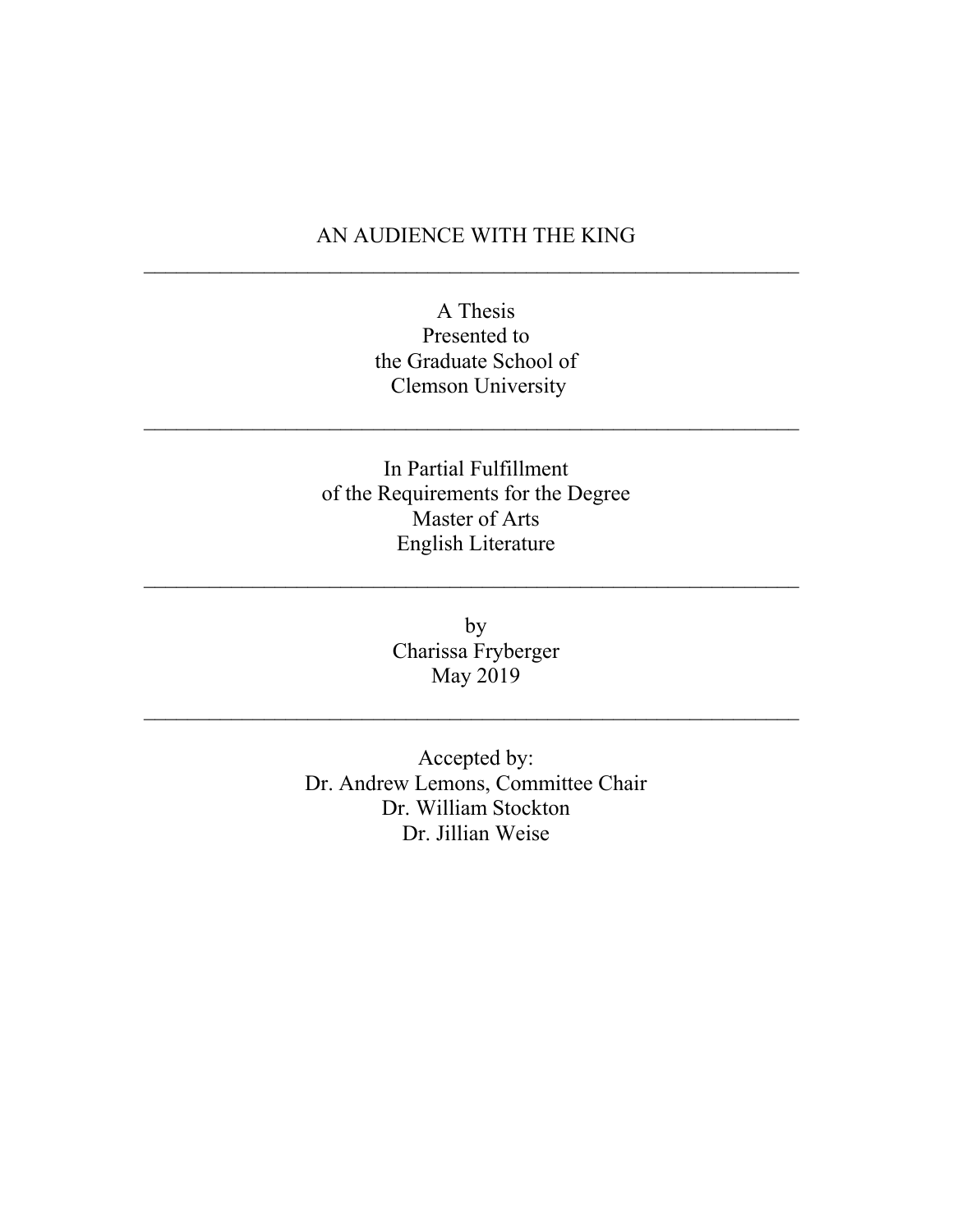# AN AUDIENCE WITH THE KING

---

A Thesis
Presented to
the Graduate School of
Clemson University

---

In Partial Fulfillment
of the Requirements for the Degree
Master of Arts
English Literature

---

by
Charissa Fryberger
May 2019

---

Accepted by:
Dr. Andrew Lemons, Committee Chair
Dr. William Stockton
Dr. Jillian Weise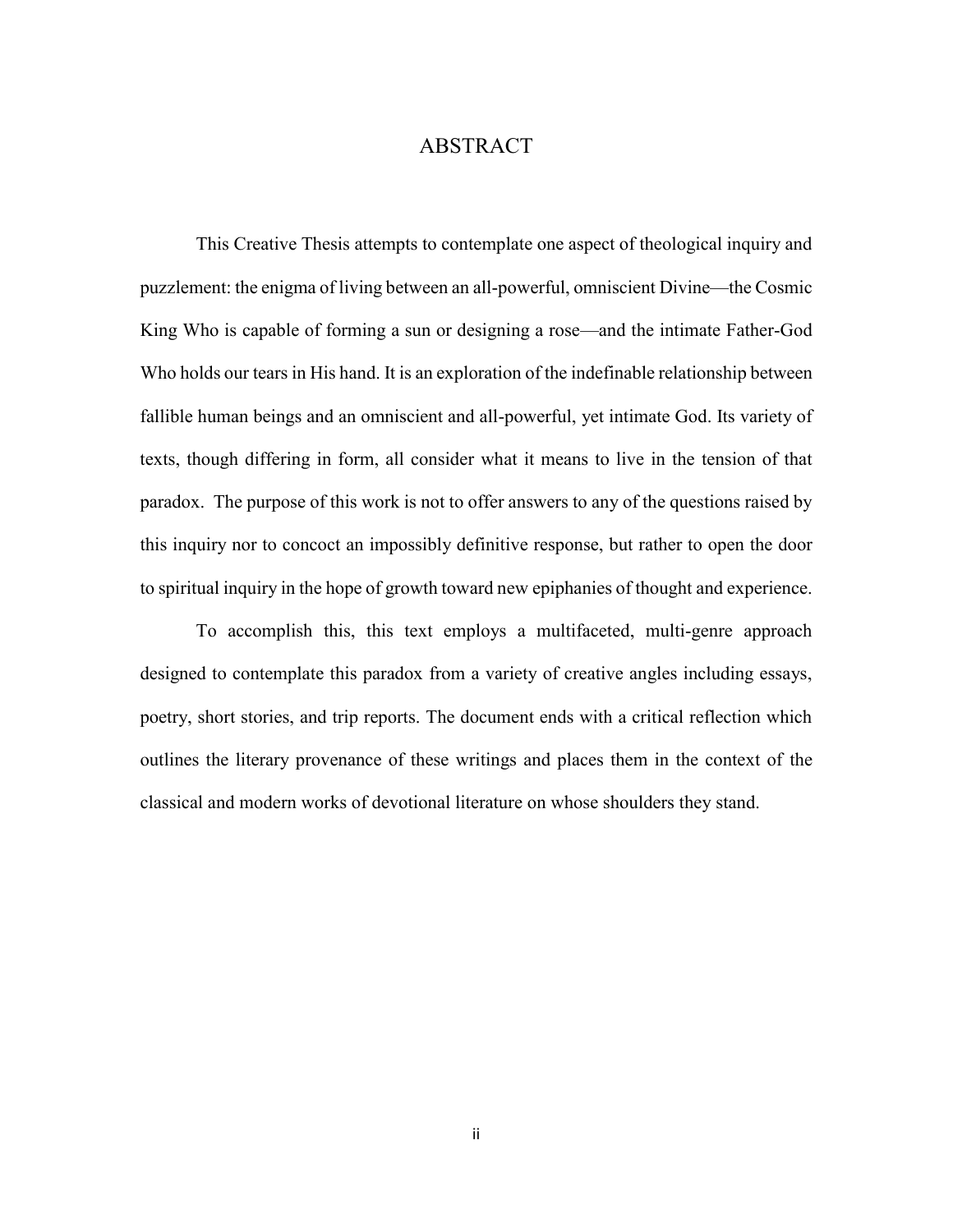# ABSTRACT

This Creative Thesis attempts to contemplate one aspect of theological inquiry and puzzlement: the enigma of living between an all-powerful, omniscient Divine—the Cosmic King Who is capable of forming a sun or designing a rose—and the intimate Father-God Who holds our tears in His hand. It is an exploration of the indefinable relationship between fallible human beings and an omniscient and all-powerful, yet intimate God. Its variety of texts, though differing in form, all consider what it means to live in the tension of that paradox. The purpose of this work is not to offer answers to any of the questions raised by this inquiry nor to concoct an impossibly definitive response, but rather to open the door to spiritual inquiry in the hope of growth toward new epiphanies of thought and experience.

To accomplish this, this text employs a multifaceted, multi-genre approach designed to contemplate this paradox from a variety of creative angles including essays, poetry, short stories, and trip reports. The document ends with a critical reflection which outlines the literary provenance of these writings and places them in the context of the classical and modern works of devotional literature on whose shoulders they stand.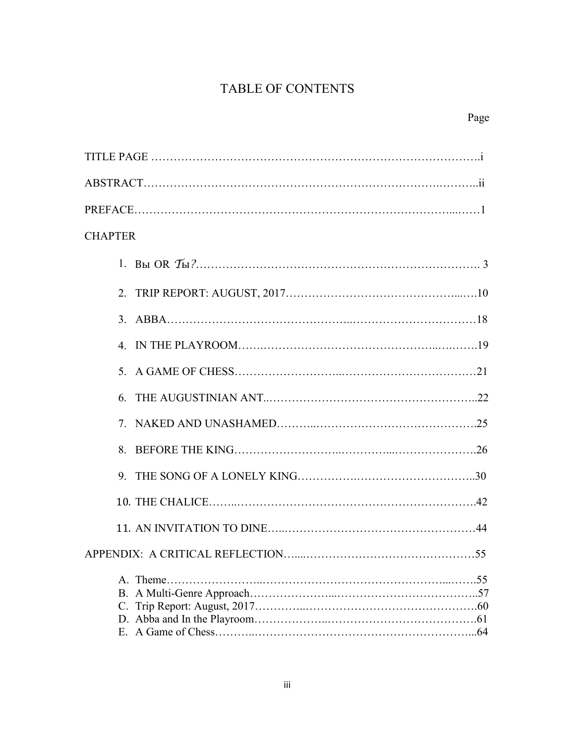# TABLE OF CONTENTS

Page

TITLE PAGE ....................................................................................i

ABSTRACT....................................................................................ii

PREFACE....................................................................................1

CHAPTER

1. Вы OR Ты?....................................................................................3
2. TRIP REPORT: AUGUST, 2017....................................................................................10
3. ABBA....................................................................................18
4. IN THE PLAYROOM....................................................................................19
5. A GAME OF CHESS....................................................................................21
6. THE AUGUSTINIAN ANT....................................................................................22
7. NAKED AND UNASHAMED....................................................................................25
8. BEFORE THE KING....................................................................................26
9. THE SONG OF A LONELY KING....................................................................................30
10. THE CHALICE....................................................................................42
11. AN INVITATION TO DINE....................................................................................44

APPENDIX: A CRITICAL REFLECTION....................................................................................55

A. Theme....................................................................................55
B. A Multi-Genre Approach....................................................................................57
C. Trip Report: August, 2017....................................................................................60
D. Abba and In the Playroom....................................................................................61
E. A Game of Chess....................................................................................64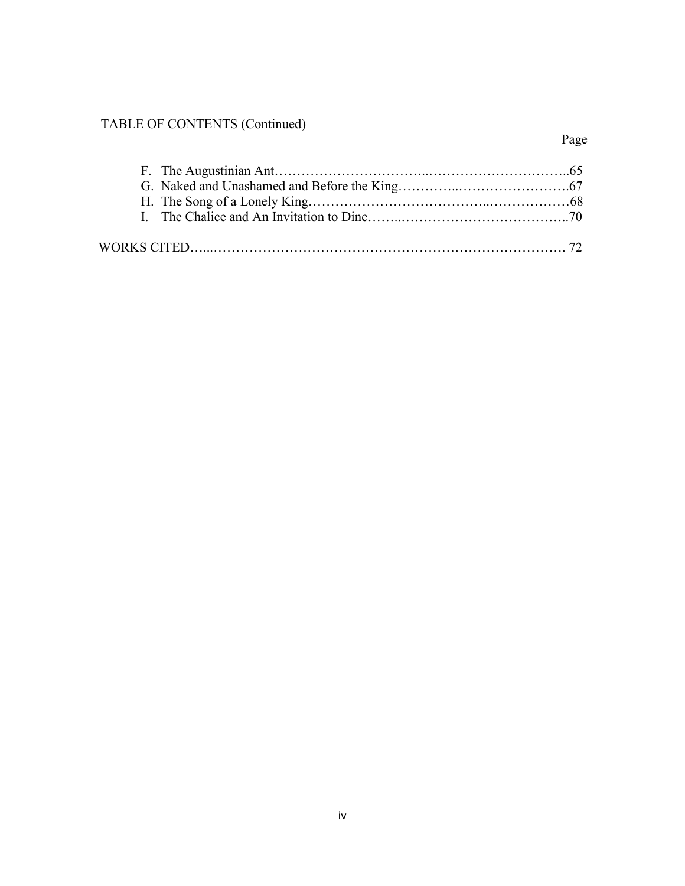TABLE OF CONTENTS (Continued)

Page

F. The Augustinian Ant……………………………..…………………………..65
G. Naked and Unashamed and Before the King…………..…………………….67
H. The Song of a Lonely King………………………………..………………68
I. The Chalice and An Invitation to Dine……..………………………….……..70

WORKS CITED…...……………………………………………………………………. 72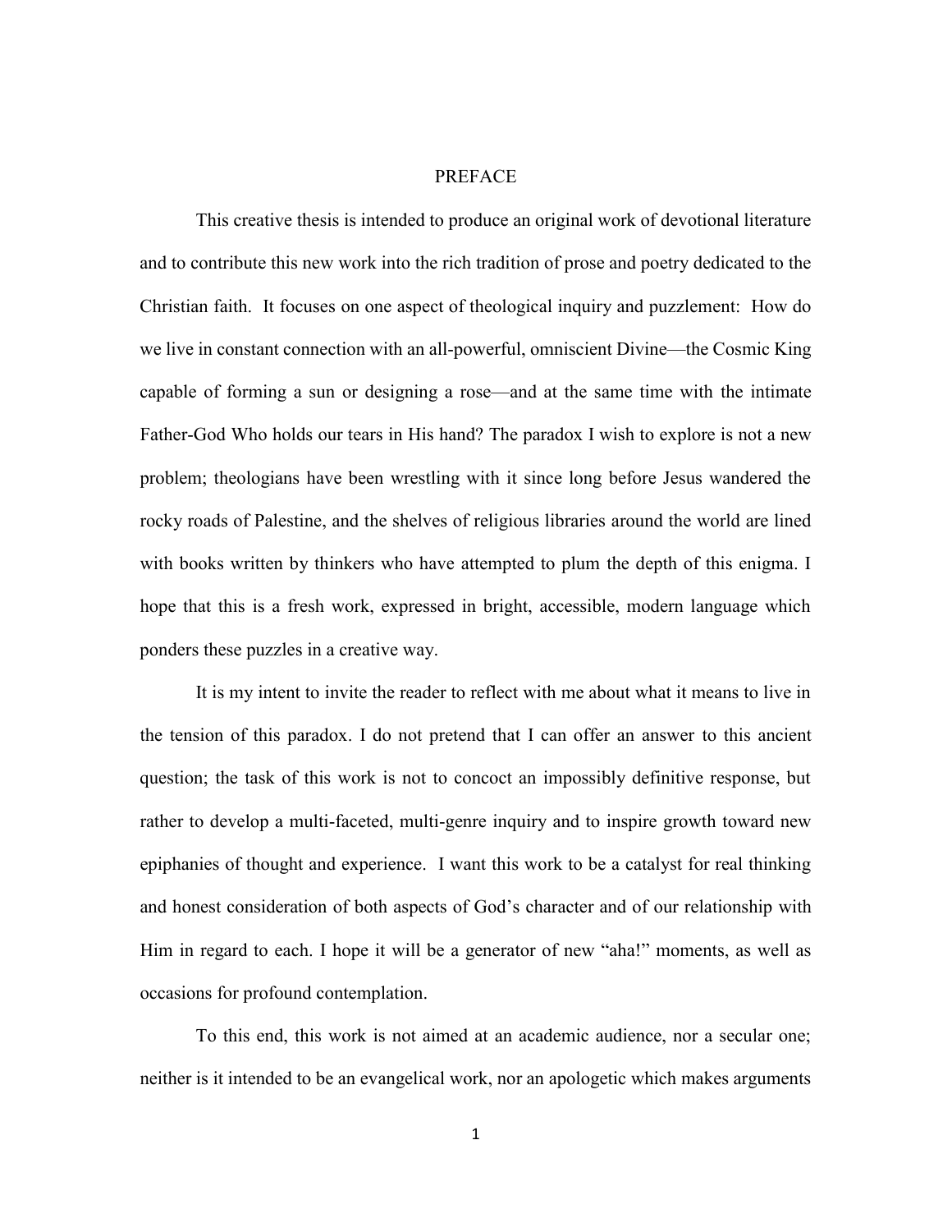# PREFACE

This creative thesis is intended to produce an original work of devotional literature and to contribute this new work into the rich tradition of prose and poetry dedicated to the Christian faith. It focuses on one aspect of theological inquiry and puzzlement: How do we live in constant connection with an all-powerful, omniscient Divine—the Cosmic King capable of forming a sun or designing a rose—and at the same time with the intimate Father-God Who holds our tears in His hand? The paradox I wish to explore is not a new problem; theologians have been wrestling with it since long before Jesus wandered the rocky roads of Palestine, and the shelves of religious libraries around the world are lined with books written by thinkers who have attempted to plum the depth of this enigma. I hope that this is a fresh work, expressed in bright, accessible, modern language which ponders these puzzles in a creative way.

It is my intent to invite the reader to reflect with me about what it means to live in the tension of this paradox. I do not pretend that I can offer an answer to this ancient question; the task of this work is not to concoct an impossibly definitive response, but rather to develop a multi-faceted, multi-genre inquiry and to inspire growth toward new epiphanies of thought and experience. I want this work to be a catalyst for real thinking and honest consideration of both aspects of God's character and of our relationship with Him in regard to each. I hope it will be a generator of new "aha!" moments, as well as occasions for profound contemplation.

To this end, this work is not aimed at an academic audience, nor a secular one; neither is it intended to be an evangelical work, nor an apologetic which makes arguments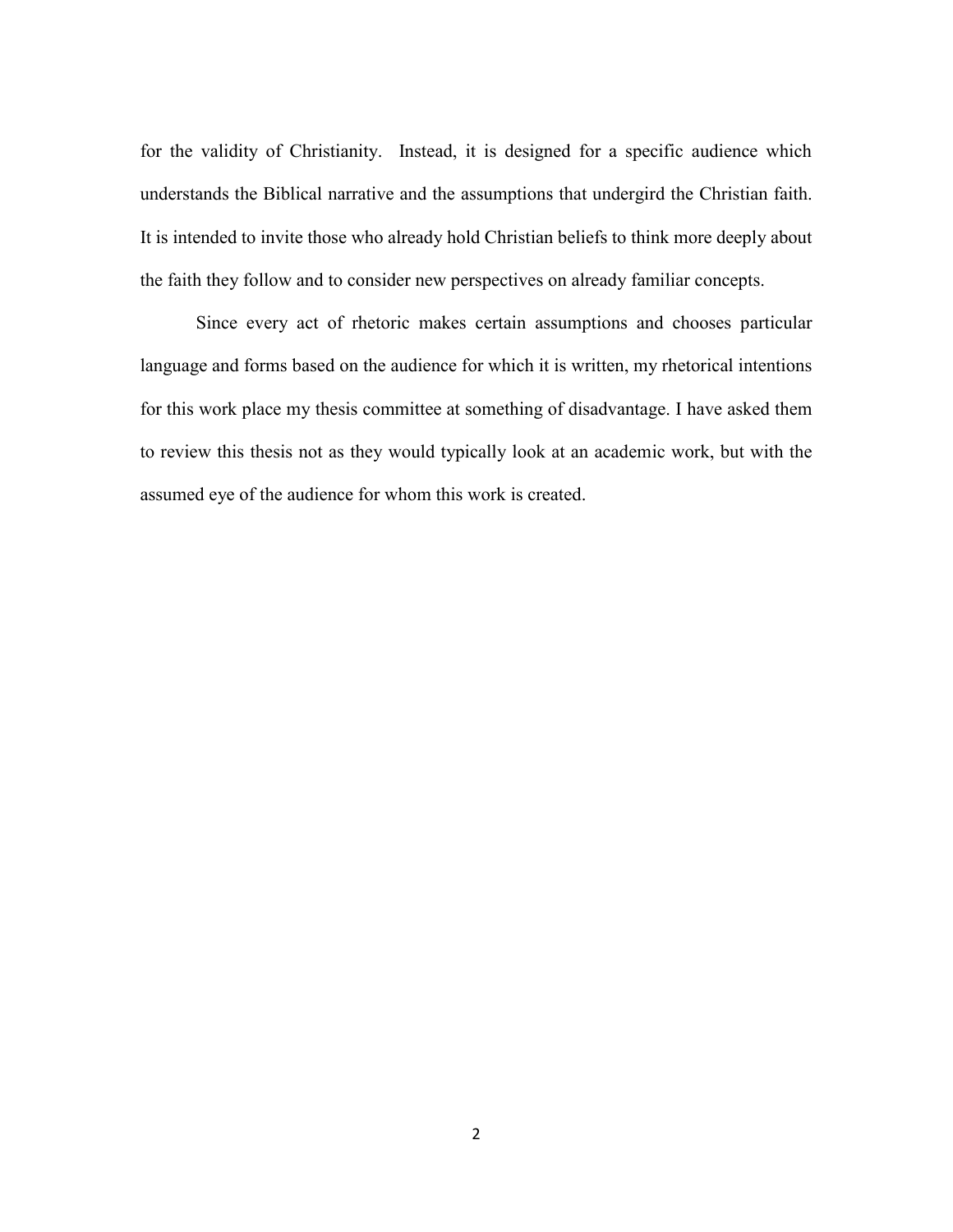for the validity of Christianity.  Instead, it is designed for a specific audience which understands the Biblical narrative and the assumptions that undergird the Christian faith. It is intended to invite those who already hold Christian beliefs to think more deeply about the faith they follow and to consider new perspectives on already familiar concepts.

Since every act of rhetoric makes certain assumptions and chooses particular language and forms based on the audience for which it is written, my rhetorical intentions for this work place my thesis committee at something of disadvantage. I have asked them to review this thesis not as they would typically look at an academic work, but with the assumed eye of the audience for whom this work is created.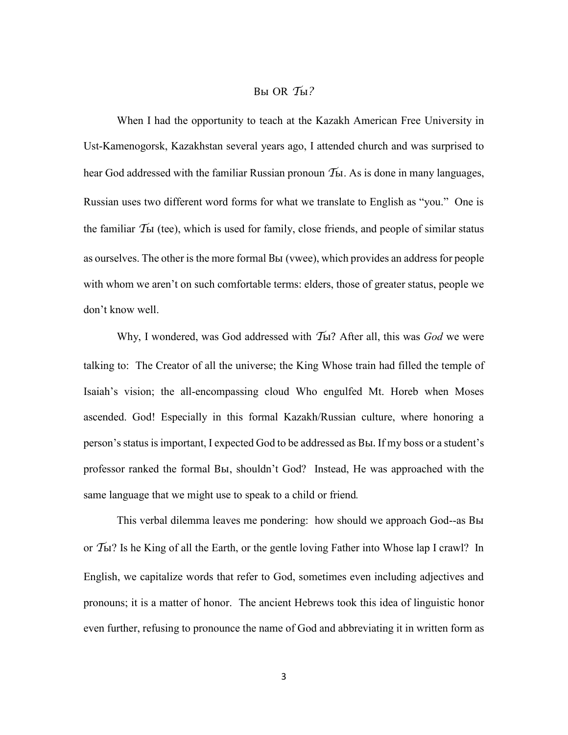## Вы OR *Ты?*

When I had the opportunity to teach at the Kazakh American Free University in Ust-Kamenogorsk, Kazakhstan several years ago, I attended church and was surprised to hear God addressed with the familiar Russian pronoun *Ты*. As is done in many languages, Russian uses two different word forms for what we translate to English as "you." One is the familiar *Ты* (tee), which is used for family, close friends, and people of similar status as ourselves. The other is the more formal Вы (vwee), which provides an address for people with whom we aren't on such comfortable terms: elders, those of greater status, people we don't know well.

Why, I wondered, was God addressed with *Ты*? After all, this was *God* we were talking to: The Creator of all the universe; the King Whose train had filled the temple of Isaiah's vision; the all-encompassing cloud Who engulfed Mt. Horeb when Moses ascended. God! Especially in this formal Kazakh/Russian culture, where honoring a person's status is important, I expected God to be addressed as Вы. If my boss or a student's professor ranked the formal Вы, shouldn't God? Instead, He was approached with the same language that we might use to speak to a child or friend.

This verbal dilemma leaves me pondering: how should we approach God--as Вы or *Ты*? Is he King of all the Earth, or the gentle loving Father into Whose lap I crawl? In English, we capitalize words that refer to God, sometimes even including adjectives and pronouns; it is a matter of honor. The ancient Hebrews took this idea of linguistic honor even further, refusing to pronounce the name of God and abbreviating it in written form as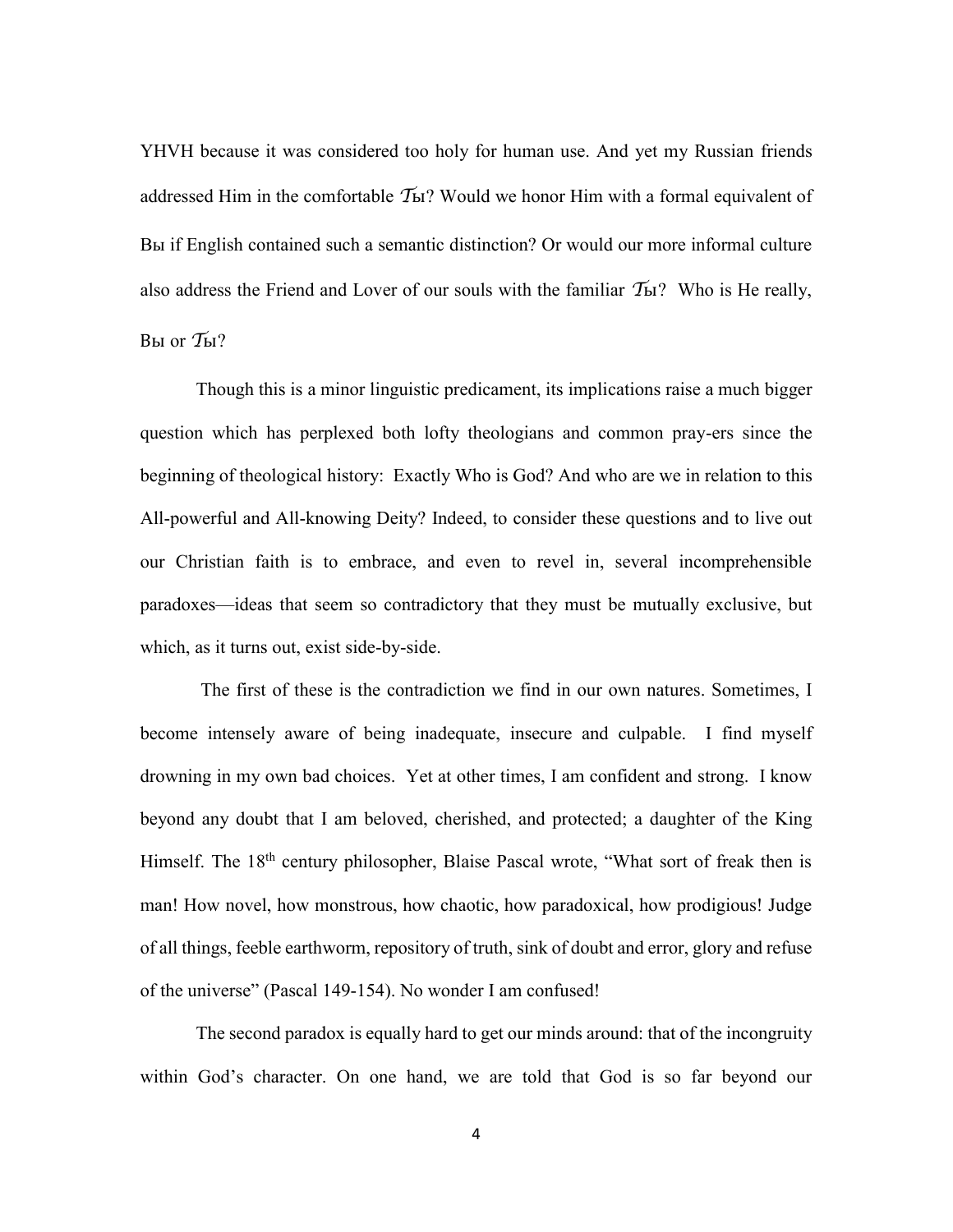YHVH because it was considered too holy for human use. And yet my Russian friends addressed Him in the comfortable *Ты*? Would we honor Him with a formal equivalent of Вы if English contained such a semantic distinction? Or would our more informal culture also address the Friend and Lover of our souls with the familiar *Ты*? Who is He really, Вы or *Ты*?

Though this is a minor linguistic predicament, its implications raise a much bigger question which has perplexed both lofty theologians and common pray-ers since the beginning of theological history: Exactly Who is God? And who are we in relation to this All-powerful and All-knowing Deity? Indeed, to consider these questions and to live out our Christian faith is to embrace, and even to revel in, several incomprehensible paradoxes—ideas that seem so contradictory that they must be mutually exclusive, but which, as it turns out, exist side-by-side.

The first of these is the contradiction we find in our own natures. Sometimes, I become intensely aware of being inadequate, insecure and culpable. I find myself drowning in my own bad choices. Yet at other times, I am confident and strong. I know beyond any doubt that I am beloved, cherished, and protected; a daughter of the King Himself. The 18th century philosopher, Blaise Pascal wrote, "What sort of freak then is man! How novel, how monstrous, how chaotic, how paradoxical, how prodigious! Judge of all things, feeble earthworm, repository of truth, sink of doubt and error, glory and refuse of the universe" (Pascal 149-154). No wonder I am confused!

The second paradox is equally hard to get our minds around: that of the incongruity within God's character. On one hand, we are told that God is so far beyond our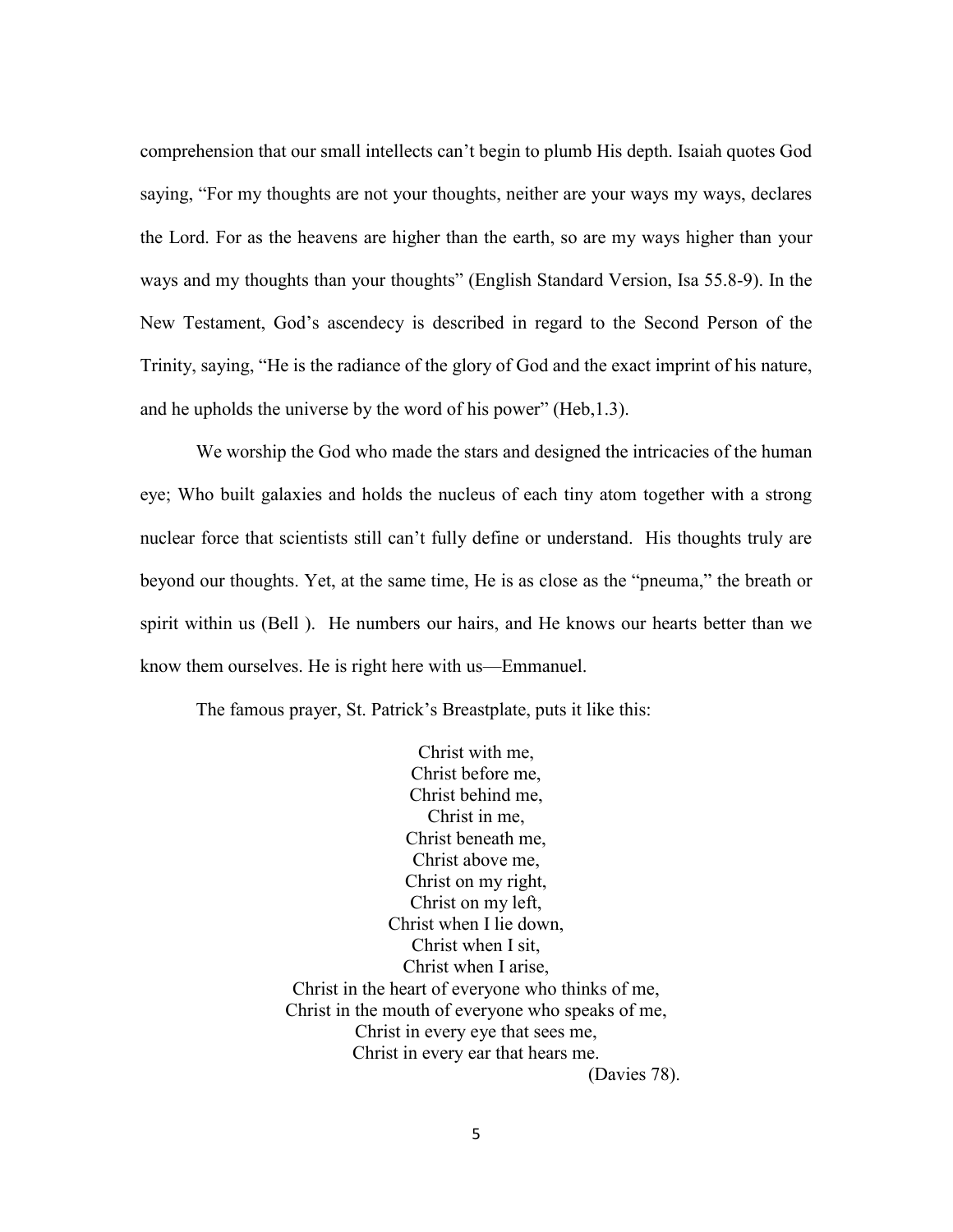comprehension that our small intellects can't begin to plumb His depth. Isaiah quotes God saying, "For my thoughts are not your thoughts, neither are your ways my ways, declares the Lord. For as the heavens are higher than the earth, so are my ways higher than your ways and my thoughts than your thoughts" (English Standard Version, Isa 55.8-9). In the New Testament, God's ascendecy is described in regard to the Second Person of the Trinity, saying, "He is the radiance of the glory of God and the exact imprint of his nature, and he upholds the universe by the word of his power" (Heb,1.3).

We worship the God who made the stars and designed the intricacies of the human eye; Who built galaxies and holds the nucleus of each tiny atom together with a strong nuclear force that scientists still can't fully define or understand. His thoughts truly are beyond our thoughts. Yet, at the same time, He is as close as the "pneuma," the breath or spirit within us (Bell ). He numbers our hairs, and He knows our hearts better than we know them ourselves. He is right here with us—Emmanuel.

The famous prayer, St. Patrick's Breastplate, puts it like this:

Christ with me,  
Christ before me,  
Christ behind me,  
Christ in me,  
Christ beneath me,  
Christ above me,  
Christ on my right,  
Christ on my left,  
Christ when I lie down,  
Christ when I sit,  
Christ when I arise,  
Christ in the heart of everyone who thinks of me,  
Christ in the mouth of everyone who speaks of me,  
Christ in every eye that sees me,  
Christ in every ear that hears me.  
(Davies 78).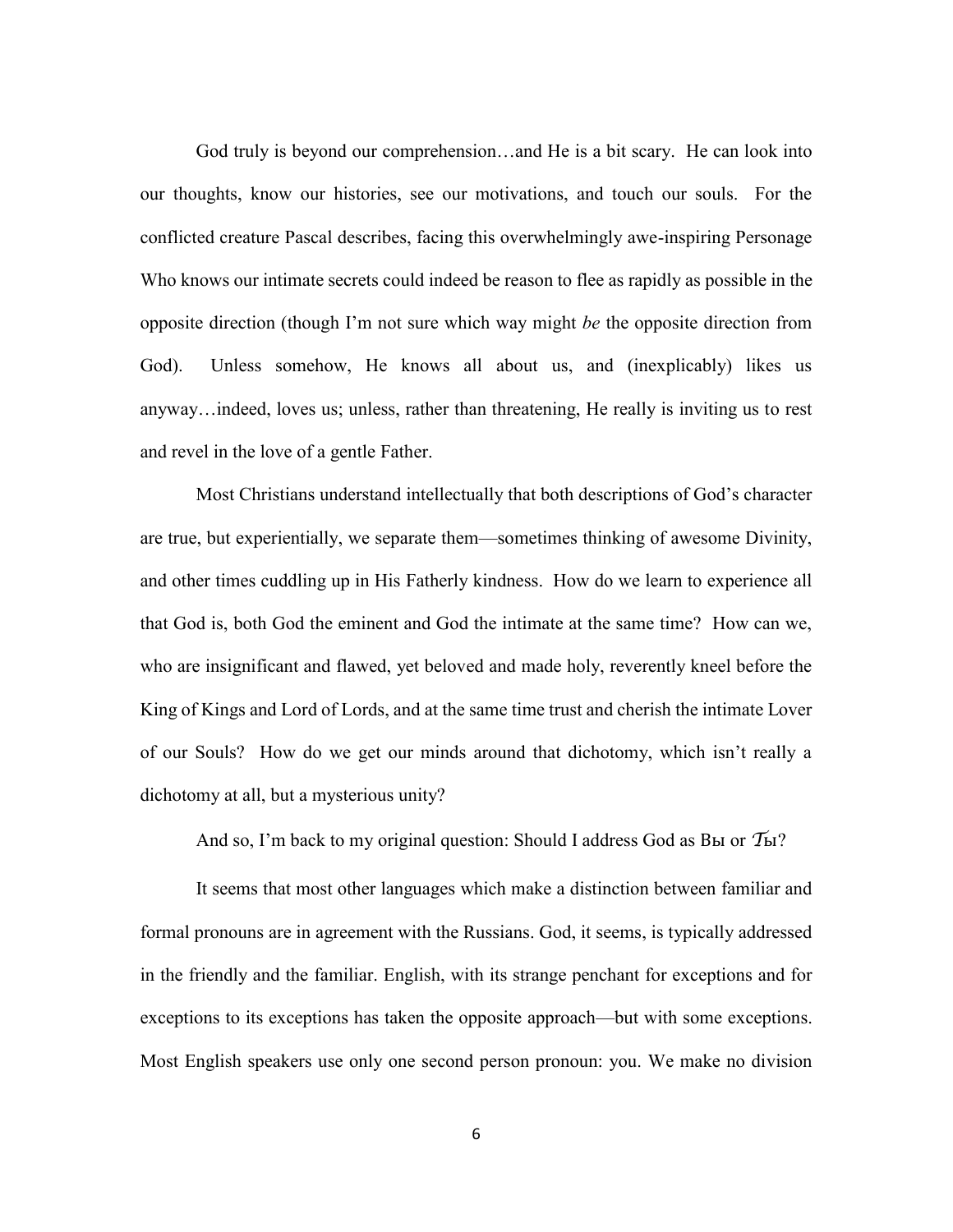God truly is beyond our comprehension…and He is a bit scary. He can look into our thoughts, know our histories, see our motivations, and touch our souls. For the conflicted creature Pascal describes, facing this overwhelmingly awe-inspiring Personage Who knows our intimate secrets could indeed be reason to flee as rapidly as possible in the opposite direction (though I'm not sure which way might *be* the opposite direction from God). Unless somehow, He knows all about us, and (inexplicably) likes us anyway…indeed, loves us; unless, rather than threatening, He really is inviting us to rest and revel in the love of a gentle Father.

Most Christians understand intellectually that both descriptions of God's character are true, but experientially, we separate them—sometimes thinking of awesome Divinity, and other times cuddling up in His Fatherly kindness. How do we learn to experience all that God is, both God the eminent and God the intimate at the same time? How can we, who are insignificant and flawed, yet beloved and made holy, reverently kneel before the King of Kings and Lord of Lords, and at the same time trust and cherish the intimate Lover of our Souls? How do we get our minds around that dichotomy, which isn't really a dichotomy at all, but a mysterious unity?

And so, I'm back to my original question: Should I address God as Вы or Ты?

It seems that most other languages which make a distinction between familiar and formal pronouns are in agreement with the Russians. God, it seems, is typically addressed in the friendly and the familiar. English, with its strange penchant for exceptions and for exceptions to its exceptions has taken the opposite approach—but with some exceptions. Most English speakers use only one second person pronoun: you. We make no division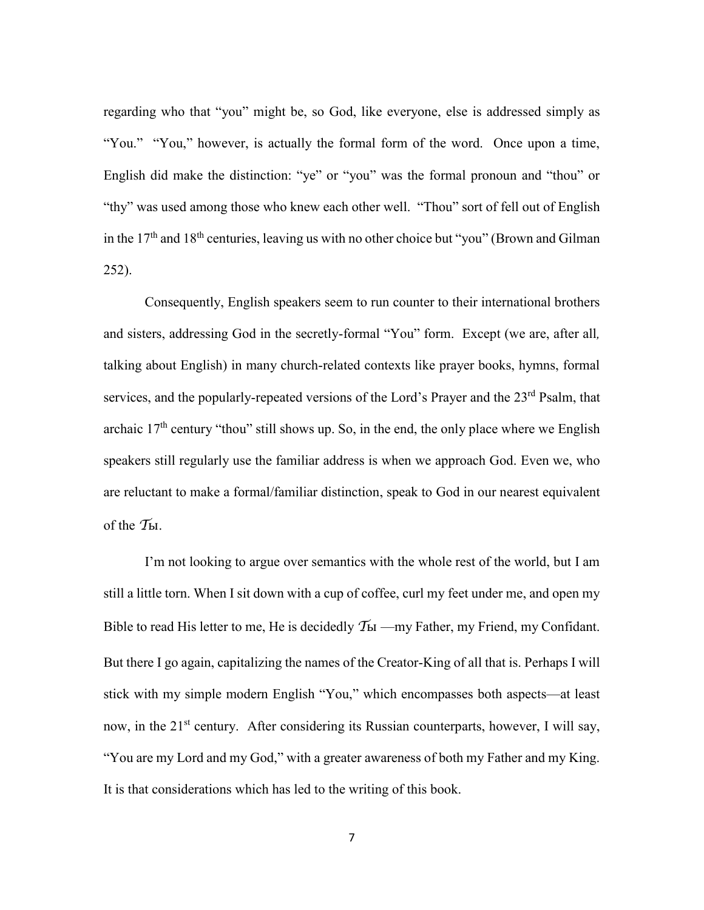regarding who that "you" might be, so God, like everyone, else is addressed simply as "You." "You," however, is actually the formal form of the word. Once upon a time, English did make the distinction: "ye" or "you" was the formal pronoun and "thou" or "thy" was used among those who knew each other well. "Thou" sort of fell out of English in the 17th and 18th centuries, leaving us with no other choice but "you" (Brown and Gilman 252).

Consequently, English speakers seem to run counter to their international brothers and sisters, addressing God in the secretly-formal "You" form. Except (we are, after all, talking about English) in many church-related contexts like prayer books, hymns, formal services, and the popularly-repeated versions of the Lord's Prayer and the 23rd Psalm, that archaic 17th century "thou" still shows up. So, in the end, the only place where we English speakers still regularly use the familiar address is when we approach God. Even we, who are reluctant to make a formal/familiar distinction, speak to God in our nearest equivalent of the *Ты*.

I'm not looking to argue over semantics with the whole rest of the world, but I am still a little torn. When I sit down with a cup of coffee, curl my feet under me, and open my Bible to read His letter to me, He is decidedly *Ты* —my Father, my Friend, my Confidant. But there I go again, capitalizing the names of the Creator-King of all that is. Perhaps I will stick with my simple modern English "You," which encompasses both aspects—at least now, in the 21st century. After considering its Russian counterparts, however, I will say, "You are my Lord and my God," with a greater awareness of both my Father and my King. It is that considerations which has led to the writing of this book.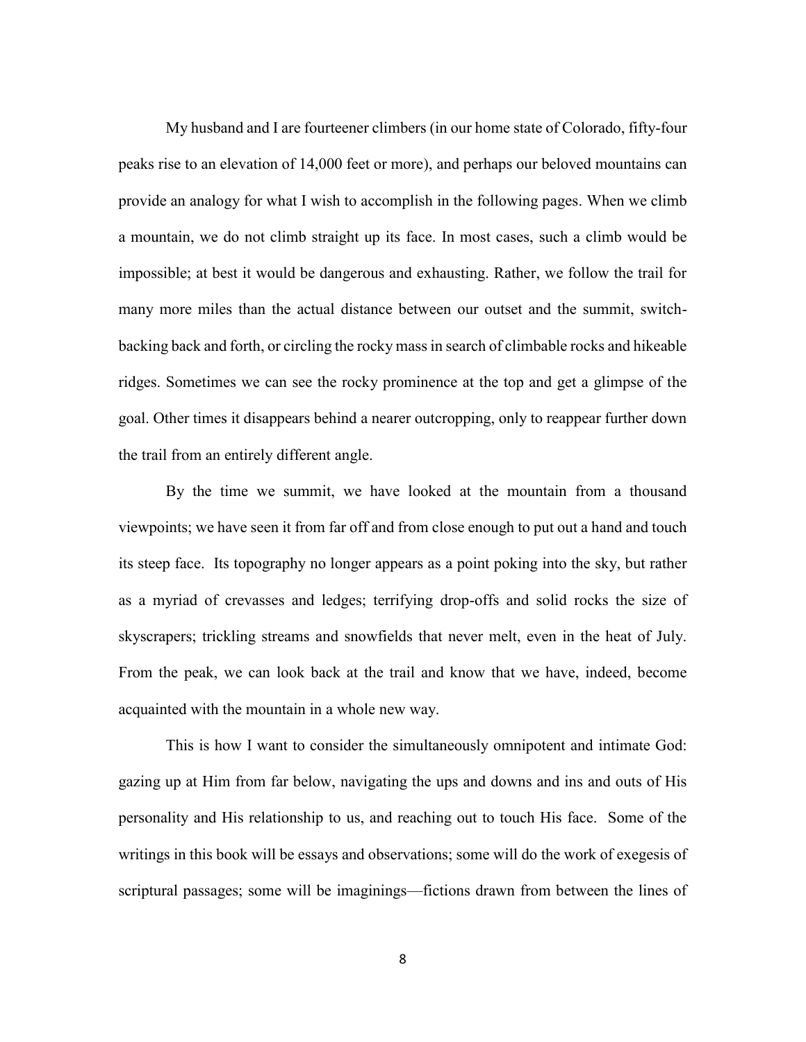My husband and I are fourteener climbers (in our home state of Colorado, fifty-four peaks rise to an elevation of 14,000 feet or more), and perhaps our beloved mountains can provide an analogy for what I wish to accomplish in the following pages. When we climb a mountain, we do not climb straight up its face. In most cases, such a climb would be impossible; at best it would be dangerous and exhausting. Rather, we follow the trail for many more miles than the actual distance between our outset and the summit, switch-backing back and forth, or circling the rocky mass in search of climbable rocks and hikeable ridges. Sometimes we can see the rocky prominence at the top and get a glimpse of the goal. Other times it disappears behind a nearer outcropping, only to reappear further down the trail from an entirely different angle.

By the time we summit, we have looked at the mountain from a thousand viewpoints; we have seen it from far off and from close enough to put out a hand and touch its steep face. Its topography no longer appears as a point poking into the sky, but rather as a myriad of crevasses and ledges; terrifying drop-offs and solid rocks the size of skyscrapers; trickling streams and snowfields that never melt, even in the heat of July. From the peak, we can look back at the trail and know that we have, indeed, become acquainted with the mountain in a whole new way.

This is how I want to consider the simultaneously omnipotent and intimate God: gazing up at Him from far below, navigating the ups and downs and ins and outs of His personality and His relationship to us, and reaching out to touch His face. Some of the writings in this book will be essays and observations; some will do the work of exegesis of scriptural passages; some will be imaginings—fictions drawn from between the lines of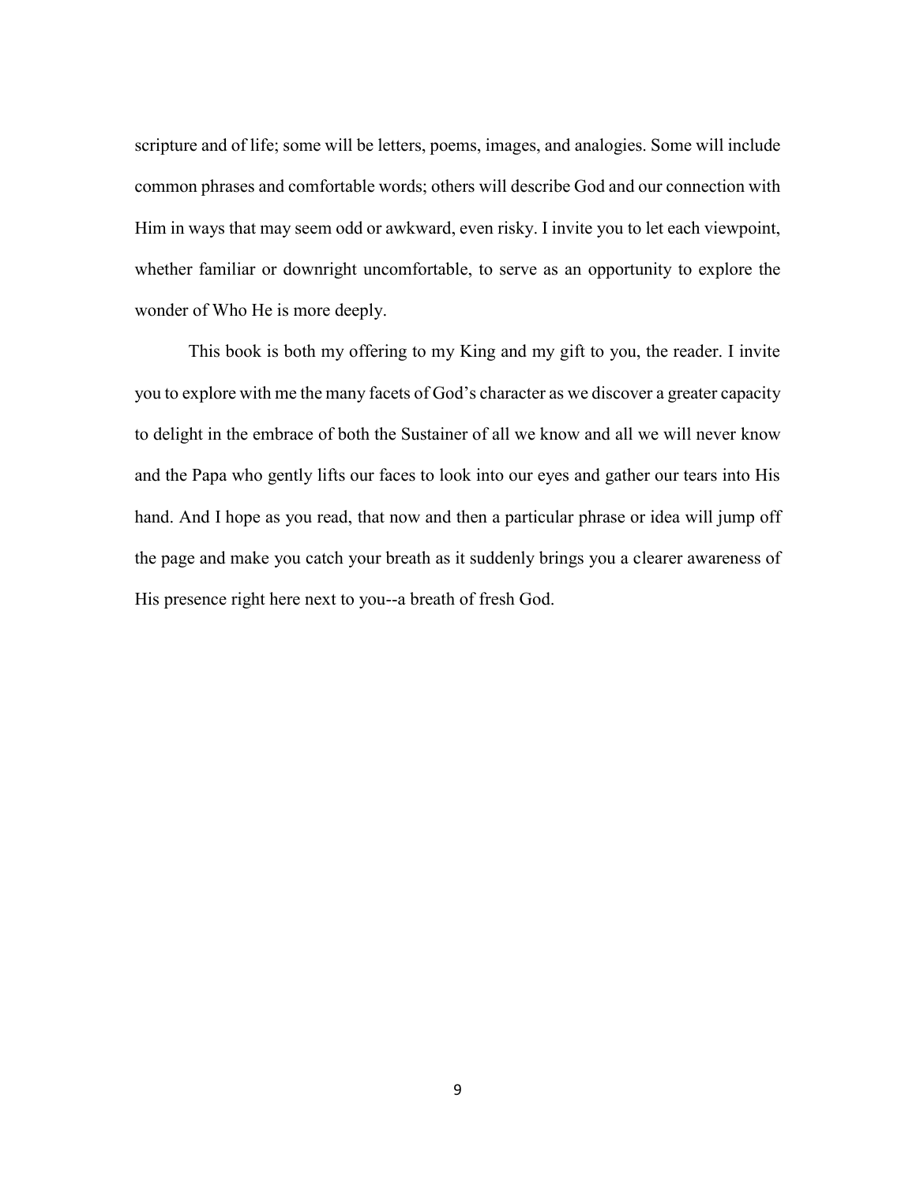scripture and of life; some will be letters, poems, images, and analogies. Some will include common phrases and comfortable words; others will describe God and our connection with Him in ways that may seem odd or awkward, even risky. I invite you to let each viewpoint, whether familiar or downright uncomfortable, to serve as an opportunity to explore the wonder of Who He is more deeply.

This book is both my offering to my King and my gift to you, the reader. I invite you to explore with me the many facets of God's character as we discover a greater capacity to delight in the embrace of both the Sustainer of all we know and all we will never know and the Papa who gently lifts our faces to look into our eyes and gather our tears into His hand. And I hope as you read, that now and then a particular phrase or idea will jump off the page and make you catch your breath as it suddenly brings you a clearer awareness of His presence right here next to you--a breath of fresh God.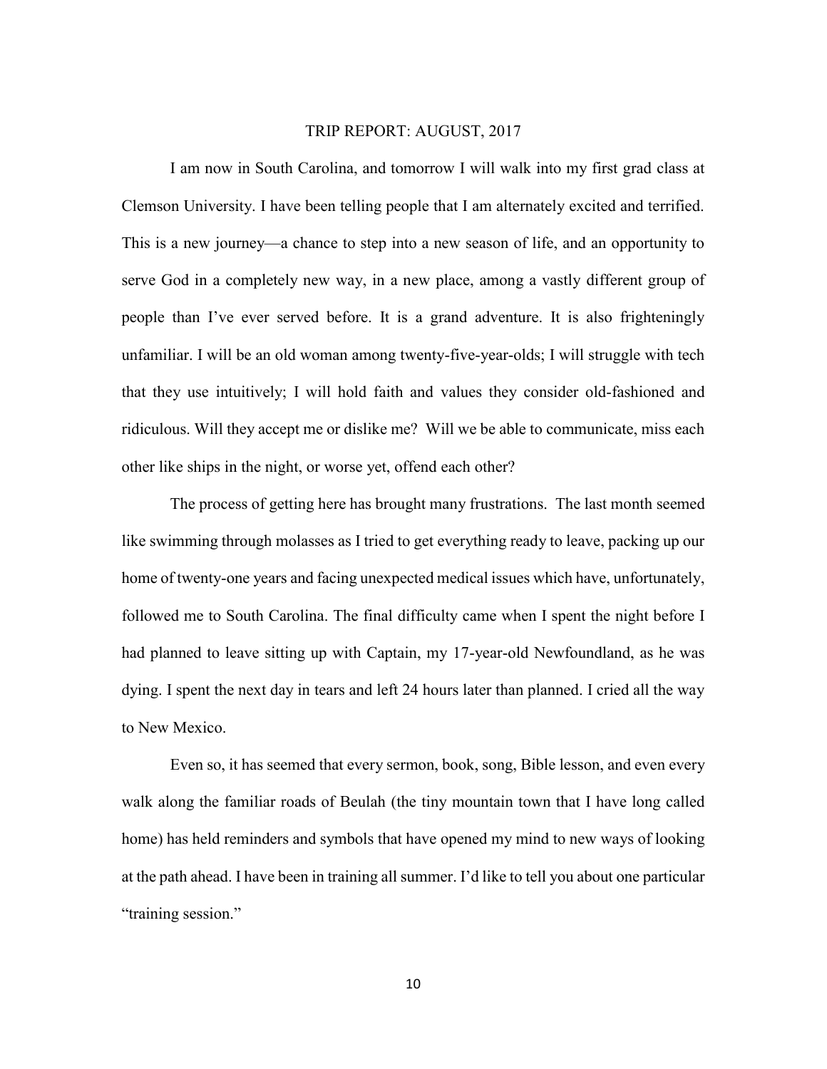## TRIP REPORT: AUGUST, 2017

I am now in South Carolina, and tomorrow I will walk into my first grad class at Clemson University. I have been telling people that I am alternately excited and terrified. This is a new journey—a chance to step into a new season of life, and an opportunity to serve God in a completely new way, in a new place, among a vastly different group of people than I've ever served before. It is a grand adventure. It is also frighteningly unfamiliar. I will be an old woman among twenty-five-year-olds; I will struggle with tech that they use intuitively; I will hold faith and values they consider old-fashioned and ridiculous. Will they accept me or dislike me? Will we be able to communicate, miss each other like ships in the night, or worse yet, offend each other?

The process of getting here has brought many frustrations. The last month seemed like swimming through molasses as I tried to get everything ready to leave, packing up our home of twenty-one years and facing unexpected medical issues which have, unfortunately, followed me to South Carolina. The final difficulty came when I spent the night before I had planned to leave sitting up with Captain, my 17-year-old Newfoundland, as he was dying. I spent the next day in tears and left 24 hours later than planned. I cried all the way to New Mexico.

Even so, it has seemed that every sermon, book, song, Bible lesson, and even every walk along the familiar roads of Beulah (the tiny mountain town that I have long called home) has held reminders and symbols that have opened my mind to new ways of looking at the path ahead. I have been in training all summer. I'd like to tell you about one particular "training session."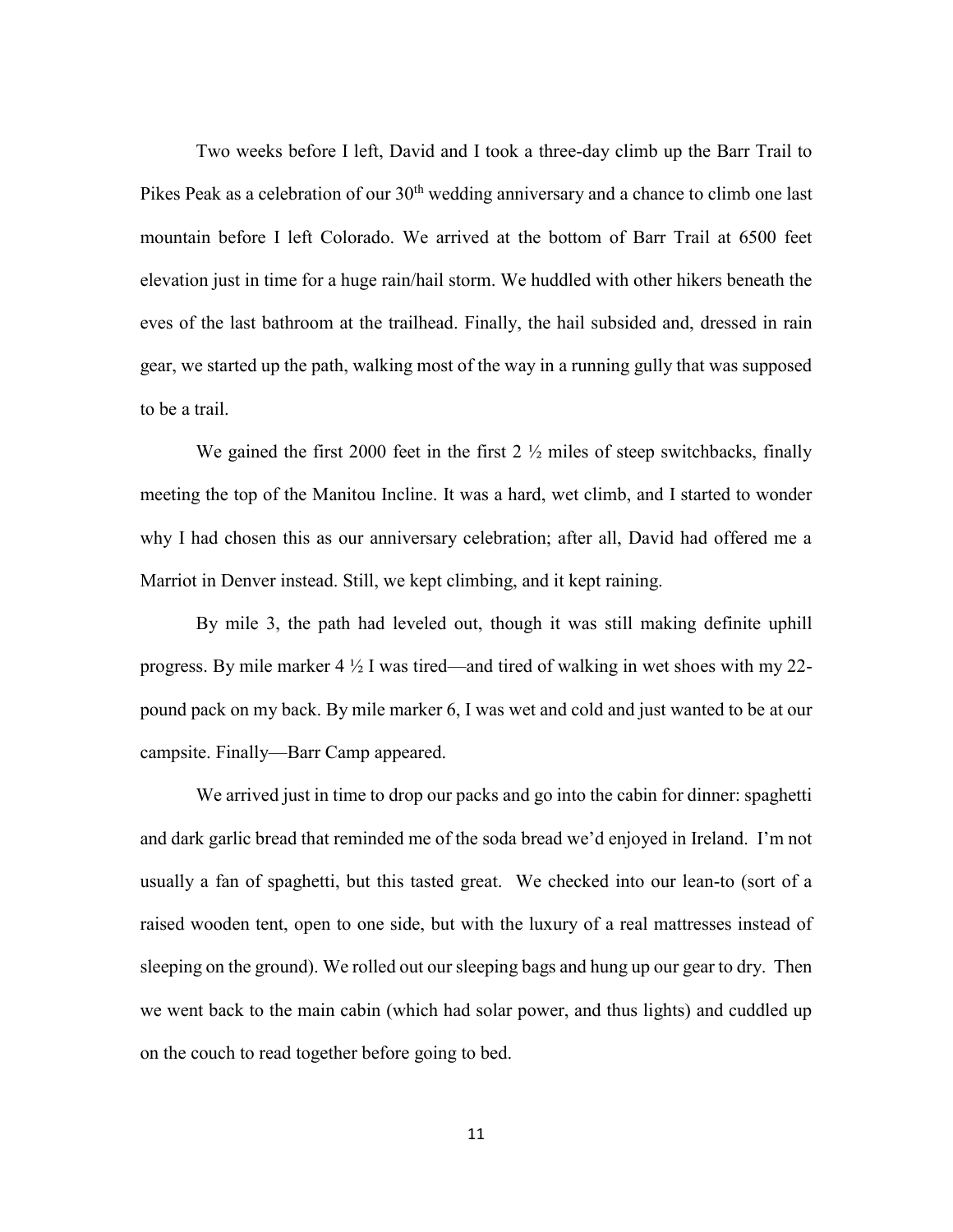Two weeks before I left, David and I took a three-day climb up the Barr Trail to Pikes Peak as a celebration of our 30th wedding anniversary and a chance to climb one last mountain before I left Colorado. We arrived at the bottom of Barr Trail at 6500 feet elevation just in time for a huge rain/hail storm. We huddled with other hikers beneath the eves of the last bathroom at the trailhead. Finally, the hail subsided and, dressed in rain gear, we started up the path, walking most of the way in a running gully that was supposed to be a trail.

We gained the first 2000 feet in the first 2 ½ miles of steep switchbacks, finally meeting the top of the Manitou Incline. It was a hard, wet climb, and I started to wonder why I had chosen this as our anniversary celebration; after all, David had offered me a Marriot in Denver instead. Still, we kept climbing, and it kept raining.

By mile 3, the path had leveled out, though it was still making definite uphill progress. By mile marker 4 ½ I was tired—and tired of walking in wet shoes with my 22-pound pack on my back. By mile marker 6, I was wet and cold and just wanted to be at our campsite. Finally—Barr Camp appeared.

We arrived just in time to drop our packs and go into the cabin for dinner: spaghetti and dark garlic bread that reminded me of the soda bread we'd enjoyed in Ireland. I'm not usually a fan of spaghetti, but this tasted great. We checked into our lean-to (sort of a raised wooden tent, open to one side, but with the luxury of a real mattresses instead of sleeping on the ground). We rolled out our sleeping bags and hung up our gear to dry. Then we went back to the main cabin (which had solar power, and thus lights) and cuddled up on the couch to read together before going to bed.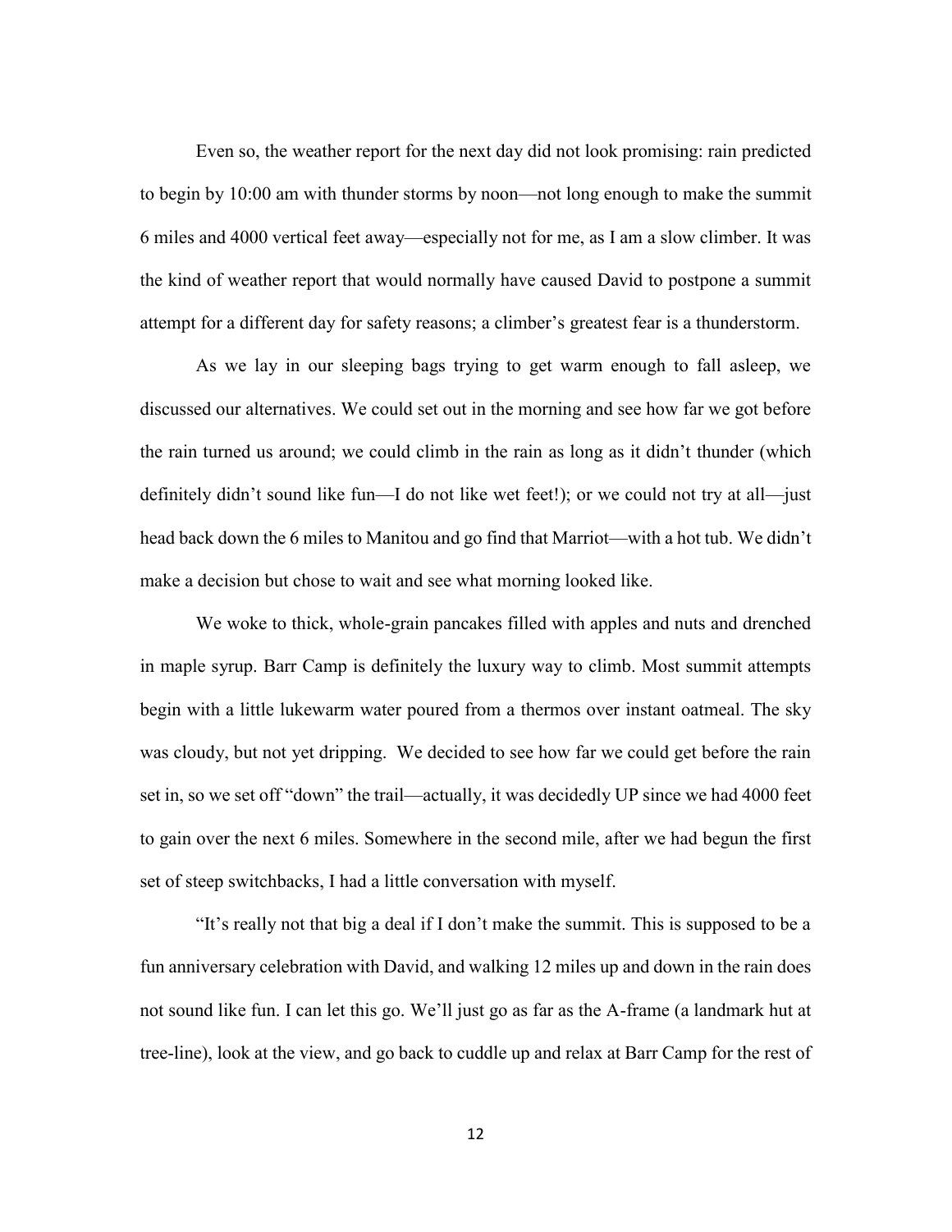Even so, the weather report for the next day did not look promising: rain predicted to begin by 10:00 am with thunder storms by noon—not long enough to make the summit 6 miles and 4000 vertical feet away—especially not for me, as I am a slow climber. It was the kind of weather report that would normally have caused David to postpone a summit attempt for a different day for safety reasons; a climber's greatest fear is a thunderstorm.

As we lay in our sleeping bags trying to get warm enough to fall asleep, we discussed our alternatives. We could set out in the morning and see how far we got before the rain turned us around; we could climb in the rain as long as it didn't thunder (which definitely didn't sound like fun—I do not like wet feet!); or we could not try at all—just head back down the 6 miles to Manitou and go find that Marriot—with a hot tub. We didn't make a decision but chose to wait and see what morning looked like.

We woke to thick, whole-grain pancakes filled with apples and nuts and drenched in maple syrup. Barr Camp is definitely the luxury way to climb. Most summit attempts begin with a little lukewarm water poured from a thermos over instant oatmeal. The sky was cloudy, but not yet dripping. We decided to see how far we could get before the rain set in, so we set off "down" the trail—actually, it was decidedly UP since we had 4000 feet to gain over the next 6 miles. Somewhere in the second mile, after we had begun the first set of steep switchbacks, I had a little conversation with myself.

"It's really not that big a deal if I don't make the summit. This is supposed to be a fun anniversary celebration with David, and walking 12 miles up and down in the rain does not sound like fun. I can let this go. We'll just go as far as the A-frame (a landmark hut at tree-line), look at the view, and go back to cuddle up and relax at Barr Camp for the rest of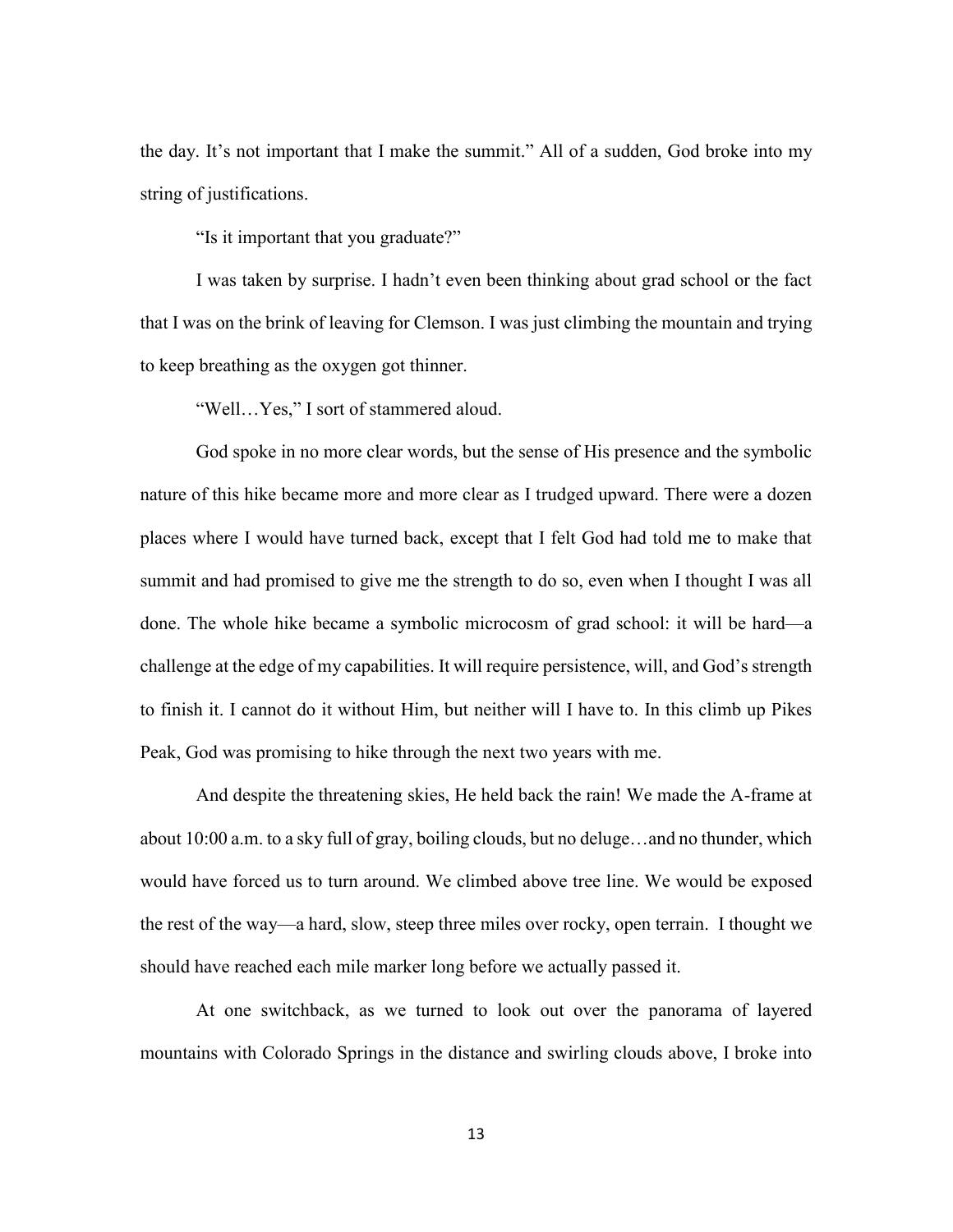the day. It's not important that I make the summit." All of a sudden, God broke into my string of justifications.

"Is it important that you graduate?"

I was taken by surprise. I hadn't even been thinking about grad school or the fact that I was on the brink of leaving for Clemson. I was just climbing the mountain and trying to keep breathing as the oxygen got thinner.

"Well…Yes," I sort of stammered aloud.

God spoke in no more clear words, but the sense of His presence and the symbolic nature of this hike became more and more clear as I trudged upward. There were a dozen places where I would have turned back, except that I felt God had told me to make that summit and had promised to give me the strength to do so, even when I thought I was all done. The whole hike became a symbolic microcosm of grad school: it will be hard—a challenge at the edge of my capabilities. It will require persistence, will, and God's strength to finish it. I cannot do it without Him, but neither will I have to. In this climb up Pikes Peak, God was promising to hike through the next two years with me.

And despite the threatening skies, He held back the rain! We made the A-frame at about 10:00 a.m. to a sky full of gray, boiling clouds, but no deluge…and no thunder, which would have forced us to turn around. We climbed above tree line. We would be exposed the rest of the way—a hard, slow, steep three miles over rocky, open terrain. I thought we should have reached each mile marker long before we actually passed it.

At one switchback, as we turned to look out over the panorama of layered mountains with Colorado Springs in the distance and swirling clouds above, I broke into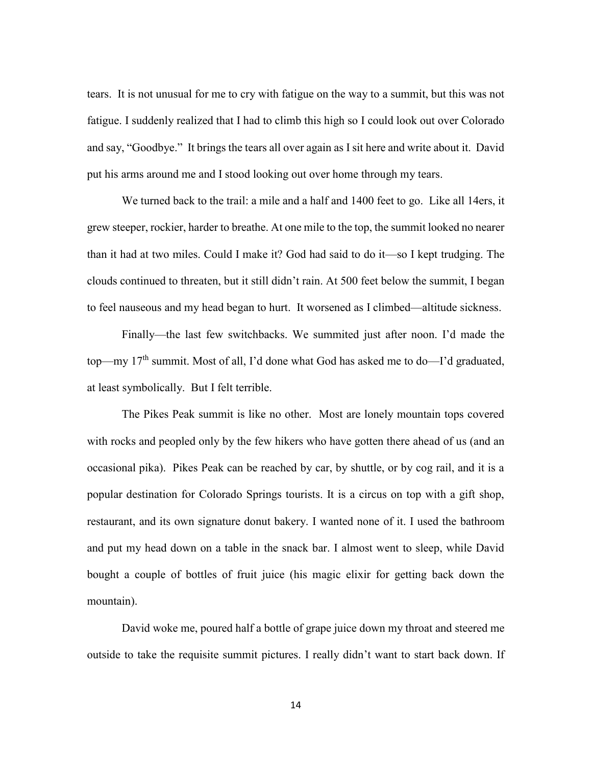tears. It is not unusual for me to cry with fatigue on the way to a summit, but this was not fatigue. I suddenly realized that I had to climb this high so I could look out over Colorado and say, "Goodbye." It brings the tears all over again as I sit here and write about it. David put his arms around me and I stood looking out over home through my tears.

We turned back to the trail: a mile and a half and 1400 feet to go. Like all 14ers, it grew steeper, rockier, harder to breathe. At one mile to the top, the summit looked no nearer than it had at two miles. Could I make it? God had said to do it—so I kept trudging. The clouds continued to threaten, but it still didn't rain. At 500 feet below the summit, I began to feel nauseous and my head began to hurt. It worsened as I climbed—altitude sickness.

Finally—the last few switchbacks. We summited just after noon. I'd made the top—my 17th summit. Most of all, I'd done what God has asked me to do—I'd graduated, at least symbolically. But I felt terrible.

The Pikes Peak summit is like no other. Most are lonely mountain tops covered with rocks and peopled only by the few hikers who have gotten there ahead of us (and an occasional pika). Pikes Peak can be reached by car, by shuttle, or by cog rail, and it is a popular destination for Colorado Springs tourists. It is a circus on top with a gift shop, restaurant, and its own signature donut bakery. I wanted none of it. I used the bathroom and put my head down on a table in the snack bar. I almost went to sleep, while David bought a couple of bottles of fruit juice (his magic elixir for getting back down the mountain).

David woke me, poured half a bottle of grape juice down my throat and steered me outside to take the requisite summit pictures. I really didn't want to start back down. If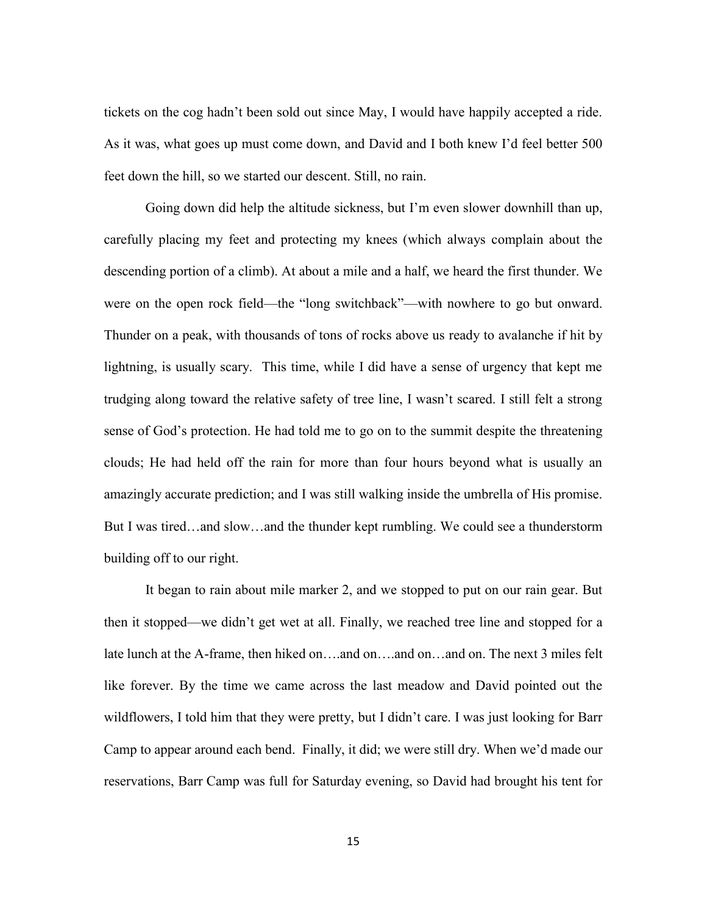tickets on the cog hadn't been sold out since May, I would have happily accepted a ride. As it was, what goes up must come down, and David and I both knew I'd feel better 500 feet down the hill, so we started our descent. Still, no rain.

Going down did help the altitude sickness, but I'm even slower downhill than up, carefully placing my feet and protecting my knees (which always complain about the descending portion of a climb). At about a mile and a half, we heard the first thunder. We were on the open rock field—the "long switchback"—with nowhere to go but onward. Thunder on a peak, with thousands of tons of rocks above us ready to avalanche if hit by lightning, is usually scary. This time, while I did have a sense of urgency that kept me trudging along toward the relative safety of tree line, I wasn't scared. I still felt a strong sense of God's protection. He had told me to go on to the summit despite the threatening clouds; He had held off the rain for more than four hours beyond what is usually an amazingly accurate prediction; and I was still walking inside the umbrella of His promise. But I was tired…and slow…and the thunder kept rumbling. We could see a thunderstorm building off to our right.

It began to rain about mile marker 2, and we stopped to put on our rain gear. But then it stopped—we didn't get wet at all. Finally, we reached tree line and stopped for a late lunch at the A-frame, then hiked on….and on….and on…and on. The next 3 miles felt like forever. By the time we came across the last meadow and David pointed out the wildflowers, I told him that they were pretty, but I didn't care. I was just looking for Barr Camp to appear around each bend. Finally, it did; we were still dry. When we'd made our reservations, Barr Camp was full for Saturday evening, so David had brought his tent for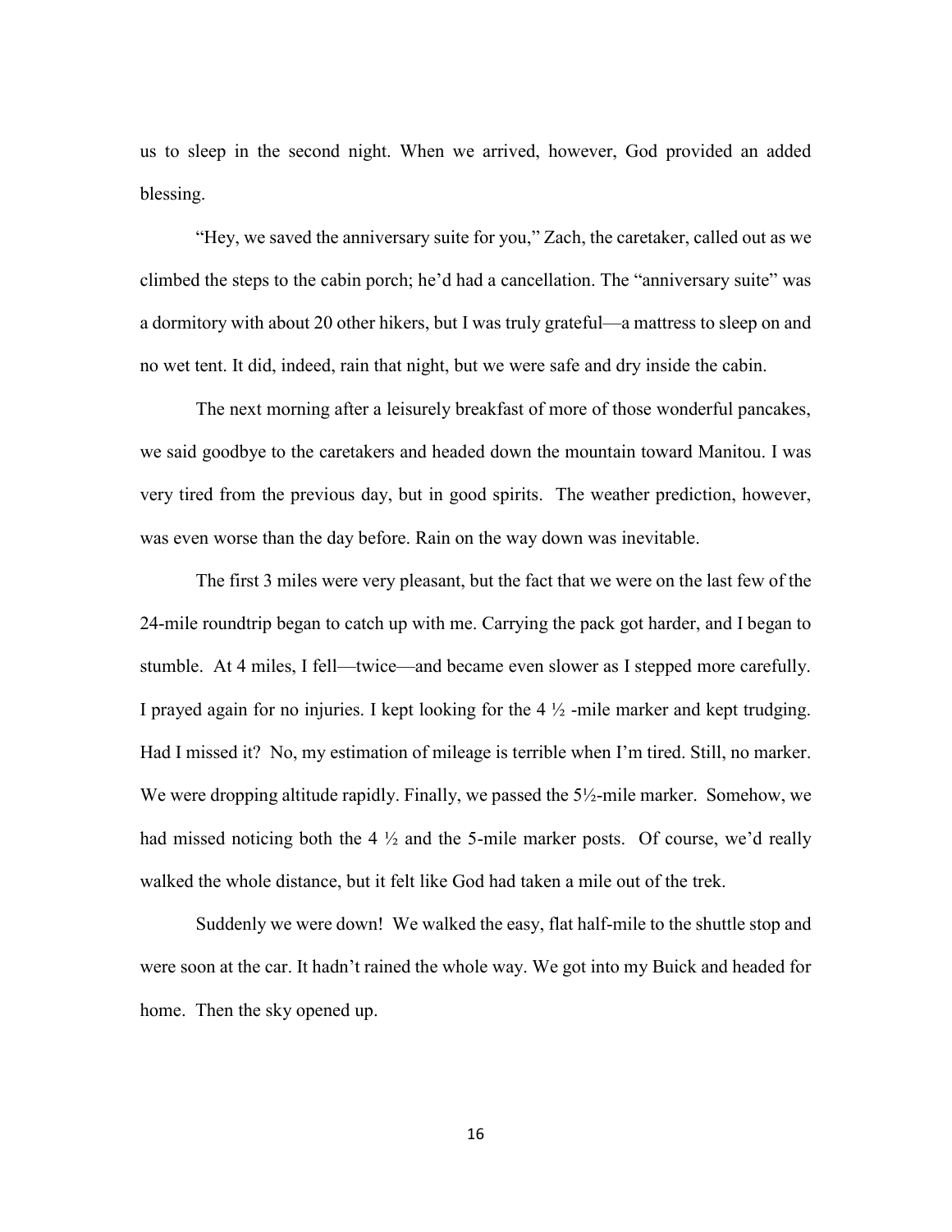us to sleep in the second night. When we arrived, however, God provided an added blessing.

"Hey, we saved the anniversary suite for you," Zach, the caretaker, called out as we climbed the steps to the cabin porch; he'd had a cancellation. The "anniversary suite" was a dormitory with about 20 other hikers, but I was truly grateful—a mattress to sleep on and no wet tent. It did, indeed, rain that night, but we were safe and dry inside the cabin.

The next morning after a leisurely breakfast of more of those wonderful pancakes, we said goodbye to the caretakers and headed down the mountain toward Manitou. I was very tired from the previous day, but in good spirits. The weather prediction, however, was even worse than the day before. Rain on the way down was inevitable.

The first 3 miles were very pleasant, but the fact that we were on the last few of the 24-mile roundtrip began to catch up with me. Carrying the pack got harder, and I began to stumble. At 4 miles, I fell—twice—and became even slower as I stepped more carefully. I prayed again for no injuries. I kept looking for the 4 ½ -mile marker and kept trudging. Had I missed it? No, my estimation of mileage is terrible when I'm tired. Still, no marker. We were dropping altitude rapidly. Finally, we passed the 5½-mile marker. Somehow, we had missed noticing both the 4 ½ and the 5-mile marker posts. Of course, we'd really walked the whole distance, but it felt like God had taken a mile out of the trek.

Suddenly we were down! We walked the easy, flat half-mile to the shuttle stop and were soon at the car. It hadn't rained the whole way. We got into my Buick and headed for home. Then the sky opened up.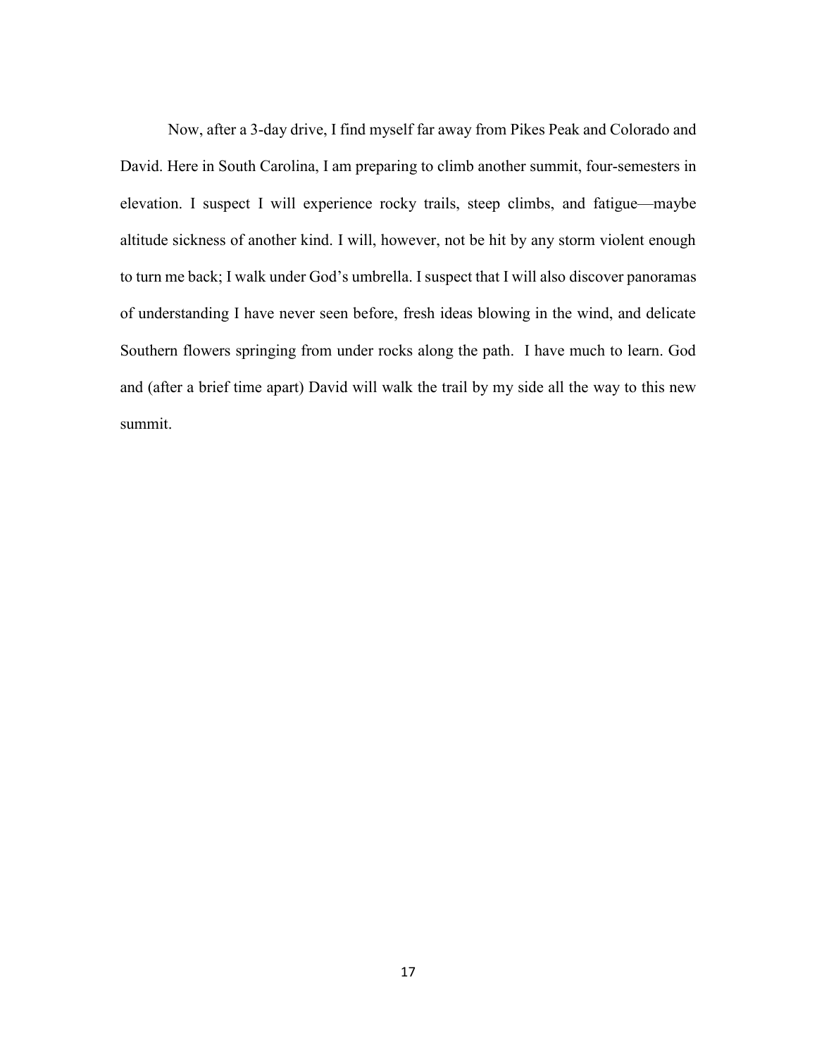Now, after a 3-day drive, I find myself far away from Pikes Peak and Colorado and David. Here in South Carolina, I am preparing to climb another summit, four-semesters in elevation. I suspect I will experience rocky trails, steep climbs, and fatigue—maybe altitude sickness of another kind. I will, however, not be hit by any storm violent enough to turn me back; I walk under God's umbrella. I suspect that I will also discover panoramas of understanding I have never seen before, fresh ideas blowing in the wind, and delicate Southern flowers springing from under rocks along the path. I have much to learn. God and (after a brief time apart) David will walk the trail by my side all the way to this new summit.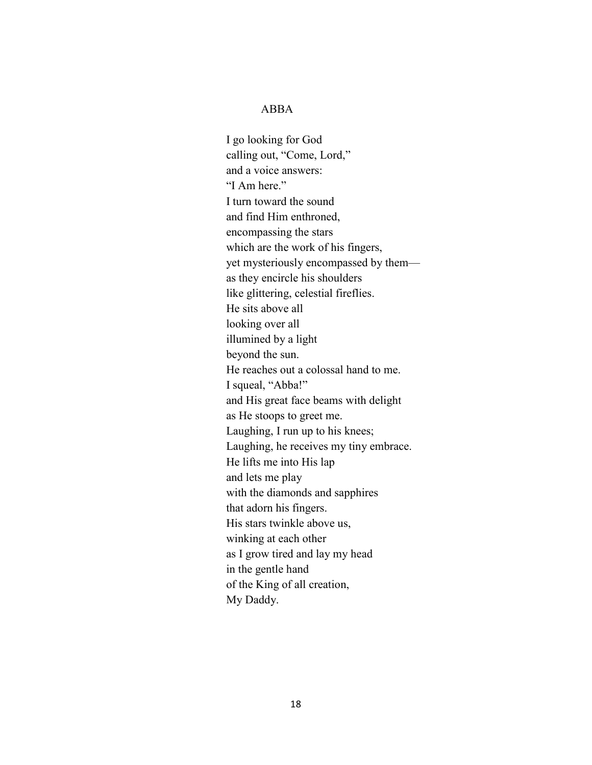# ABBA

I go looking for God  
calling out, “Come, Lord,”  
and a voice answers:  
“I Am here.”  
I turn toward the sound  
and find Him enthroned,  
encompassing the stars  
which are the work of his fingers,  
yet mysteriously encompassed by them—  
as they encircle his shoulders  
like glittering, celestial fireflies.  
He sits above all  
looking over all  
illumined by a light  
beyond the sun.  
He reaches out a colossal hand to me.  
I squeal, “Abba!”  
and His great face beams with delight  
as He stoops to greet me.  
Laughing, I run up to his knees;  
Laughing, he receives my tiny embrace.  
He lifts me into His lap  
and lets me play  
with the diamonds and sapphires  
that adorn his fingers.  
His stars twinkle above us,  
winking at each other  
as I grow tired and lay my head  
in the gentle hand  
of the King of all creation,  
My Daddy.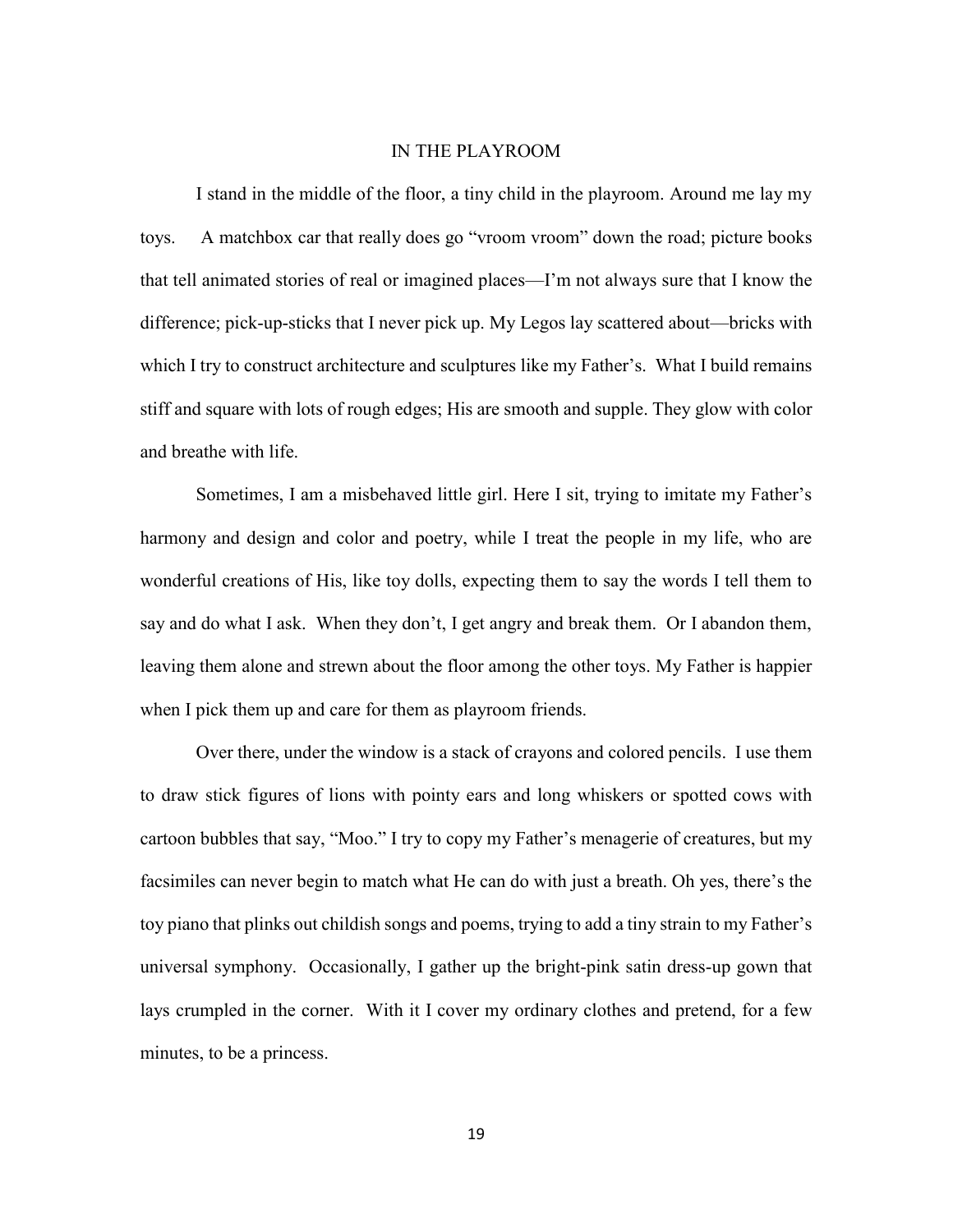# IN THE PLAYROOM

I stand in the middle of the floor, a tiny child in the playroom. Around me lay my toys. A matchbox car that really does go "vroom vroom" down the road; picture books that tell animated stories of real or imagined places—I'm not always sure that I know the difference; pick-up-sticks that I never pick up. My Legos lay scattered about—bricks with which I try to construct architecture and sculptures like my Father's. What I build remains stiff and square with lots of rough edges; His are smooth and supple. They glow with color and breathe with life.

Sometimes, I am a misbehaved little girl. Here I sit, trying to imitate my Father's harmony and design and color and poetry, while I treat the people in my life, who are wonderful creations of His, like toy dolls, expecting them to say the words I tell them to say and do what I ask. When they don't, I get angry and break them. Or I abandon them, leaving them alone and strewn about the floor among the other toys. My Father is happier when I pick them up and care for them as playroom friends.

Over there, under the window is a stack of crayons and colored pencils. I use them to draw stick figures of lions with pointy ears and long whiskers or spotted cows with cartoon bubbles that say, "Moo." I try to copy my Father's menagerie of creatures, but my facsimiles can never begin to match what He can do with just a breath. Oh yes, there's the toy piano that plinks out childish songs and poems, trying to add a tiny strain to my Father's universal symphony. Occasionally, I gather up the bright-pink satin dress-up gown that lays crumpled in the corner. With it I cover my ordinary clothes and pretend, for a few minutes, to be a princess.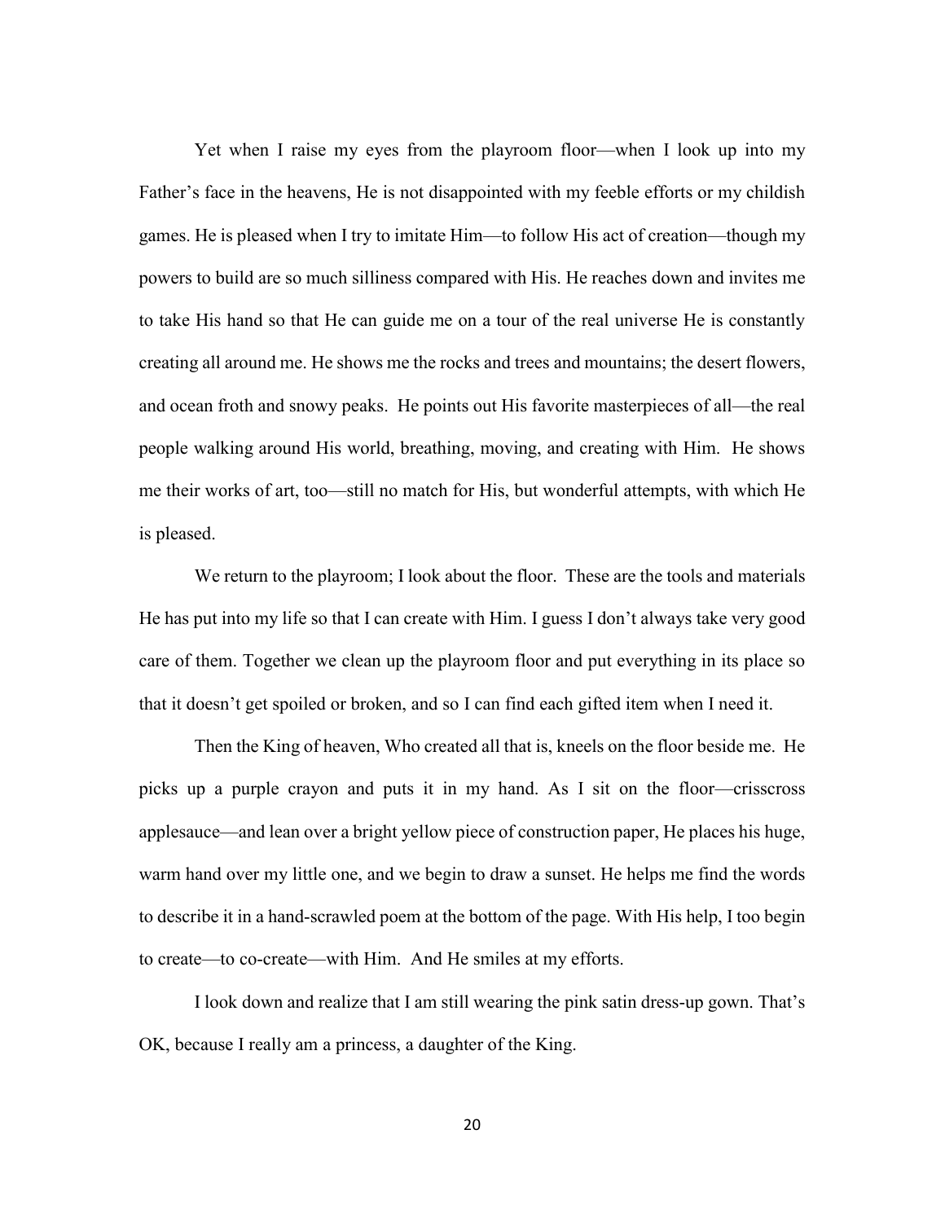Yet when I raise my eyes from the playroom floor—when I look up into my Father's face in the heavens, He is not disappointed with my feeble efforts or my childish games. He is pleased when I try to imitate Him—to follow His act of creation—though my powers to build are so much silliness compared with His. He reaches down and invites me to take His hand so that He can guide me on a tour of the real universe He is constantly creating all around me. He shows me the rocks and trees and mountains; the desert flowers, and ocean froth and snowy peaks. He points out His favorite masterpieces of all—the real people walking around His world, breathing, moving, and creating with Him. He shows me their works of art, too—still no match for His, but wonderful attempts, with which He is pleased.

We return to the playroom; I look about the floor. These are the tools and materials He has put into my life so that I can create with Him. I guess I don't always take very good care of them. Together we clean up the playroom floor and put everything in its place so that it doesn't get spoiled or broken, and so I can find each gifted item when I need it.

Then the King of heaven, Who created all that is, kneels on the floor beside me. He picks up a purple crayon and puts it in my hand. As I sit on the floor—crisscross applesauce—and lean over a bright yellow piece of construction paper, He places his huge, warm hand over my little one, and we begin to draw a sunset. He helps me find the words to describe it in a hand-scrawled poem at the bottom of the page. With His help, I too begin to create—to co-create—with Him. And He smiles at my efforts.

I look down and realize that I am still wearing the pink satin dress-up gown. That's OK, because I really am a princess, a daughter of the King.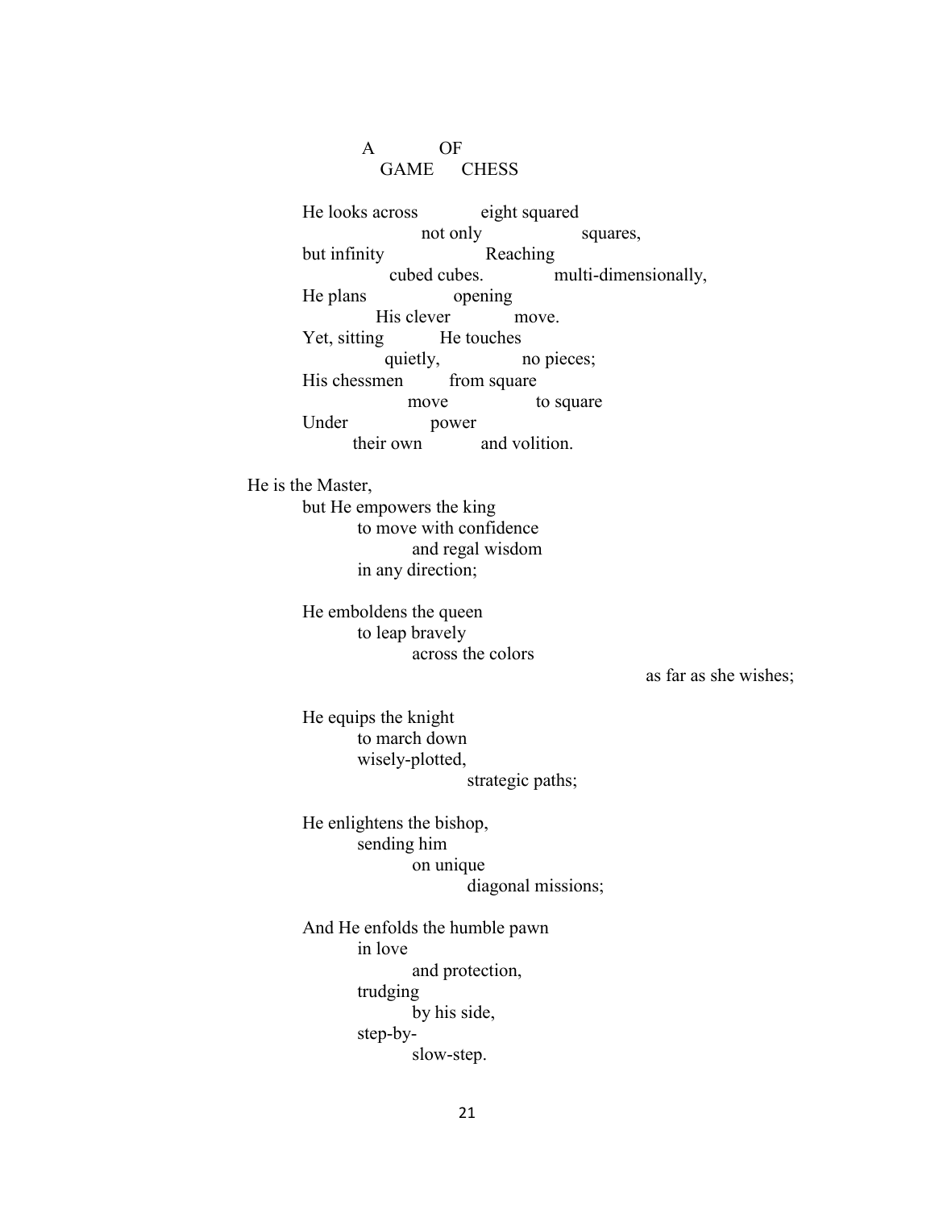# A OF GAME CHESS

He looks across eight squared
not only squares,
but infinity Reaching
cubed cubes. multi-dimensionally,
He plans opening
His clever move.
Yet, sitting He touches
quietly, no pieces;
His chessmen from square
move to square
Under power
their own and volition.

He is the Master,
but He empowers the king
to move with confidence
and regal wisdom
in any direction;

He emboldens the queen
to leap bravely
across the colors
as far as she wishes;

He equips the knight
to march down
wisely-plotted,
strategic paths;

He enlightens the bishop,
sending him
on unique
diagonal missions;

And He enfolds the humble pawn
in love
and protection,
trudging
by his side,
step-by-
slow-step.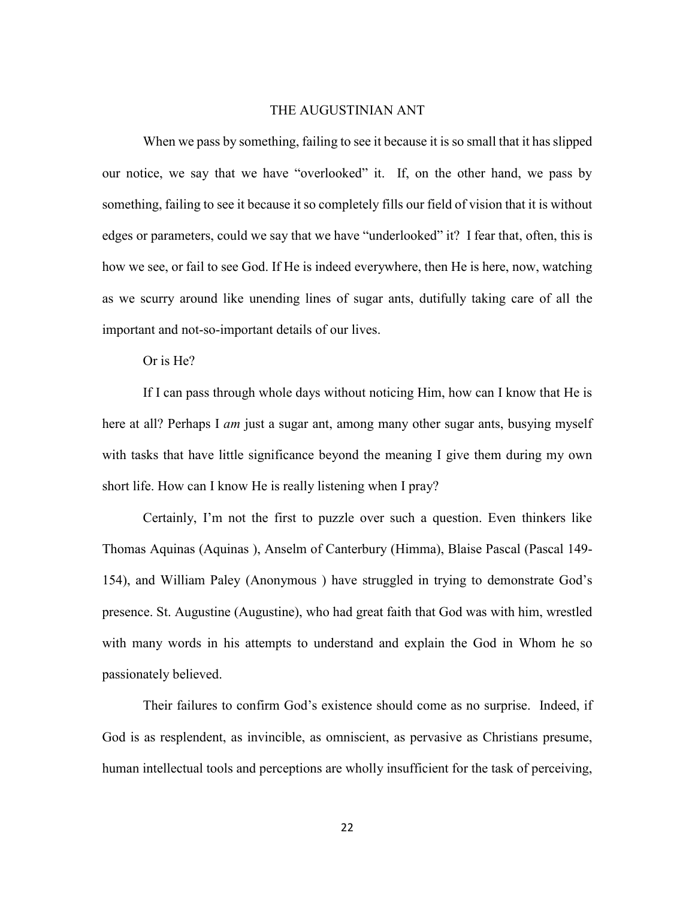# THE AUGUSTINIAN ANT

When we pass by something, failing to see it because it is so small that it has slipped our notice, we say that we have "overlooked" it. If, on the other hand, we pass by something, failing to see it because it so completely fills our field of vision that it is without edges or parameters, could we say that we have "underlooked" it? I fear that, often, this is how we see, or fail to see God. If He is indeed everywhere, then He is here, now, watching as we scurry around like unending lines of sugar ants, dutifully taking care of all the important and not-so-important details of our lives.

Or is He?

If I can pass through whole days without noticing Him, how can I know that He is here at all? Perhaps I *am* just a sugar ant, among many other sugar ants, busying myself with tasks that have little significance beyond the meaning I give them during my own short life. How can I know He is really listening when I pray?

Certainly, I'm not the first to puzzle over such a question. Even thinkers like Thomas Aquinas (Aquinas ), Anselm of Canterbury (Himma), Blaise Pascal (Pascal 149-154), and William Paley (Anonymous ) have struggled in trying to demonstrate God's presence. St. Augustine (Augustine), who had great faith that God was with him, wrestled with many words in his attempts to understand and explain the God in Whom he so passionately believed.

Their failures to confirm God's existence should come as no surprise. Indeed, if God is as resplendent, as invincible, as omniscient, as pervasive as Christians presume, human intellectual tools and perceptions are wholly insufficient for the task of perceiving,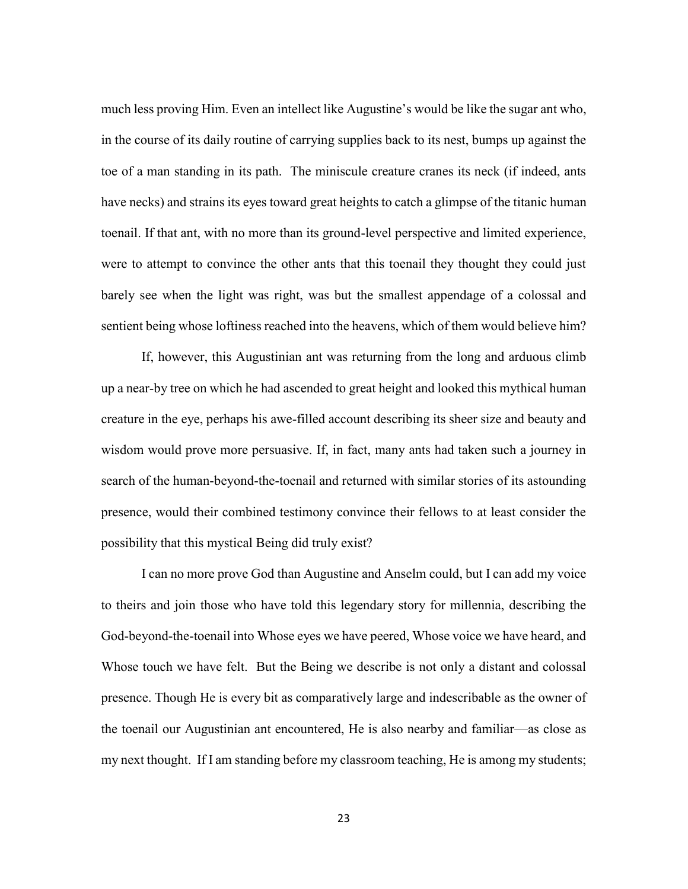much less proving Him. Even an intellect like Augustine's would be like the sugar ant who, in the course of its daily routine of carrying supplies back to its nest, bumps up against the toe of a man standing in its path. The miniscule creature cranes its neck (if indeed, ants have necks) and strains its eyes toward great heights to catch a glimpse of the titanic human toenail. If that ant, with no more than its ground-level perspective and limited experience, were to attempt to convince the other ants that this toenail they thought they could just barely see when the light was right, was but the smallest appendage of a colossal and sentient being whose loftiness reached into the heavens, which of them would believe him?

If, however, this Augustinian ant was returning from the long and arduous climb up a near-by tree on which he had ascended to great height and looked this mythical human creature in the eye, perhaps his awe-filled account describing its sheer size and beauty and wisdom would prove more persuasive. If, in fact, many ants had taken such a journey in search of the human-beyond-the-toenail and returned with similar stories of its astounding presence, would their combined testimony convince their fellows to at least consider the possibility that this mystical Being did truly exist?

I can no more prove God than Augustine and Anselm could, but I can add my voice to theirs and join those who have told this legendary story for millennia, describing the God-beyond-the-toenail into Whose eyes we have peered, Whose voice we have heard, and Whose touch we have felt. But the Being we describe is not only a distant and colossal presence. Though He is every bit as comparatively large and indescribable as the owner of the toenail our Augustinian ant encountered, He is also nearby and familiar—as close as my next thought. If I am standing before my classroom teaching, He is among my students;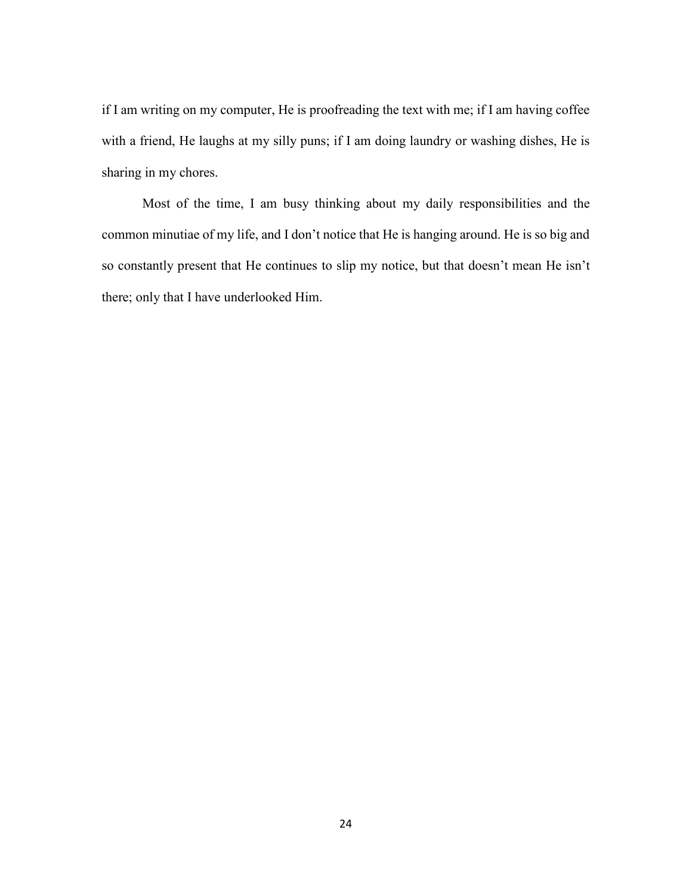if I am writing on my computer, He is proofreading the text with me; if I am having coffee with a friend, He laughs at my silly puns; if I am doing laundry or washing dishes, He is sharing in my chores.

Most of the time, I am busy thinking about my daily responsibilities and the common minutiae of my life, and I don’t notice that He is hanging around. He is so big and so constantly present that He continues to slip my notice, but that doesn’t mean He isn’t there; only that I have underlooked Him.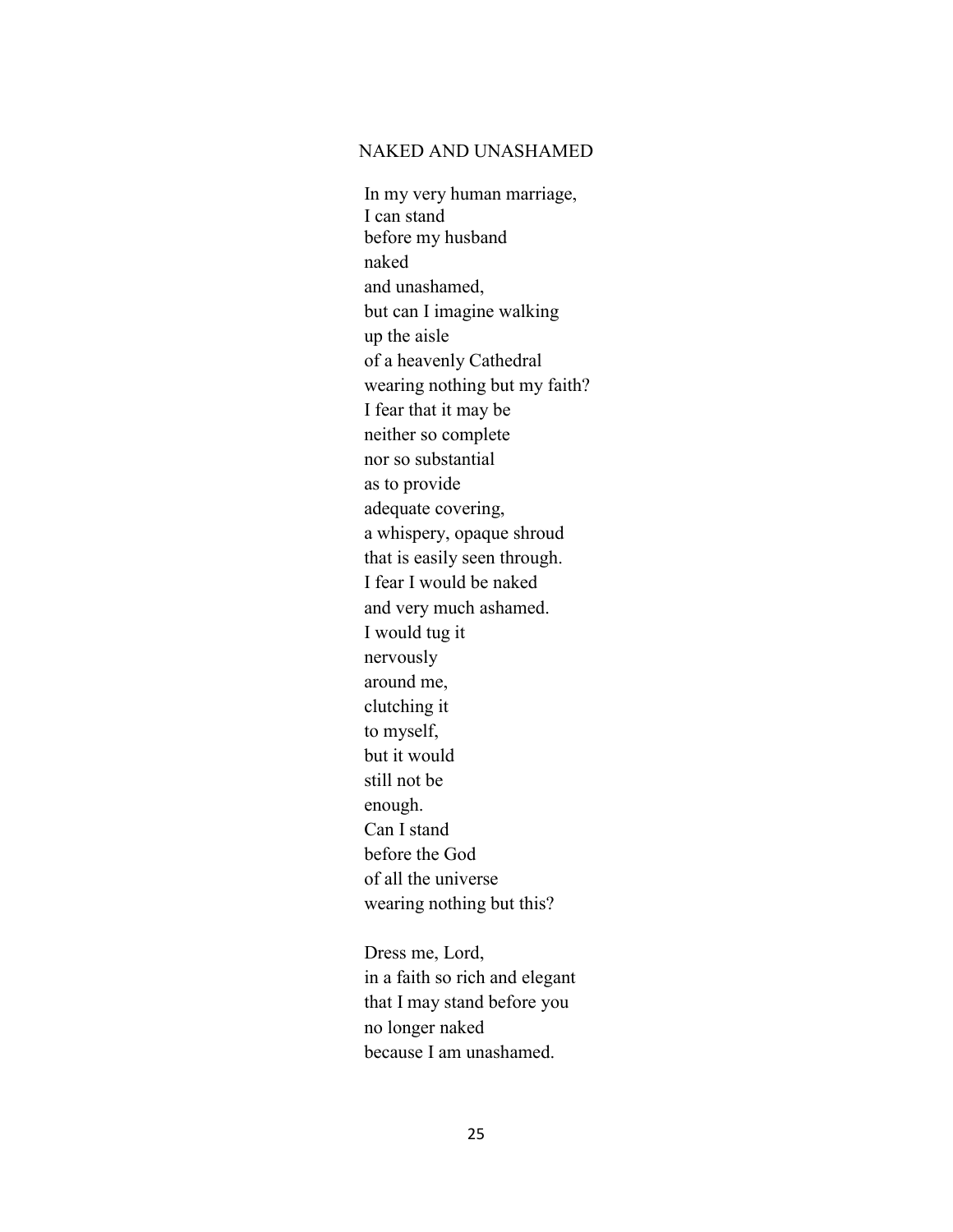## NAKED AND UNASHAMED

In my very human marriage,  
I can stand  
before my husband  
naked  
and unashamed,  
but can I imagine walking  
up the aisle  
of a heavenly Cathedral  
wearing nothing but my faith?  
I fear that it may be  
neither so complete  
nor so substantial  
as to provide  
adequate covering,  
a whispery, opaque shroud  
that is easily seen through.  
I fear I would be naked  
and very much ashamed.  
I would tug it  
nervously  
around me,  
clutching it  
to myself,  
but it would  
still not be  
enough.  
Can I stand  
before the God  
of all the universe  
wearing nothing but this?

Dress me, Lord,  
in a faith so rich and elegant  
that I may stand before you  
no longer naked  
because I am unashamed.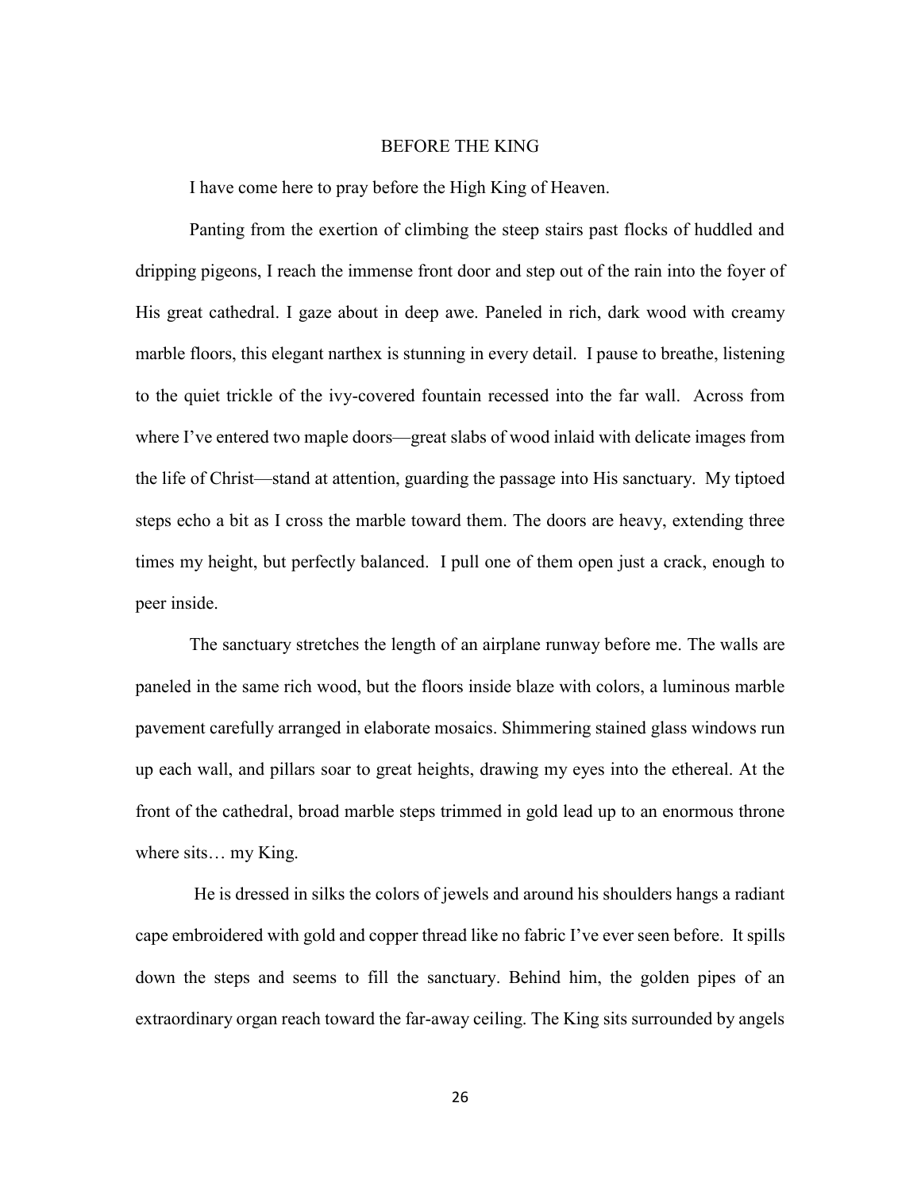# BEFORE THE KING

I have come here to pray before the High King of Heaven.

Panting from the exertion of climbing the steep stairs past flocks of huddled and dripping pigeons, I reach the immense front door and step out of the rain into the foyer of His great cathedral. I gaze about in deep awe. Paneled in rich, dark wood with creamy marble floors, this elegant narthex is stunning in every detail. I pause to breathe, listening to the quiet trickle of the ivy-covered fountain recessed into the far wall. Across from where I've entered two maple doors—great slabs of wood inlaid with delicate images from the life of Christ—stand at attention, guarding the passage into His sanctuary. My tiptoed steps echo a bit as I cross the marble toward them. The doors are heavy, extending three times my height, but perfectly balanced. I pull one of them open just a crack, enough to peer inside.

The sanctuary stretches the length of an airplane runway before me. The walls are paneled in the same rich wood, but the floors inside blaze with colors, a luminous marble pavement carefully arranged in elaborate mosaics. Shimmering stained glass windows run up each wall, and pillars soar to great heights, drawing my eyes into the ethereal. At the front of the cathedral, broad marble steps trimmed in gold lead up to an enormous throne where sits… my King.

He is dressed in silks the colors of jewels and around his shoulders hangs a radiant cape embroidered with gold and copper thread like no fabric I've ever seen before. It spills down the steps and seems to fill the sanctuary. Behind him, the golden pipes of an extraordinary organ reach toward the far-away ceiling. The King sits surrounded by angels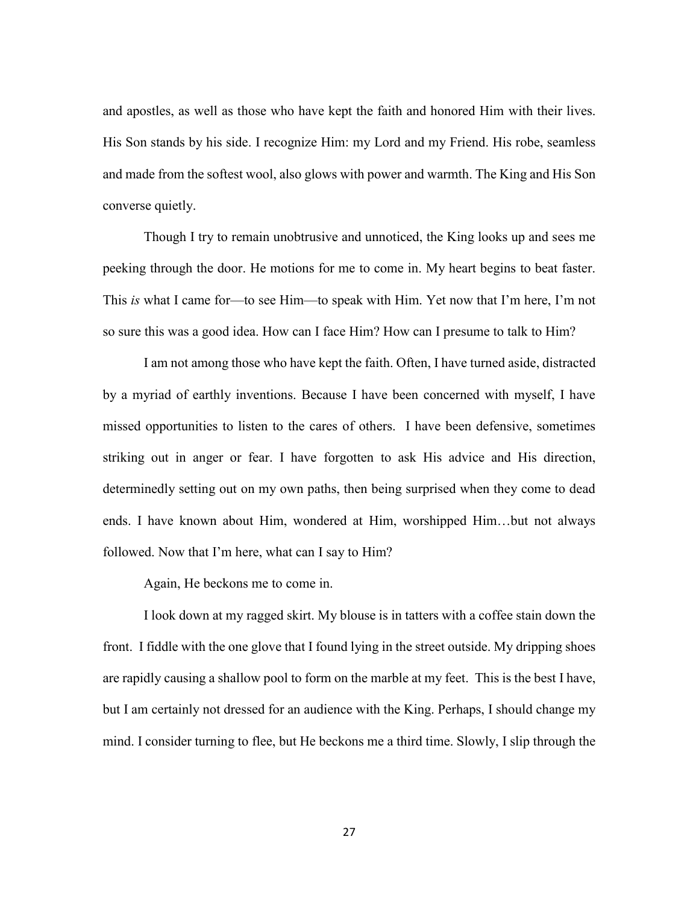and apostles, as well as those who have kept the faith and honored Him with their lives. His Son stands by his side. I recognize Him: my Lord and my Friend. His robe, seamless and made from the softest wool, also glows with power and warmth. The King and His Son converse quietly.

Though I try to remain unobtrusive and unnoticed, the King looks up and sees me peeking through the door. He motions for me to come in. My heart begins to beat faster. This *is* what I came for—to see Him—to speak with Him. Yet now that I'm here, I'm not so sure this was a good idea. How can I face Him? How can I presume to talk to Him?

I am not among those who have kept the faith. Often, I have turned aside, distracted by a myriad of earthly inventions. Because I have been concerned with myself, I have missed opportunities to listen to the cares of others. I have been defensive, sometimes striking out in anger or fear. I have forgotten to ask His advice and His direction, determinedly setting out on my own paths, then being surprised when they come to dead ends. I have known about Him, wondered at Him, worshipped Him…but not always followed. Now that I'm here, what can I say to Him?

Again, He beckons me to come in.

I look down at my ragged skirt. My blouse is in tatters with a coffee stain down the front. I fiddle with the one glove that I found lying in the street outside. My dripping shoes are rapidly causing a shallow pool to form on the marble at my feet. This is the best I have, but I am certainly not dressed for an audience with the King. Perhaps, I should change my mind. I consider turning to flee, but He beckons me a third time. Slowly, I slip through the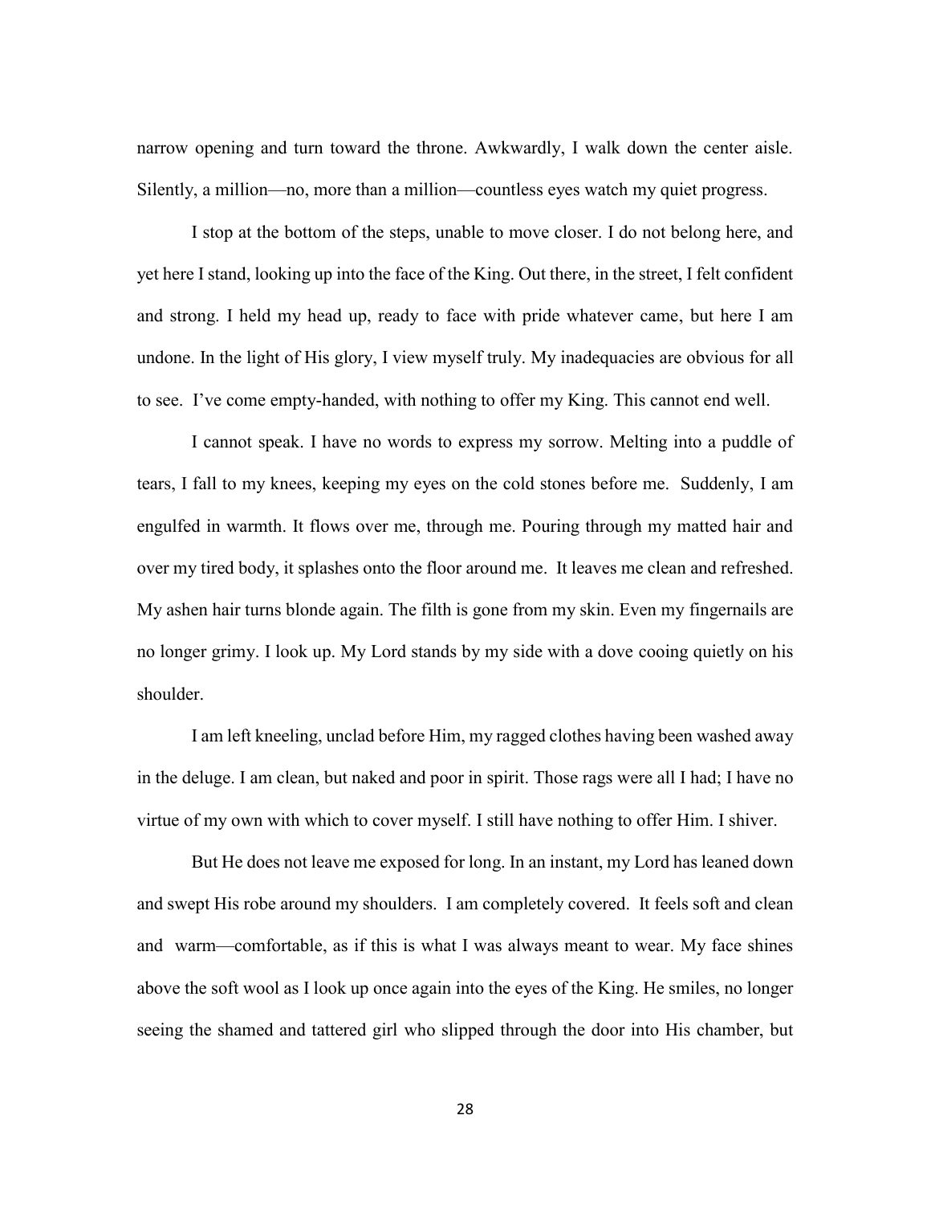narrow opening and turn toward the throne. Awkwardly, I walk down the center aisle. Silently, a million—no, more than a million—countless eyes watch my quiet progress.

I stop at the bottom of the steps, unable to move closer. I do not belong here, and yet here I stand, looking up into the face of the King. Out there, in the street, I felt confident and strong. I held my head up, ready to face with pride whatever came, but here I am undone. In the light of His glory, I view myself truly. My inadequacies are obvious for all to see. I've come empty-handed, with nothing to offer my King. This cannot end well.

I cannot speak. I have no words to express my sorrow. Melting into a puddle of tears, I fall to my knees, keeping my eyes on the cold stones before me. Suddenly, I am engulfed in warmth. It flows over me, through me. Pouring through my matted hair and over my tired body, it splashes onto the floor around me. It leaves me clean and refreshed. My ashen hair turns blonde again. The filth is gone from my skin. Even my fingernails are no longer grimy. I look up. My Lord stands by my side with a dove cooing quietly on his shoulder.

I am left kneeling, unclad before Him, my ragged clothes having been washed away in the deluge. I am clean, but naked and poor in spirit. Those rags were all I had; I have no virtue of my own with which to cover myself. I still have nothing to offer Him. I shiver.

But He does not leave me exposed for long. In an instant, my Lord has leaned down and swept His robe around my shoulders. I am completely covered. It feels soft and clean and warm—comfortable, as if this is what I was always meant to wear. My face shines above the soft wool as I look up once again into the eyes of the King. He smiles, no longer seeing the shamed and tattered girl who slipped through the door into His chamber, but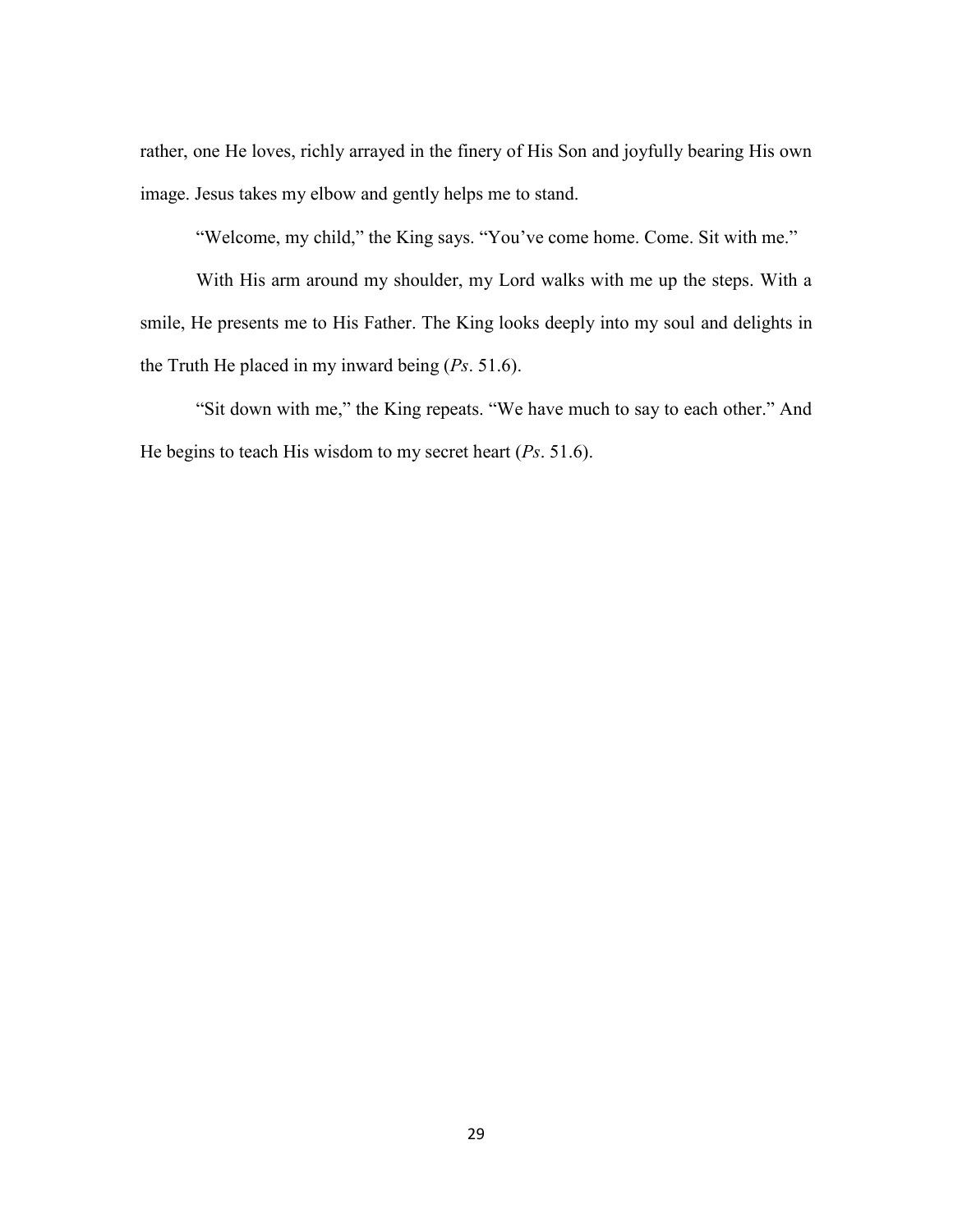rather, one He loves, richly arrayed in the finery of His Son and joyfully bearing His own image. Jesus takes my elbow and gently helps me to stand.

"Welcome, my child," the King says. "You've come home. Come. Sit with me."

With His arm around my shoulder, my Lord walks with me up the steps. With a smile, He presents me to His Father. The King looks deeply into my soul and delights in the Truth He placed in my inward being (*Ps*. 51.6).

"Sit down with me," the King repeats. "We have much to say to each other." And He begins to teach His wisdom to my secret heart (*Ps*. 51.6).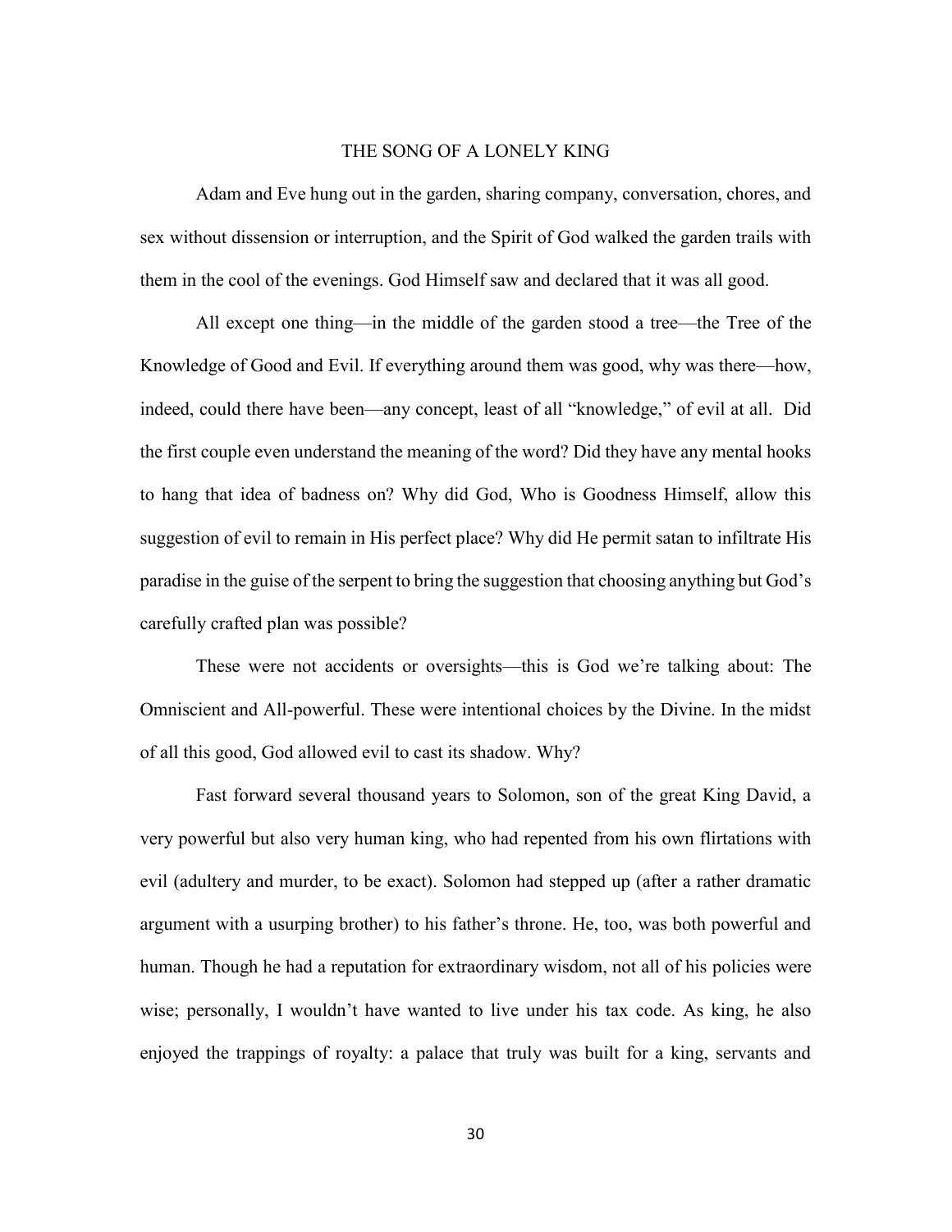# THE SONG OF A LONELY KING

Adam and Eve hung out in the garden, sharing company, conversation, chores, and sex without dissension or interruption, and the Spirit of God walked the garden trails with them in the cool of the evenings. God Himself saw and declared that it was all good.

All except one thing—in the middle of the garden stood a tree—the Tree of the Knowledge of Good and Evil. If everything around them was good, why was there—how, indeed, could there have been—any concept, least of all "knowledge," of evil at all. Did the first couple even understand the meaning of the word? Did they have any mental hooks to hang that idea of badness on? Why did God, Who is Goodness Himself, allow this suggestion of evil to remain in His perfect place? Why did He permit satan to infiltrate His paradise in the guise of the serpent to bring the suggestion that choosing anything but God's carefully crafted plan was possible?

These were not accidents or oversights—this is God we're talking about: The Omniscient and All-powerful. These were intentional choices by the Divine. In the midst of all this good, God allowed evil to cast its shadow. Why?

Fast forward several thousand years to Solomon, son of the great King David, a very powerful but also very human king, who had repented from his own flirtations with evil (adultery and murder, to be exact). Solomon had stepped up (after a rather dramatic argument with a usurping brother) to his father's throne. He, too, was both powerful and human. Though he had a reputation for extraordinary wisdom, not all of his policies were wise; personally, I wouldn't have wanted to live under his tax code. As king, he also enjoyed the trappings of royalty: a palace that truly was built for a king, servants and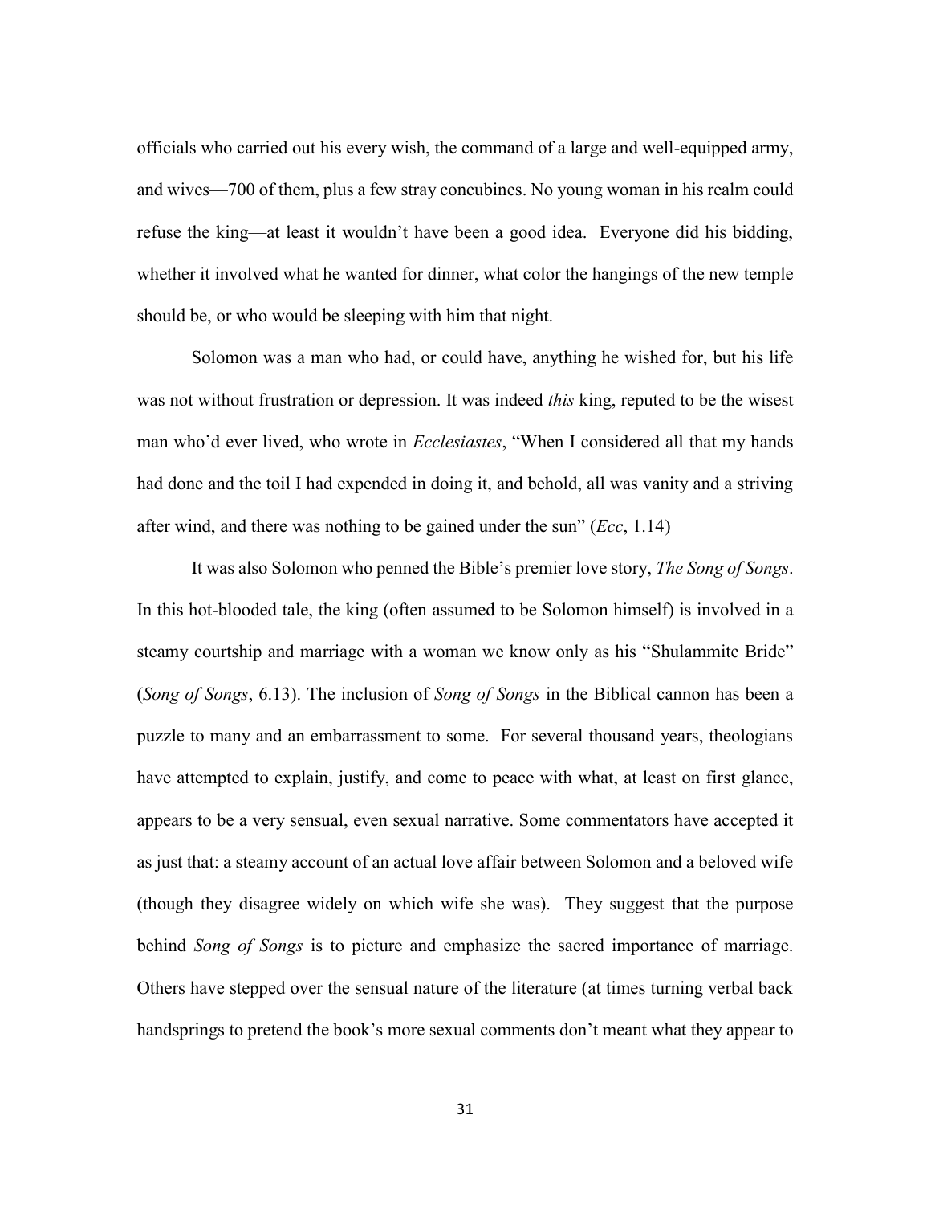officials who carried out his every wish, the command of a large and well-equipped army, and wives—700 of them, plus a few stray concubines. No young woman in his realm could refuse the king—at least it wouldn't have been a good idea. Everyone did his bidding, whether it involved what he wanted for dinner, what color the hangings of the new temple should be, or who would be sleeping with him that night.

Solomon was a man who had, or could have, anything he wished for, but his life was not without frustration or depression. It was indeed *this* king, reputed to be the wisest man who'd ever lived, who wrote in *Ecclesiastes*, "When I considered all that my hands had done and the toil I had expended in doing it, and behold, all was vanity and a striving after wind, and there was nothing to be gained under the sun" (*Ecc*, 1.14)

It was also Solomon who penned the Bible's premier love story, *The Song of Songs*. In this hot-blooded tale, the king (often assumed to be Solomon himself) is involved in a steamy courtship and marriage with a woman we know only as his "Shulammite Bride" (*Song of Songs*, 6.13). The inclusion of *Song of Songs* in the Biblical cannon has been a puzzle to many and an embarrassment to some. For several thousand years, theologians have attempted to explain, justify, and come to peace with what, at least on first glance, appears to be a very sensual, even sexual narrative. Some commentators have accepted it as just that: a steamy account of an actual love affair between Solomon and a beloved wife (though they disagree widely on which wife she was). They suggest that the purpose behind *Song of Songs* is to picture and emphasize the sacred importance of marriage. Others have stepped over the sensual nature of the literature (at times turning verbal back handsprings to pretend the book's more sexual comments don't meant what they appear to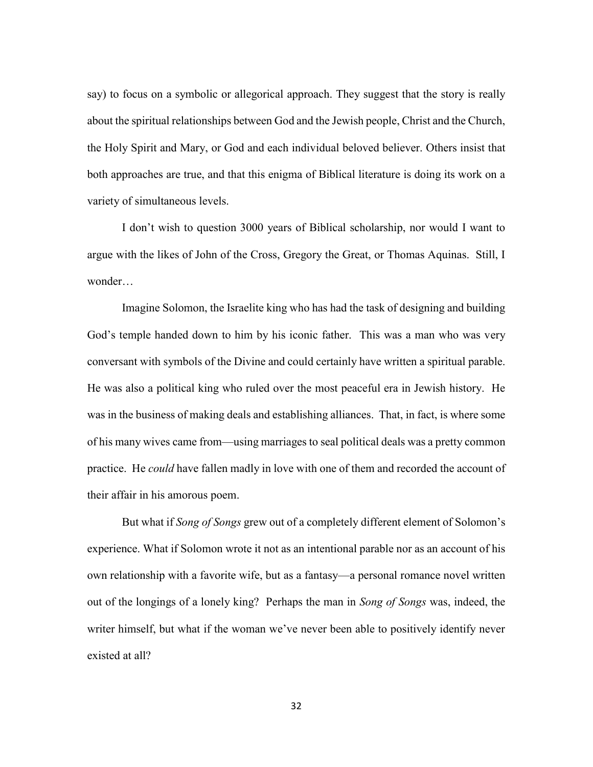say) to focus on a symbolic or allegorical approach. They suggest that the story is really about the spiritual relationships between God and the Jewish people, Christ and the Church, the Holy Spirit and Mary, or God and each individual beloved believer. Others insist that both approaches are true, and that this enigma of Biblical literature is doing its work on a variety of simultaneous levels.

I don't wish to question 3000 years of Biblical scholarship, nor would I want to argue with the likes of John of the Cross, Gregory the Great, or Thomas Aquinas. Still, I wonder…

Imagine Solomon, the Israelite king who has had the task of designing and building God's temple handed down to him by his iconic father. This was a man who was very conversant with symbols of the Divine and could certainly have written a spiritual parable. He was also a political king who ruled over the most peaceful era in Jewish history. He was in the business of making deals and establishing alliances. That, in fact, is where some of his many wives came from—using marriages to seal political deals was a pretty common practice. He *could* have fallen madly in love with one of them and recorded the account of their affair in his amorous poem.

But what if *Song of Songs* grew out of a completely different element of Solomon's experience. What if Solomon wrote it not as an intentional parable nor as an account of his own relationship with a favorite wife, but as a fantasy—a personal romance novel written out of the longings of a lonely king? Perhaps the man in *Song of Songs* was, indeed, the writer himself, but what if the woman we've never been able to positively identify never existed at all?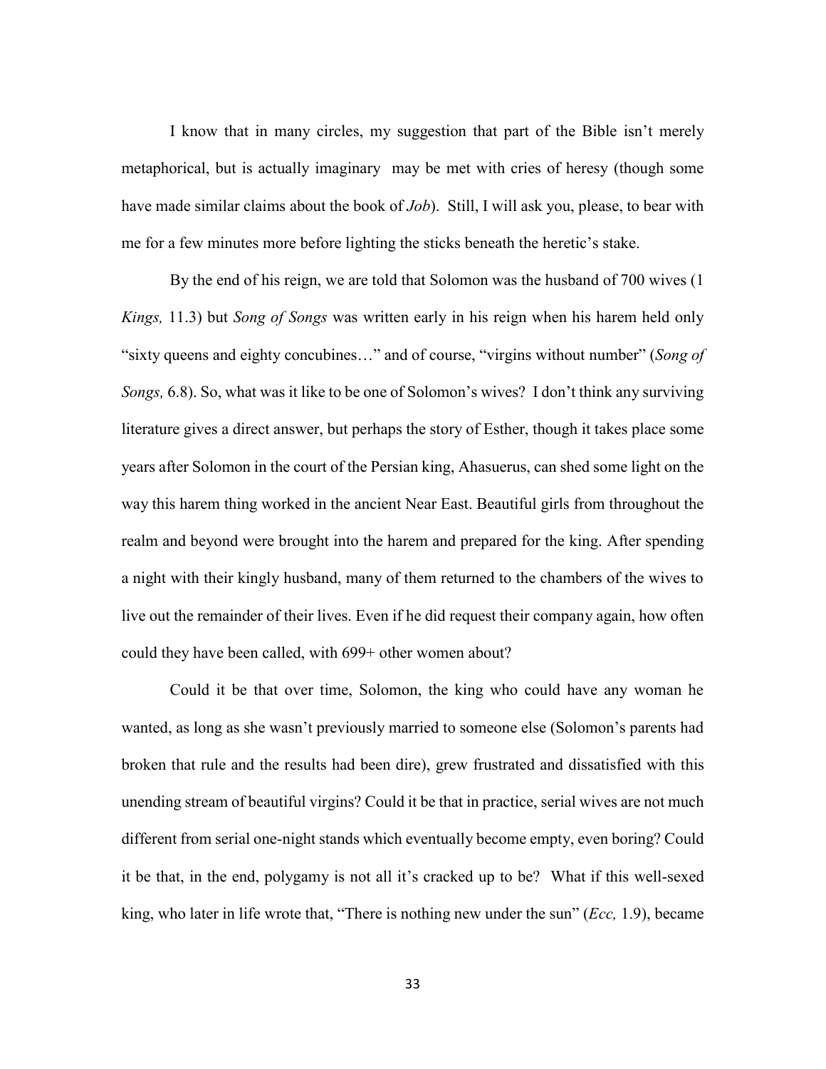I know that in many circles, my suggestion that part of the Bible isn't merely metaphorical, but is actually imaginary may be met with cries of heresy (though some have made similar claims about the book of *Job*). Still, I will ask you, please, to bear with me for a few minutes more before lighting the sticks beneath the heretic's stake.

By the end of his reign, we are told that Solomon was the husband of 700 wives (1 *Kings,* 11.3) but *Song of Songs* was written early in his reign when his harem held only "sixty queens and eighty concubines…" and of course, "virgins without number" (*Song of Songs,* 6.8). So, what was it like to be one of Solomon's wives? I don't think any surviving literature gives a direct answer, but perhaps the story of Esther, though it takes place some years after Solomon in the court of the Persian king, Ahasuerus, can shed some light on the way this harem thing worked in the ancient Near East. Beautiful girls from throughout the realm and beyond were brought into the harem and prepared for the king. After spending a night with their kingly husband, many of them returned to the chambers of the wives to live out the remainder of their lives. Even if he did request their company again, how often could they have been called, with 699+ other women about?

Could it be that over time, Solomon, the king who could have any woman he wanted, as long as she wasn't previously married to someone else (Solomon's parents had broken that rule and the results had been dire), grew frustrated and dissatisfied with this unending stream of beautiful virgins? Could it be that in practice, serial wives are not much different from serial one-night stands which eventually become empty, even boring? Could it be that, in the end, polygamy is not all it's cracked up to be? What if this well-sexed king, who later in life wrote that, "There is nothing new under the sun" (*Ecc,* 1.9), became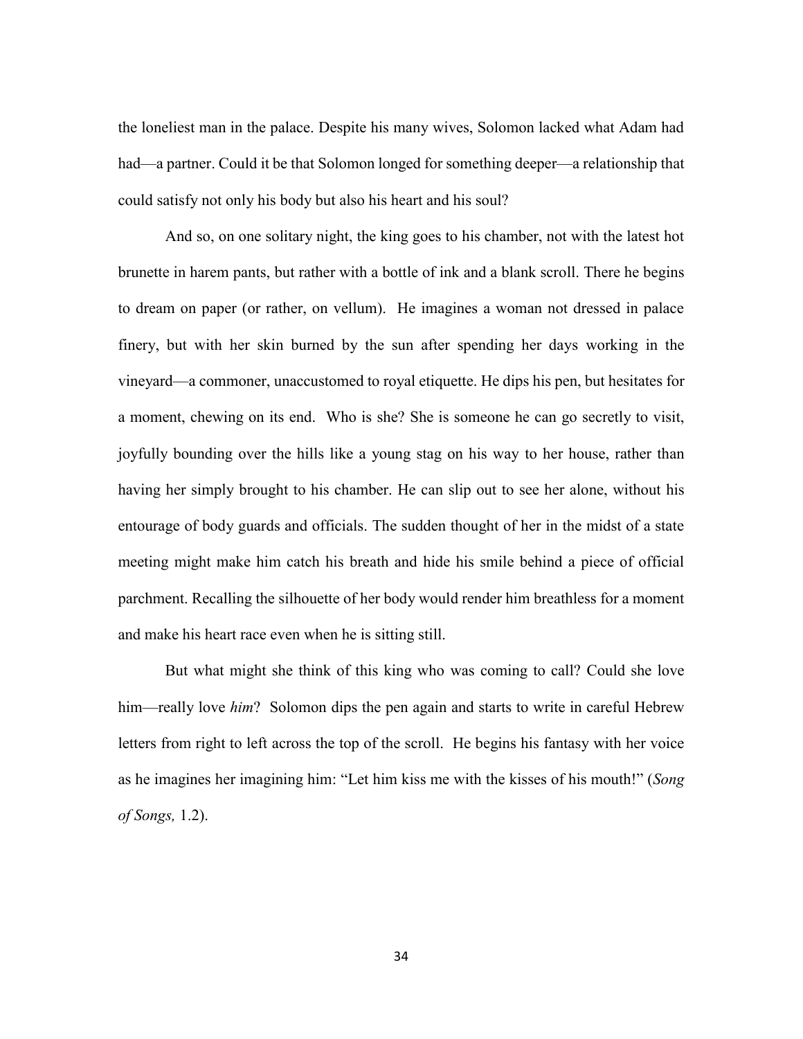the loneliest man in the palace. Despite his many wives, Solomon lacked what Adam had had—a partner. Could it be that Solomon longed for something deeper—a relationship that could satisfy not only his body but also his heart and his soul?

And so, on one solitary night, the king goes to his chamber, not with the latest hot brunette in harem pants, but rather with a bottle of ink and a blank scroll. There he begins to dream on paper (or rather, on vellum). He imagines a woman not dressed in palace finery, but with her skin burned by the sun after spending her days working in the vineyard—a commoner, unaccustomed to royal etiquette. He dips his pen, but hesitates for a moment, chewing on its end. Who is she? She is someone he can go secretly to visit, joyfully bounding over the hills like a young stag on his way to her house, rather than having her simply brought to his chamber. He can slip out to see her alone, without his entourage of body guards and officials. The sudden thought of her in the midst of a state meeting might make him catch his breath and hide his smile behind a piece of official parchment. Recalling the silhouette of her body would render him breathless for a moment and make his heart race even when he is sitting still.

But what might she think of this king who was coming to call? Could she love him—really love *him*? Solomon dips the pen again and starts to write in careful Hebrew letters from right to left across the top of the scroll. He begins his fantasy with her voice as he imagines her imagining him: "Let him kiss me with the kisses of his mouth!" (*Song of Songs,* 1.2).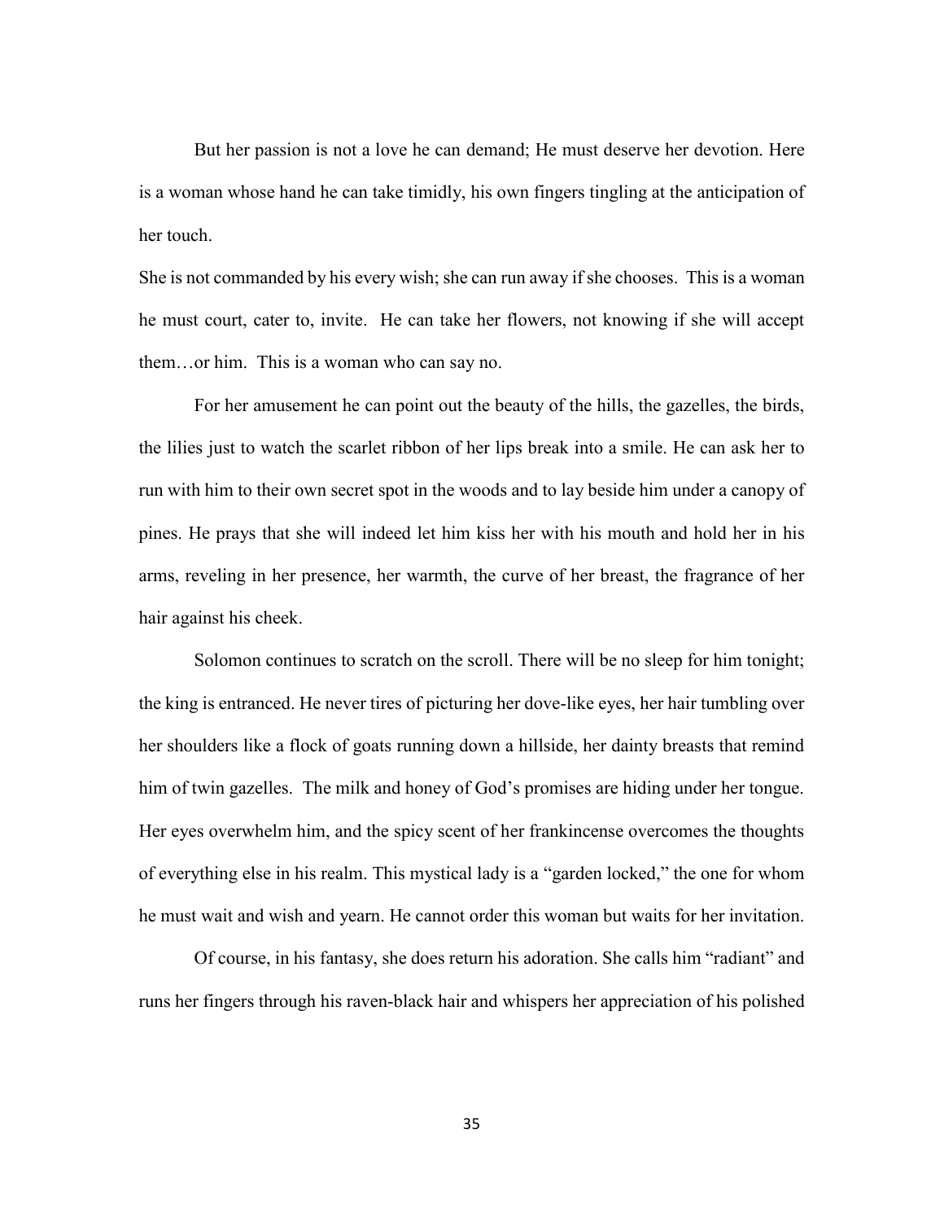But her passion is not a love he can demand; He must deserve her devotion. Here is a woman whose hand he can take timidly, his own fingers tingling at the anticipation of her touch.

She is not commanded by his every wish; she can run away if she chooses. This is a woman he must court, cater to, invite. He can take her flowers, not knowing if she will accept them…or him. This is a woman who can say no.

For her amusement he can point out the beauty of the hills, the gazelles, the birds, the lilies just to watch the scarlet ribbon of her lips break into a smile. He can ask her to run with him to their own secret spot in the woods and to lay beside him under a canopy of pines. He prays that she will indeed let him kiss her with his mouth and hold her in his arms, reveling in her presence, her warmth, the curve of her breast, the fragrance of her hair against his cheek.

Solomon continues to scratch on the scroll. There will be no sleep for him tonight; the king is entranced. He never tires of picturing her dove-like eyes, her hair tumbling over her shoulders like a flock of goats running down a hillside, her dainty breasts that remind him of twin gazelles. The milk and honey of God's promises are hiding under her tongue. Her eyes overwhelm him, and the spicy scent of her frankincense overcomes the thoughts of everything else in his realm. This mystical lady is a "garden locked," the one for whom he must wait and wish and yearn. He cannot order this woman but waits for her invitation.

Of course, in his fantasy, she does return his adoration. She calls him "radiant" and runs her fingers through his raven-black hair and whispers her appreciation of his polished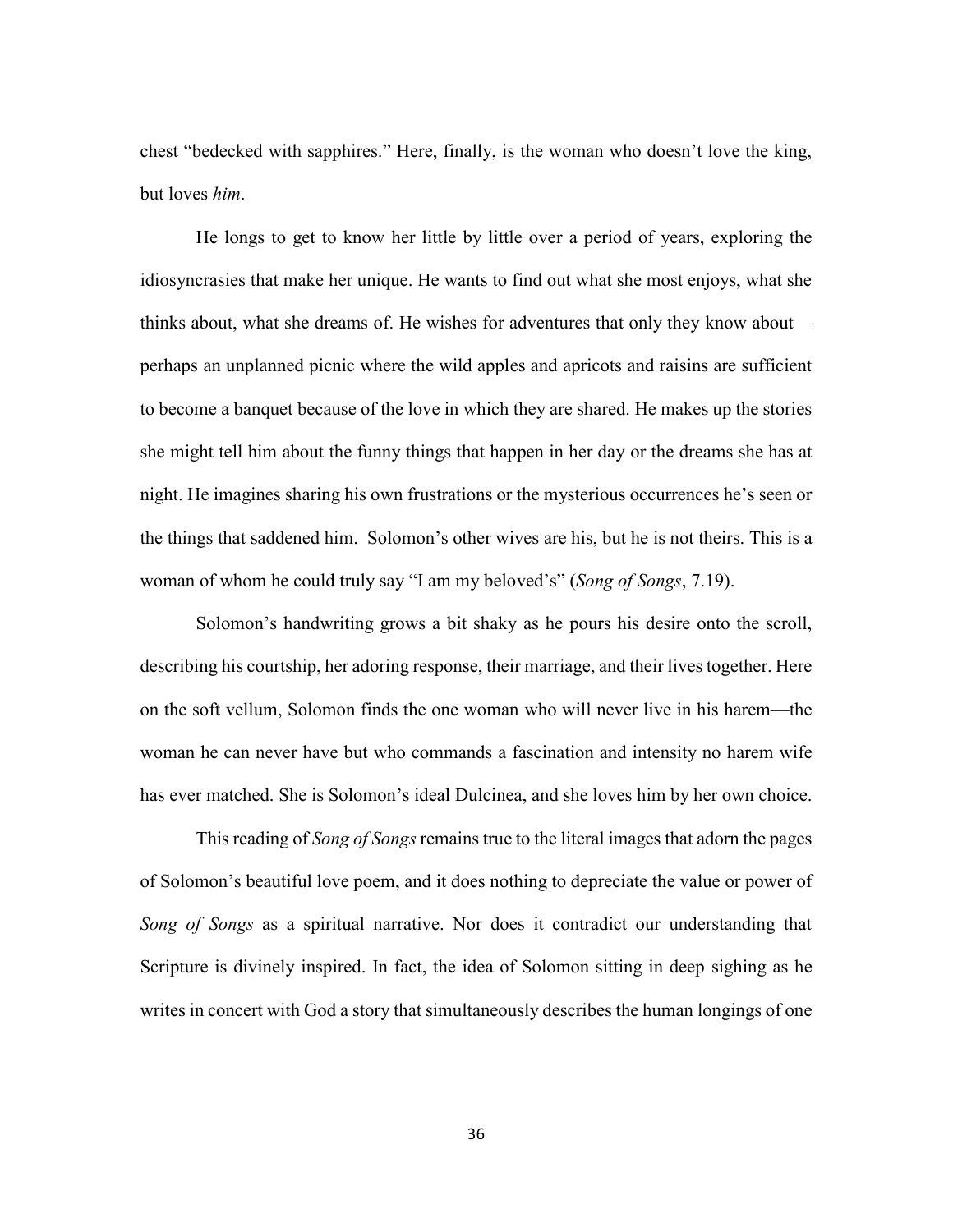chest “bedecked with sapphires.” Here, finally, is the woman who doesn’t love the king, but loves *him*.

He longs to get to know her little by little over a period of years, exploring the idiosyncrasies that make her unique. He wants to find out what she most enjoys, what she thinks about, what she dreams of. He wishes for adventures that only they know about—perhaps an unplanned picnic where the wild apples and apricots and raisins are sufficient to become a banquet because of the love in which they are shared. He makes up the stories she might tell him about the funny things that happen in her day or the dreams she has at night. He imagines sharing his own frustrations or the mysterious occurrences he’s seen or the things that saddened him. Solomon’s other wives are his, but he is not theirs. This is a woman of whom he could truly say “I am my beloved’s” (*Song of Songs*, 7.19).

Solomon’s handwriting grows a bit shaky as he pours his desire onto the scroll, describing his courtship, her adoring response, their marriage, and their lives together. Here on the soft vellum, Solomon finds the one woman who will never live in his harem—the woman he can never have but who commands a fascination and intensity no harem wife has ever matched. She is Solomon’s ideal Dulcinea, and she loves him by her own choice.

This reading of *Song of Songs* remains true to the literal images that adorn the pages of Solomon’s beautiful love poem, and it does nothing to depreciate the value or power of *Song of Songs* as a spiritual narrative. Nor does it contradict our understanding that Scripture is divinely inspired. In fact, the idea of Solomon sitting in deep sighing as he writes in concert with God a story that simultaneously describes the human longings of one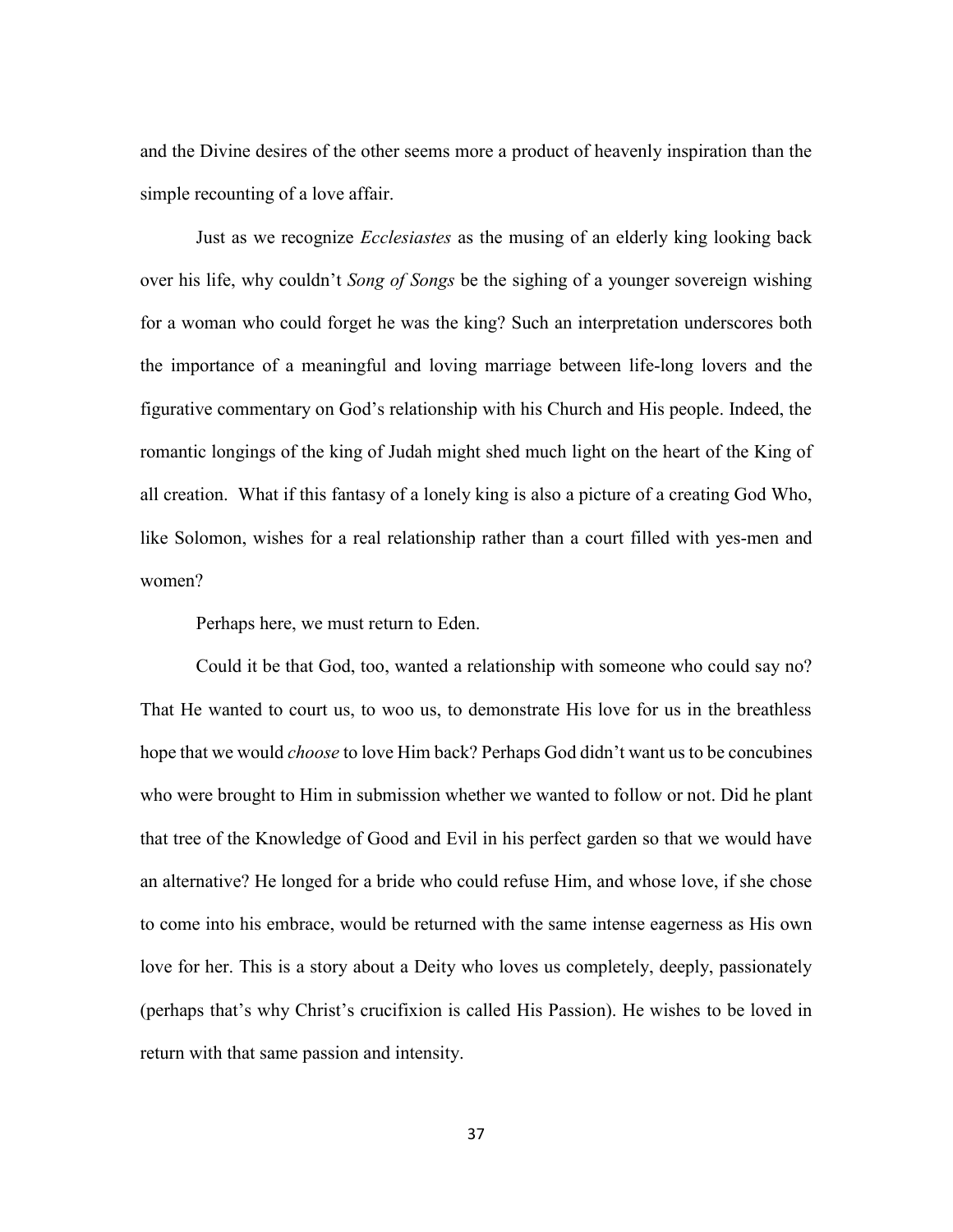and the Divine desires of the other seems more a product of heavenly inspiration than the simple recounting of a love affair.

Just as we recognize *Ecclesiastes* as the musing of an elderly king looking back over his life, why couldn't *Song of Songs* be the sighing of a younger sovereign wishing for a woman who could forget he was the king? Such an interpretation underscores both the importance of a meaningful and loving marriage between life-long lovers and the figurative commentary on God's relationship with his Church and His people. Indeed, the romantic longings of the king of Judah might shed much light on the heart of the King of all creation. What if this fantasy of a lonely king is also a picture of a creating God Who, like Solomon, wishes for a real relationship rather than a court filled with yes-men and women?

Perhaps here, we must return to Eden.

Could it be that God, too, wanted a relationship with someone who could say no? That He wanted to court us, to woo us, to demonstrate His love for us in the breathless hope that we would *choose* to love Him back? Perhaps God didn't want us to be concubines who were brought to Him in submission whether we wanted to follow or not. Did he plant that tree of the Knowledge of Good and Evil in his perfect garden so that we would have an alternative? He longed for a bride who could refuse Him, and whose love, if she chose to come into his embrace, would be returned with the same intense eagerness as His own love for her. This is a story about a Deity who loves us completely, deeply, passionately (perhaps that's why Christ's crucifixion is called His Passion). He wishes to be loved in return with that same passion and intensity.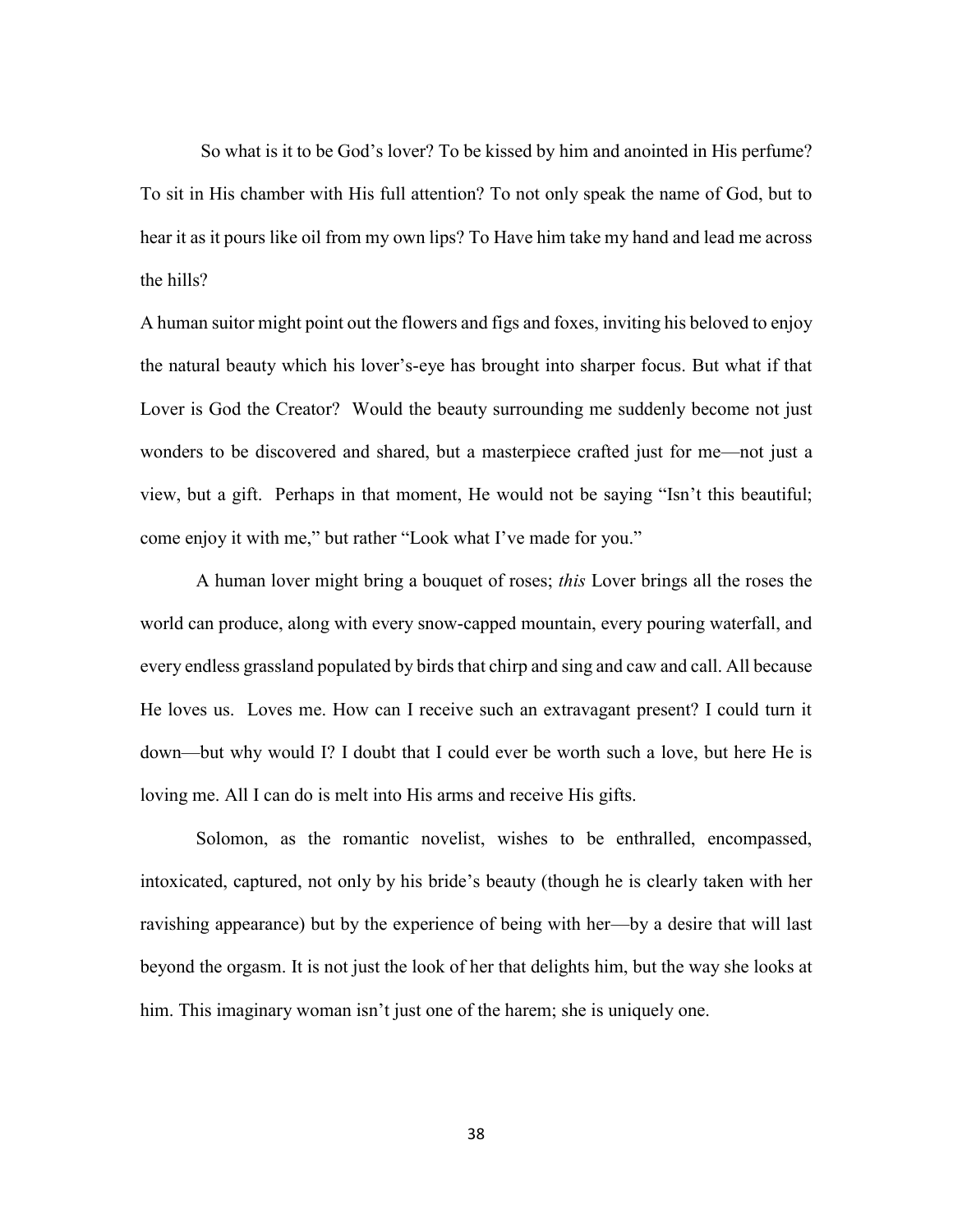So what is it to be God's lover? To be kissed by him and anointed in His perfume? To sit in His chamber with His full attention? To not only speak the name of God, but to hear it as it pours like oil from my own lips? To Have him take my hand and lead me across the hills?

A human suitor might point out the flowers and figs and foxes, inviting his beloved to enjoy the natural beauty which his lover's-eye has brought into sharper focus. But what if that Lover is God the Creator? Would the beauty surrounding me suddenly become not just wonders to be discovered and shared, but a masterpiece crafted just for me—not just a view, but a gift. Perhaps in that moment, He would not be saying "Isn't this beautiful; come enjoy it with me," but rather "Look what I've made for you."

A human lover might bring a bouquet of roses; *this* Lover brings all the roses the world can produce, along with every snow-capped mountain, every pouring waterfall, and every endless grassland populated by birds that chirp and sing and caw and call. All because He loves us. Loves me. How can I receive such an extravagant present? I could turn it down—but why would I? I doubt that I could ever be worth such a love, but here He is loving me. All I can do is melt into His arms and receive His gifts.

Solomon, as the romantic novelist, wishes to be enthralled, encompassed, intoxicated, captured, not only by his bride's beauty (though he is clearly taken with her ravishing appearance) but by the experience of being with her—by a desire that will last beyond the orgasm. It is not just the look of her that delights him, but the way she looks at him. This imaginary woman isn't just one of the harem; she is uniquely one.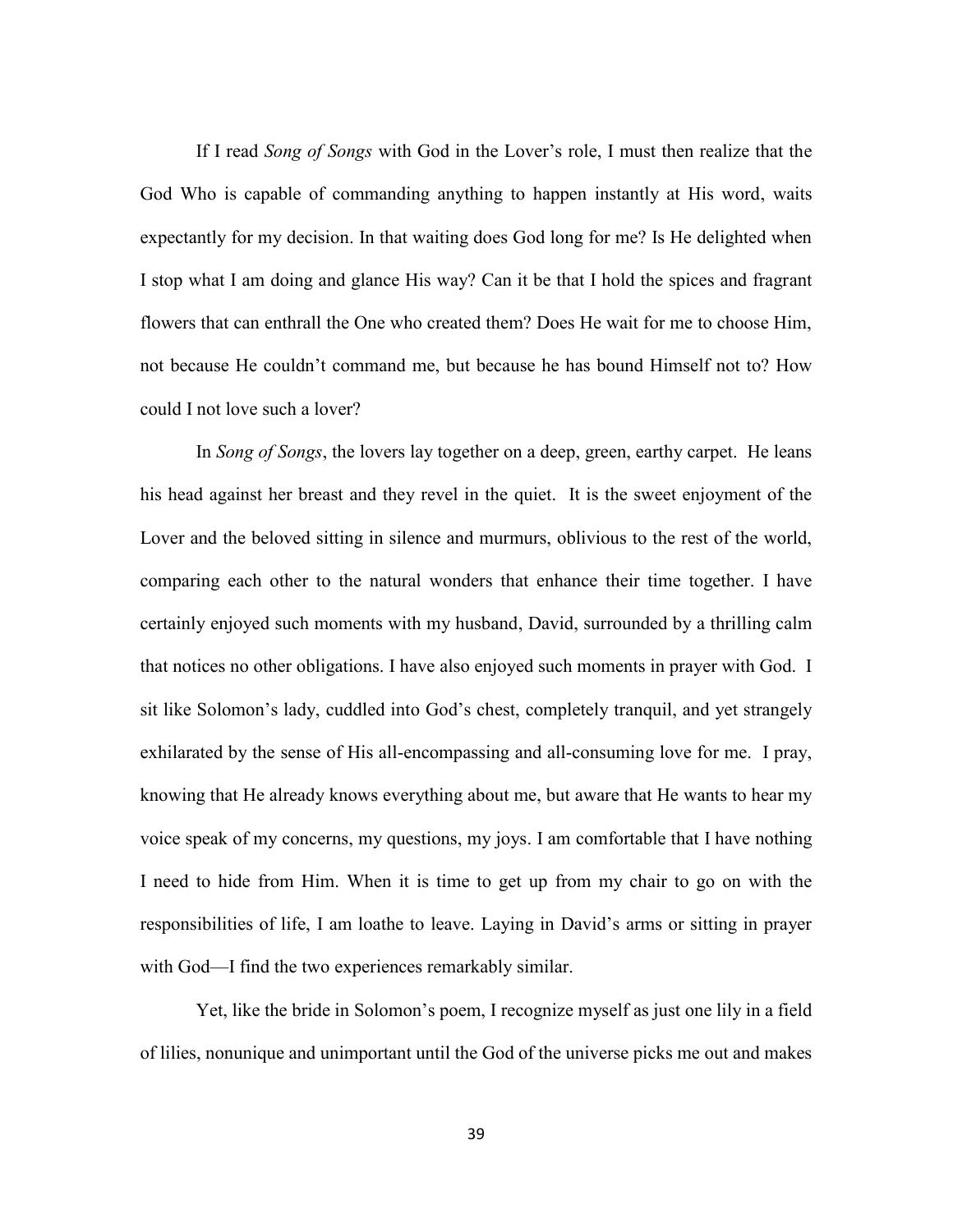If I read *Song of Songs* with God in the Lover's role, I must then realize that the God Who is capable of commanding anything to happen instantly at His word, waits expectantly for my decision. In that waiting does God long for me? Is He delighted when I stop what I am doing and glance His way? Can it be that I hold the spices and fragrant flowers that can enthrall the One who created them? Does He wait for me to choose Him, not because He couldn't command me, but because he has bound Himself not to? How could I not love such a lover?

In *Song of Songs*, the lovers lay together on a deep, green, earthy carpet. He leans his head against her breast and they revel in the quiet. It is the sweet enjoyment of the Lover and the beloved sitting in silence and murmurs, oblivious to the rest of the world, comparing each other to the natural wonders that enhance their time together. I have certainly enjoyed such moments with my husband, David, surrounded by a thrilling calm that notices no other obligations. I have also enjoyed such moments in prayer with God. I sit like Solomon's lady, cuddled into God's chest, completely tranquil, and yet strangely exhilarated by the sense of His all-encompassing and all-consuming love for me. I pray, knowing that He already knows everything about me, but aware that He wants to hear my voice speak of my concerns, my questions, my joys. I am comfortable that I have nothing I need to hide from Him. When it is time to get up from my chair to go on with the responsibilities of life, I am loathe to leave. Laying in David's arms or sitting in prayer with God—I find the two experiences remarkably similar.

Yet, like the bride in Solomon's poem, I recognize myself as just one lily in a field of lilies, nonunique and unimportant until the God of the universe picks me out and makes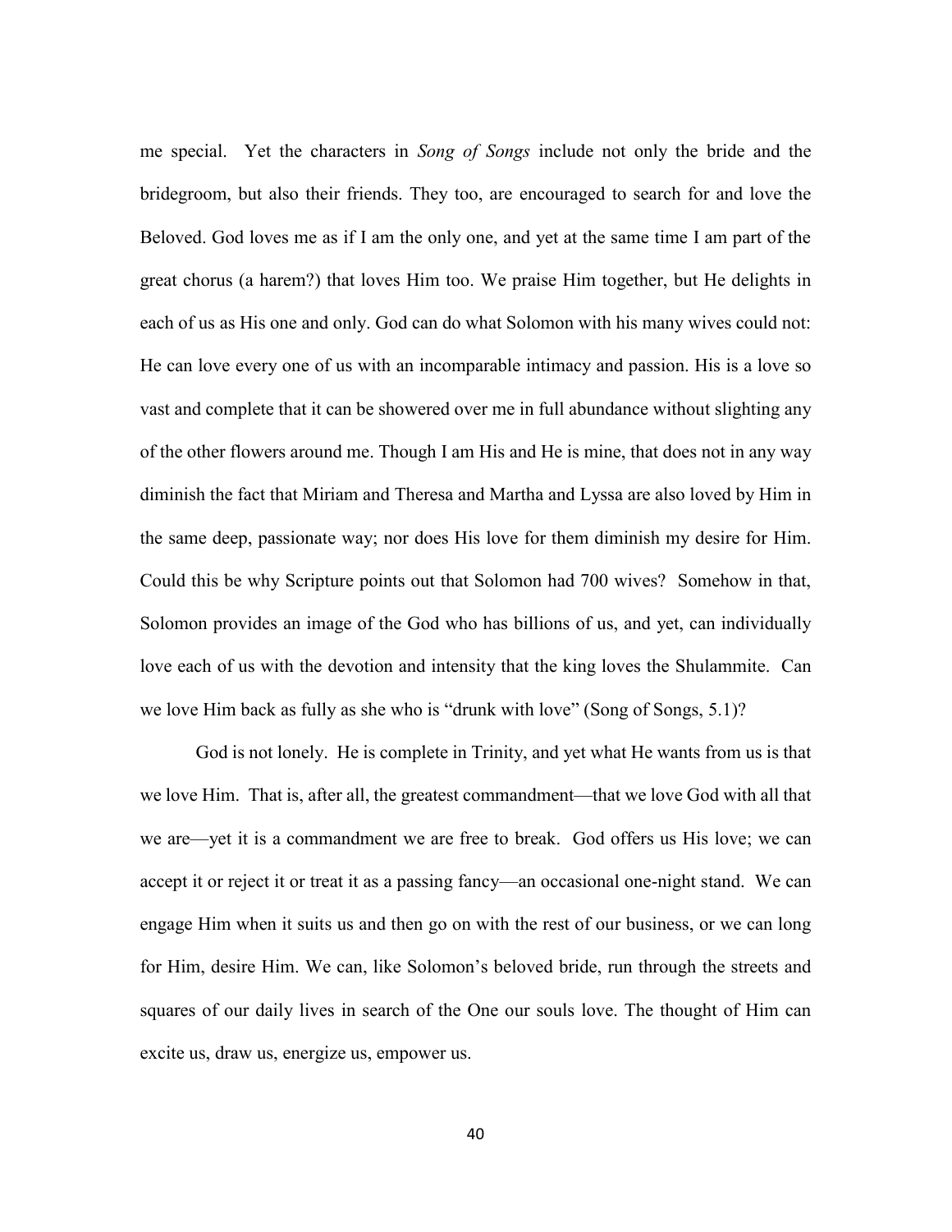me special. Yet the characters in *Song of Songs* include not only the bride and the bridegroom, but also their friends. They too, are encouraged to search for and love the Beloved. God loves me as if I am the only one, and yet at the same time I am part of the great chorus (a harem?) that loves Him too. We praise Him together, but He delights in each of us as His one and only. God can do what Solomon with his many wives could not: He can love every one of us with an incomparable intimacy and passion. His is a love so vast and complete that it can be showered over me in full abundance without slighting any of the other flowers around me. Though I am His and He is mine, that does not in any way diminish the fact that Miriam and Theresa and Martha and Lyssa are also loved by Him in the same deep, passionate way; nor does His love for them diminish my desire for Him. Could this be why Scripture points out that Solomon had 700 wives? Somehow in that, Solomon provides an image of the God who has billions of us, and yet, can individually love each of us with the devotion and intensity that the king loves the Shulammite. Can we love Him back as fully as she who is "drunk with love" (Song of Songs, 5.1)?

God is not lonely. He is complete in Trinity, and yet what He wants from us is that we love Him. That is, after all, the greatest commandment—that we love God with all that we are—yet it is a commandment we are free to break. God offers us His love; we can accept it or reject it or treat it as a passing fancy—an occasional one-night stand. We can engage Him when it suits us and then go on with the rest of our business, or we can long for Him, desire Him. We can, like Solomon's beloved bride, run through the streets and squares of our daily lives in search of the One our souls love. The thought of Him can excite us, draw us, energize us, empower us.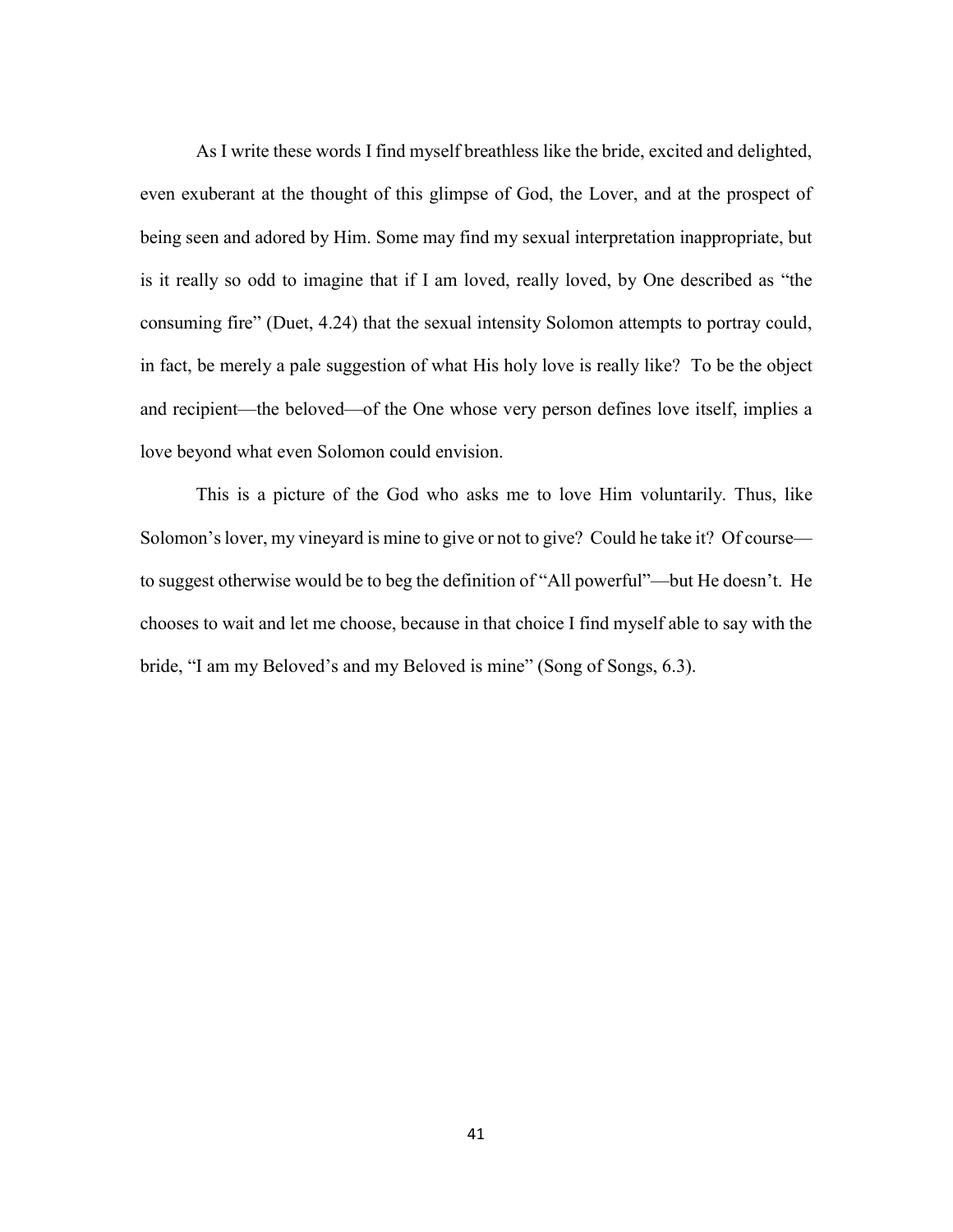As I write these words I find myself breathless like the bride, excited and delighted, even exuberant at the thought of this glimpse of God, the Lover, and at the prospect of being seen and adored by Him. Some may find my sexual interpretation inappropriate, but is it really so odd to imagine that if I am loved, really loved, by One described as "the consuming fire" (Duet, 4.24) that the sexual intensity Solomon attempts to portray could, in fact, be merely a pale suggestion of what His holy love is really like? To be the object and recipient—the beloved—of the One whose very person defines love itself, implies a love beyond what even Solomon could envision.

This is a picture of the God who asks me to love Him voluntarily. Thus, like Solomon's lover, my vineyard is mine to give or not to give? Could he take it? Of course—to suggest otherwise would be to beg the definition of "All powerful"—but He doesn't. He chooses to wait and let me choose, because in that choice I find myself able to say with the bride, "I am my Beloved's and my Beloved is mine" (Song of Songs, 6.3).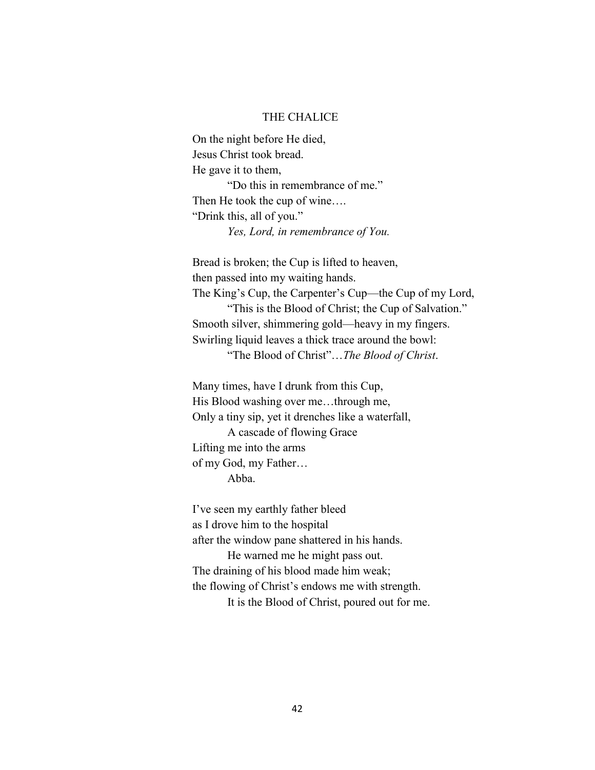# THE CHALICE

On the night before He died,  
Jesus Christ took bread.  
He gave it to them,  
        "Do this in remembrance of me."  
Then He took the cup of wine….  
"Drink this, all of you."  
        *Yes, Lord, in remembrance of You.*

Bread is broken; the Cup is lifted to heaven,  
then passed into my waiting hands.  
The King's Cup, the Carpenter's Cup—the Cup of my Lord,  
        "This is the Blood of Christ; the Cup of Salvation."  
Smooth silver, shimmering gold—heavy in my fingers.  
Swirling liquid leaves a thick trace around the bowl:  
        "The Blood of Christ"…*The Blood of Christ*.

Many times, have I drunk from this Cup,  
His Blood washing over me…through me,  
Only a tiny sip, yet it drenches like a waterfall,  
        A cascade of flowing Grace  
Lifting me into the arms  
of my God, my Father…  
        Abba.

I've seen my earthly father bleed  
as I drove him to the hospital  
after the window pane shattered in his hands.  
        He warned me he might pass out.  
The draining of his blood made him weak;  
the flowing of Christ's endows me with strength.  
        It is the Blood of Christ, poured out for me.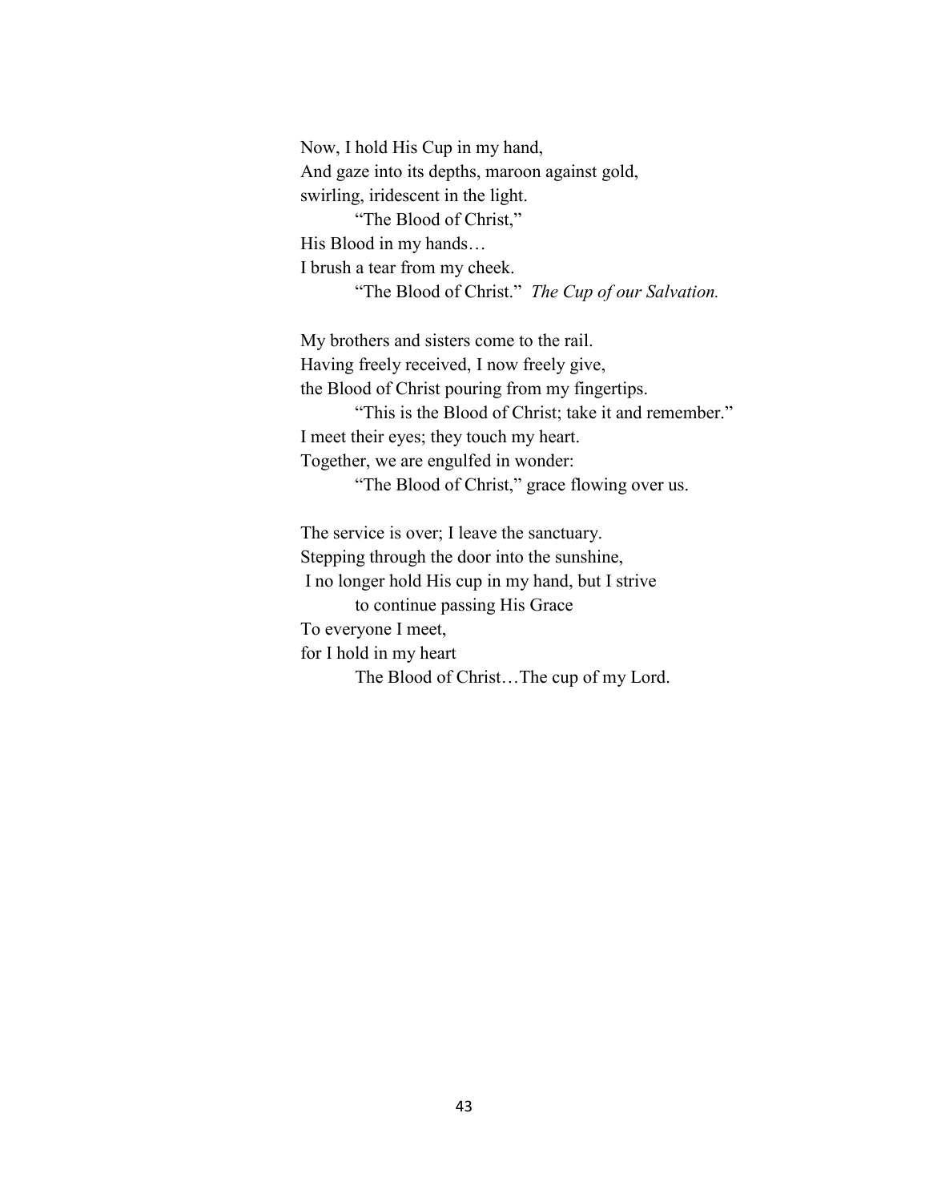Now, I hold His Cup in my hand,  
And gaze into its depths, maroon against gold,  
swirling, iridescent in the light.  
        "The Blood of Christ,"  
His Blood in my hands…  
I brush a tear from my cheek.  
        "The Blood of Christ."  *The Cup of our Salvation.*

My brothers and sisters come to the rail.  
Having freely received, I now freely give,  
the Blood of Christ pouring from my fingertips.  
        "This is the Blood of Christ; take it and remember."  
I meet their eyes; they touch my heart.  
Together, we are engulfed in wonder:  
        "The Blood of Christ," grace flowing over us.

The service is over; I leave the sanctuary.  
Stepping through the door into the sunshine,  
I no longer hold His cup in my hand, but I strive  
        to continue passing His Grace  
To everyone I meet,  
for I hold in my heart  
        The Blood of Christ…The cup of my Lord.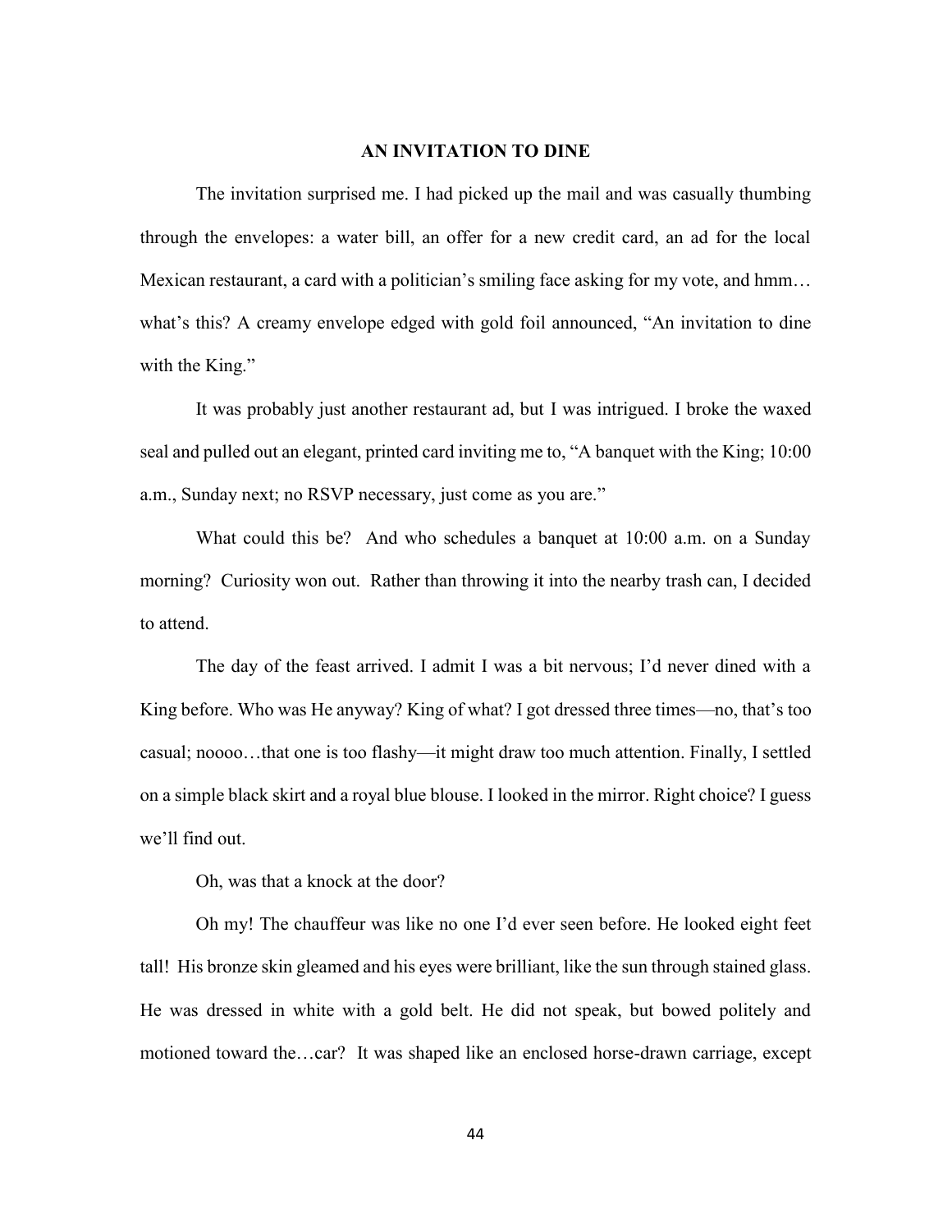## AN INVITATION TO DINE

The invitation surprised me. I had picked up the mail and was casually thumbing through the envelopes: a water bill, an offer for a new credit card, an ad for the local Mexican restaurant, a card with a politician's smiling face asking for my vote, and hmm… what's this? A creamy envelope edged with gold foil announced, "An invitation to dine with the King."

It was probably just another restaurant ad, but I was intrigued. I broke the waxed seal and pulled out an elegant, printed card inviting me to, "A banquet with the King; 10:00 a.m., Sunday next; no RSVP necessary, just come as you are."

What could this be? And who schedules a banquet at 10:00 a.m. on a Sunday morning? Curiosity won out. Rather than throwing it into the nearby trash can, I decided to attend.

The day of the feast arrived. I admit I was a bit nervous; I'd never dined with a King before. Who was He anyway? King of what? I got dressed three times—no, that's too casual; noooo…that one is too flashy—it might draw too much attention. Finally, I settled on a simple black skirt and a royal blue blouse. I looked in the mirror. Right choice? I guess we'll find out.

Oh, was that a knock at the door?

Oh my! The chauffeur was like no one I'd ever seen before. He looked eight feet tall! His bronze skin gleamed and his eyes were brilliant, like the sun through stained glass. He was dressed in white with a gold belt. He did not speak, but bowed politely and motioned toward the…car? It was shaped like an enclosed horse-drawn carriage, except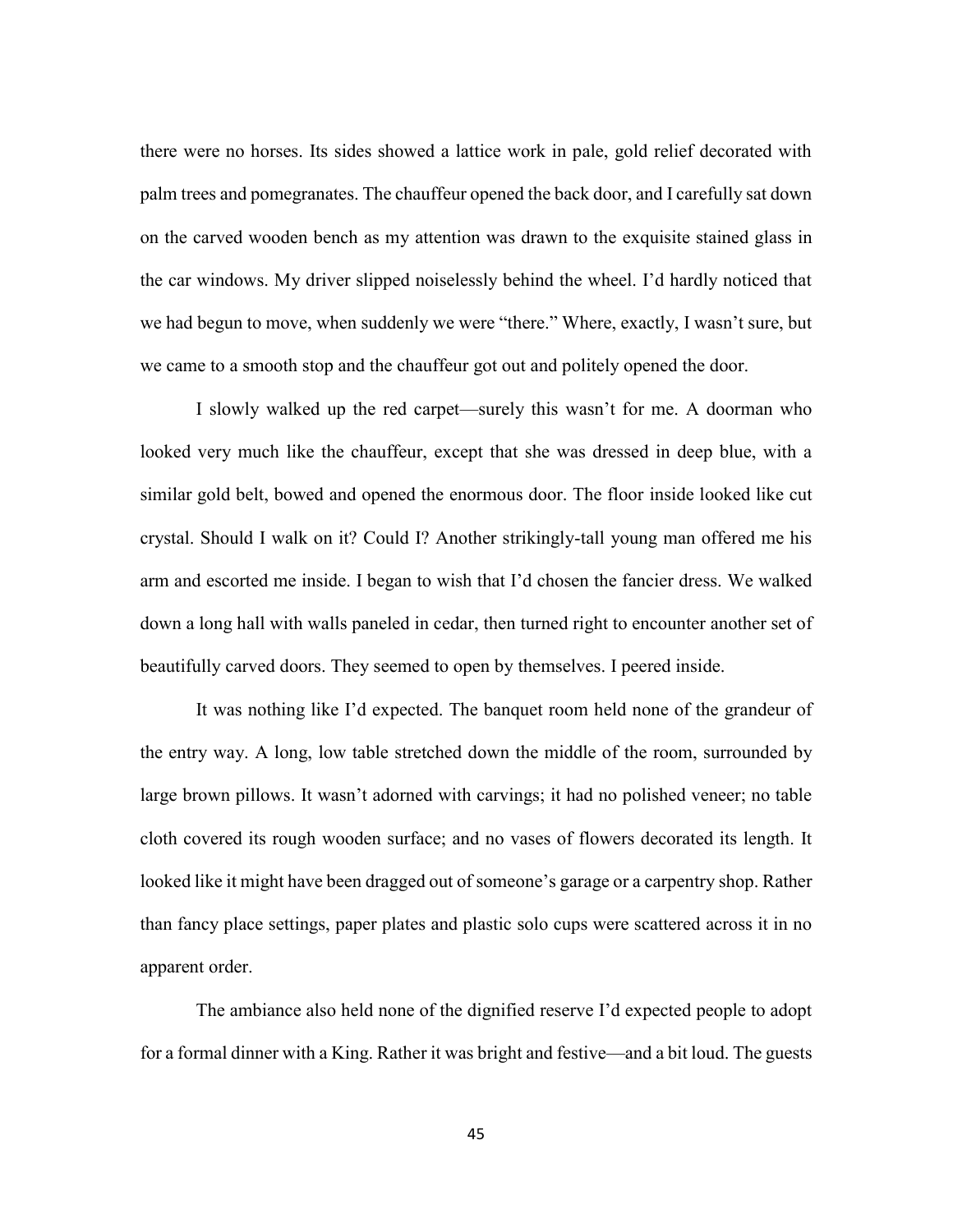there were no horses. Its sides showed a lattice work in pale, gold relief decorated with palm trees and pomegranates. The chauffeur opened the back door, and I carefully sat down on the carved wooden bench as my attention was drawn to the exquisite stained glass in the car windows. My driver slipped noiselessly behind the wheel. I'd hardly noticed that we had begun to move, when suddenly we were "there." Where, exactly, I wasn't sure, but we came to a smooth stop and the chauffeur got out and politely opened the door.

I slowly walked up the red carpet—surely this wasn't for me. A doorman who looked very much like the chauffeur, except that she was dressed in deep blue, with a similar gold belt, bowed and opened the enormous door. The floor inside looked like cut crystal. Should I walk on it? Could I? Another strikingly-tall young man offered me his arm and escorted me inside. I began to wish that I'd chosen the fancier dress. We walked down a long hall with walls paneled in cedar, then turned right to encounter another set of beautifully carved doors. They seemed to open by themselves. I peered inside.

It was nothing like I'd expected. The banquet room held none of the grandeur of the entry way. A long, low table stretched down the middle of the room, surrounded by large brown pillows. It wasn't adorned with carvings; it had no polished veneer; no table cloth covered its rough wooden surface; and no vases of flowers decorated its length. It looked like it might have been dragged out of someone's garage or a carpentry shop. Rather than fancy place settings, paper plates and plastic solo cups were scattered across it in no apparent order.

The ambiance also held none of the dignified reserve I'd expected people to adopt for a formal dinner with a King. Rather it was bright and festive—and a bit loud. The guests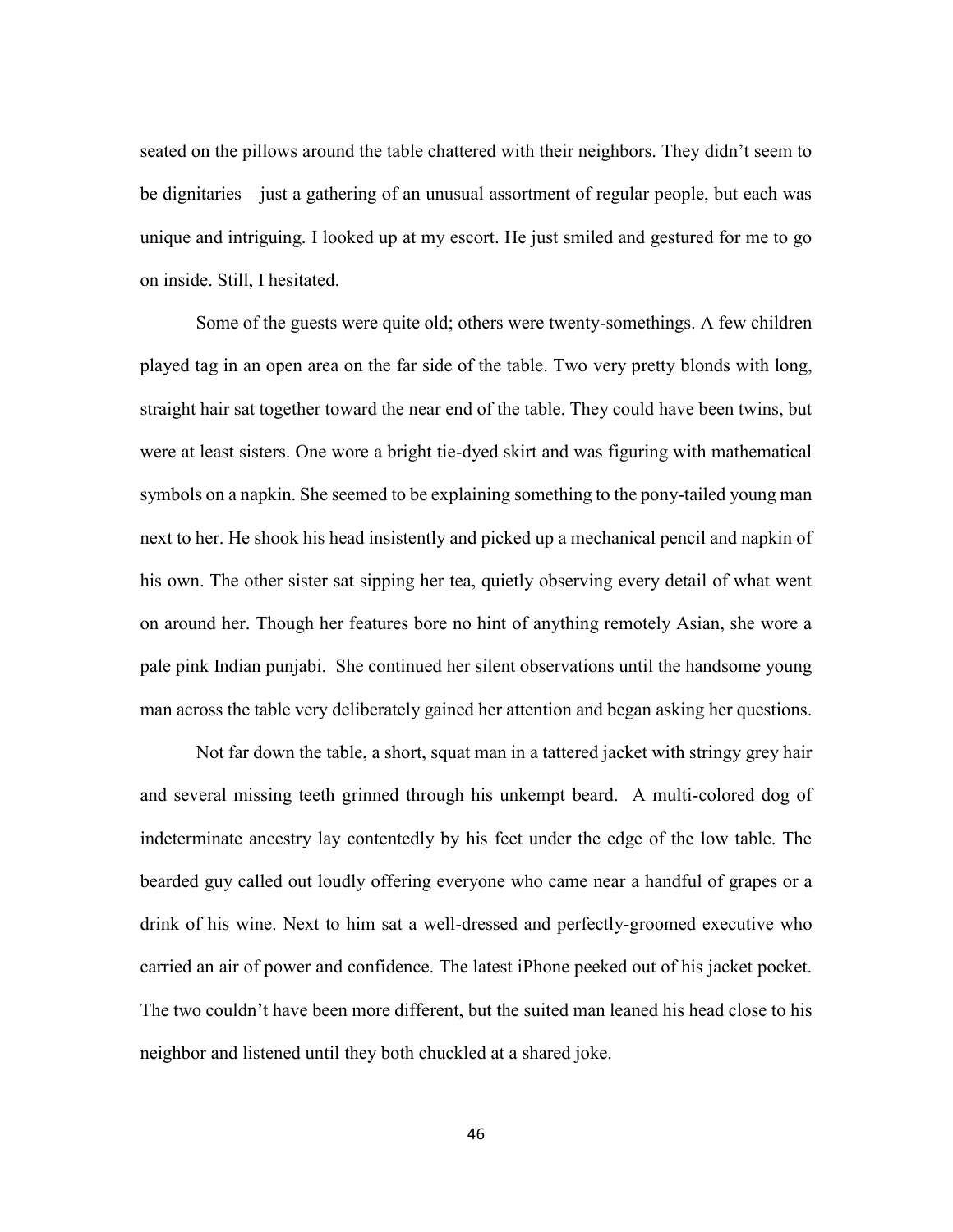seated on the pillows around the table chattered with their neighbors. They didn't seem to be dignitaries—just a gathering of an unusual assortment of regular people, but each was unique and intriguing. I looked up at my escort. He just smiled and gestured for me to go on inside. Still, I hesitated.

Some of the guests were quite old; others were twenty-somethings. A few children played tag in an open area on the far side of the table. Two very pretty blonds with long, straight hair sat together toward the near end of the table. They could have been twins, but were at least sisters. One wore a bright tie-dyed skirt and was figuring with mathematical symbols on a napkin. She seemed to be explaining something to the pony-tailed young man next to her. He shook his head insistently and picked up a mechanical pencil and napkin of his own. The other sister sat sipping her tea, quietly observing every detail of what went on around her. Though her features bore no hint of anything remotely Asian, she wore a pale pink Indian punjabi. She continued her silent observations until the handsome young man across the table very deliberately gained her attention and began asking her questions.

Not far down the table, a short, squat man in a tattered jacket with stringy grey hair and several missing teeth grinned through his unkempt beard. A multi-colored dog of indeterminate ancestry lay contentedly by his feet under the edge of the low table. The bearded guy called out loudly offering everyone who came near a handful of grapes or a drink of his wine. Next to him sat a well-dressed and perfectly-groomed executive who carried an air of power and confidence. The latest iPhone peeked out of his jacket pocket. The two couldn't have been more different, but the suited man leaned his head close to his neighbor and listened until they both chuckled at a shared joke.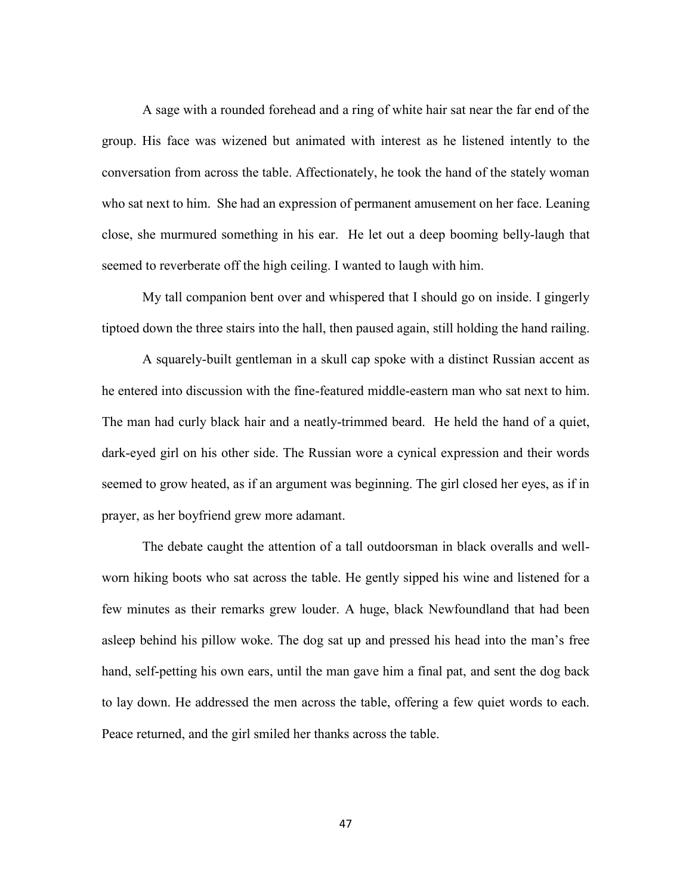A sage with a rounded forehead and a ring of white hair sat near the far end of the group. His face was wizened but animated with interest as he listened intently to the conversation from across the table. Affectionately, he took the hand of the stately woman who sat next to him. She had an expression of permanent amusement on her face. Leaning close, she murmured something in his ear. He let out a deep booming belly-laugh that seemed to reverberate off the high ceiling. I wanted to laugh with him.

My tall companion bent over and whispered that I should go on inside. I gingerly tiptoed down the three stairs into the hall, then paused again, still holding the hand railing.

A squarely-built gentleman in a skull cap spoke with a distinct Russian accent as he entered into discussion with the fine-featured middle-eastern man who sat next to him. The man had curly black hair and a neatly-trimmed beard. He held the hand of a quiet, dark-eyed girl on his other side. The Russian wore a cynical expression and their words seemed to grow heated, as if an argument was beginning. The girl closed her eyes, as if in prayer, as her boyfriend grew more adamant.

The debate caught the attention of a tall outdoorsman in black overalls and well-worn hiking boots who sat across the table. He gently sipped his wine and listened for a few minutes as their remarks grew louder. A huge, black Newfoundland that had been asleep behind his pillow woke. The dog sat up and pressed his head into the man's free hand, self-petting his own ears, until the man gave him a final pat, and sent the dog back to lay down. He addressed the men across the table, offering a few quiet words to each. Peace returned, and the girl smiled her thanks across the table.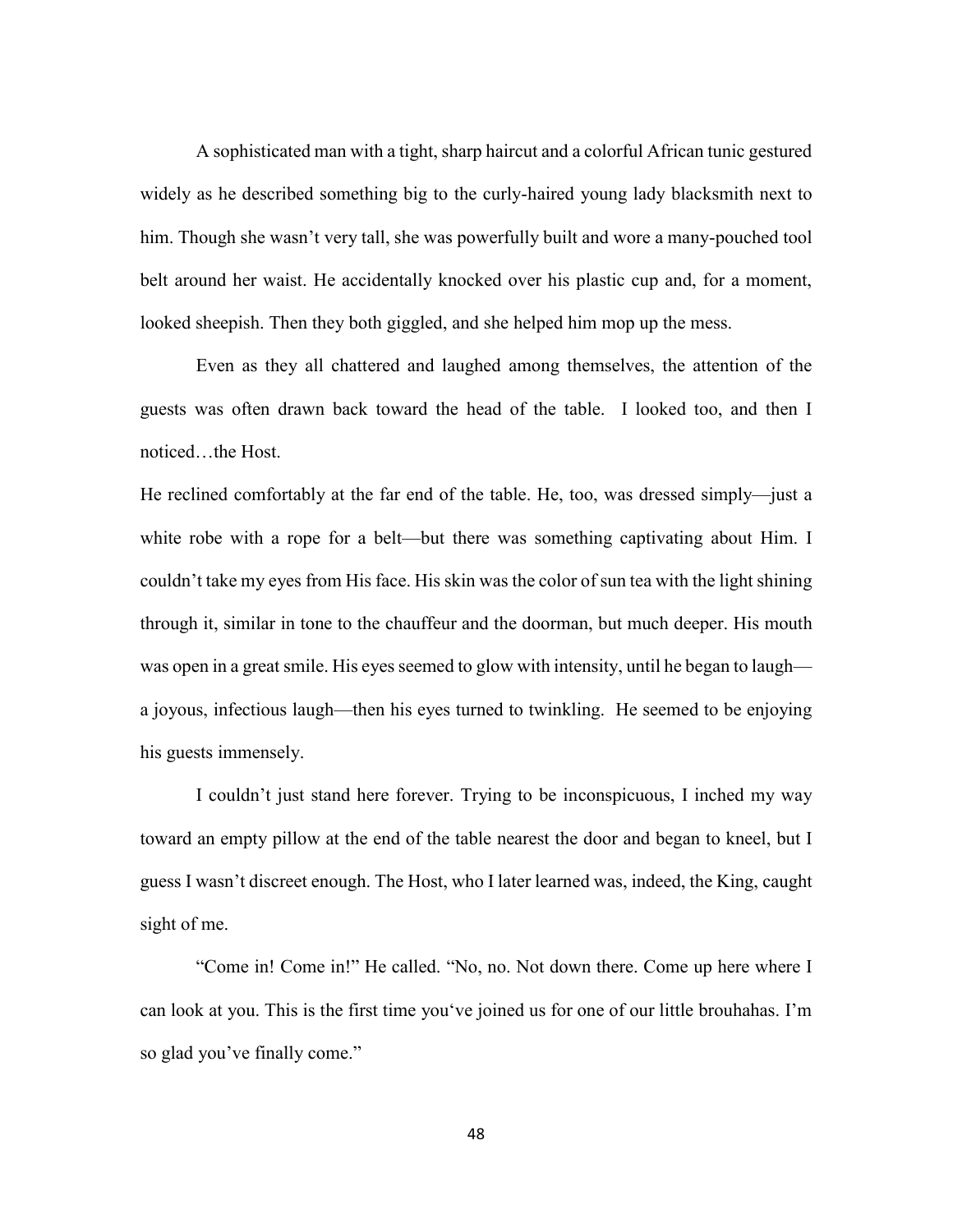A sophisticated man with a tight, sharp haircut and a colorful African tunic gestured widely as he described something big to the curly-haired young lady blacksmith next to him. Though she wasn't very tall, she was powerfully built and wore a many-pouched tool belt around her waist. He accidentally knocked over his plastic cup and, for a moment, looked sheepish. Then they both giggled, and she helped him mop up the mess.

Even as they all chattered and laughed among themselves, the attention of the guests was often drawn back toward the head of the table. I looked too, and then I noticed…the Host.

He reclined comfortably at the far end of the table. He, too, was dressed simply—just a white robe with a rope for a belt—but there was something captivating about Him. I couldn't take my eyes from His face. His skin was the color of sun tea with the light shining through it, similar in tone to the chauffeur and the doorman, but much deeper. His mouth was open in a great smile. His eyes seemed to glow with intensity, until he began to laugh—a joyous, infectious laugh—then his eyes turned to twinkling. He seemed to be enjoying his guests immensely.

I couldn't just stand here forever. Trying to be inconspicuous, I inched my way toward an empty pillow at the end of the table nearest the door and began to kneel, but I guess I wasn't discreet enough. The Host, who I later learned was, indeed, the King, caught sight of me.

"Come in! Come in!" He called. "No, no. Not down there. Come up here where I can look at you. This is the first time you've joined us for one of our little brouhahas. I'm so glad you've finally come."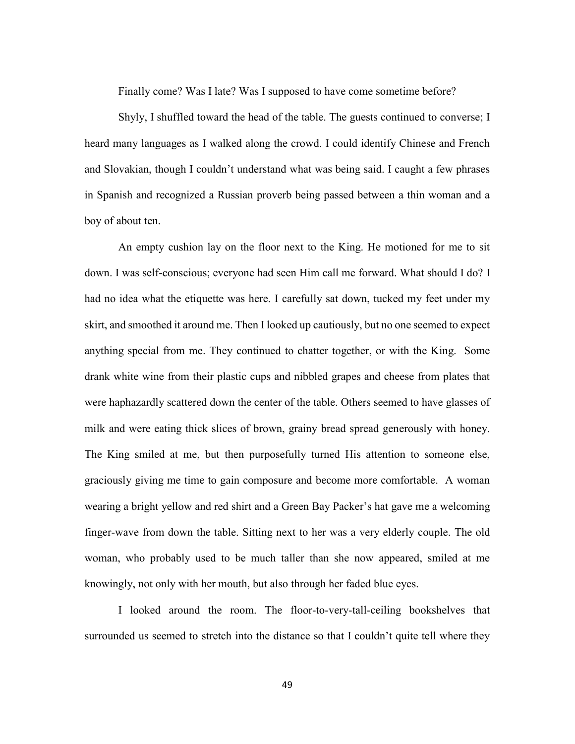Finally come? Was I late? Was I supposed to have come sometime before?

Shyly, I shuffled toward the head of the table. The guests continued to converse; I heard many languages as I walked along the crowd. I could identify Chinese and French and Slovakian, though I couldn't understand what was being said. I caught a few phrases in Spanish and recognized a Russian proverb being passed between a thin woman and a boy of about ten.

An empty cushion lay on the floor next to the King. He motioned for me to sit down. I was self-conscious; everyone had seen Him call me forward. What should I do? I had no idea what the etiquette was here. I carefully sat down, tucked my feet under my skirt, and smoothed it around me. Then I looked up cautiously, but no one seemed to expect anything special from me. They continued to chatter together, or with the King. Some drank white wine from their plastic cups and nibbled grapes and cheese from plates that were haphazardly scattered down the center of the table. Others seemed to have glasses of milk and were eating thick slices of brown, grainy bread spread generously with honey. The King smiled at me, but then purposefully turned His attention to someone else, graciously giving me time to gain composure and become more comfortable. A woman wearing a bright yellow and red shirt and a Green Bay Packer's hat gave me a welcoming finger-wave from down the table. Sitting next to her was a very elderly couple. The old woman, who probably used to be much taller than she now appeared, smiled at me knowingly, not only with her mouth, but also through her faded blue eyes.

I looked around the room. The floor-to-very-tall-ceiling bookshelves that surrounded us seemed to stretch into the distance so that I couldn't quite tell where they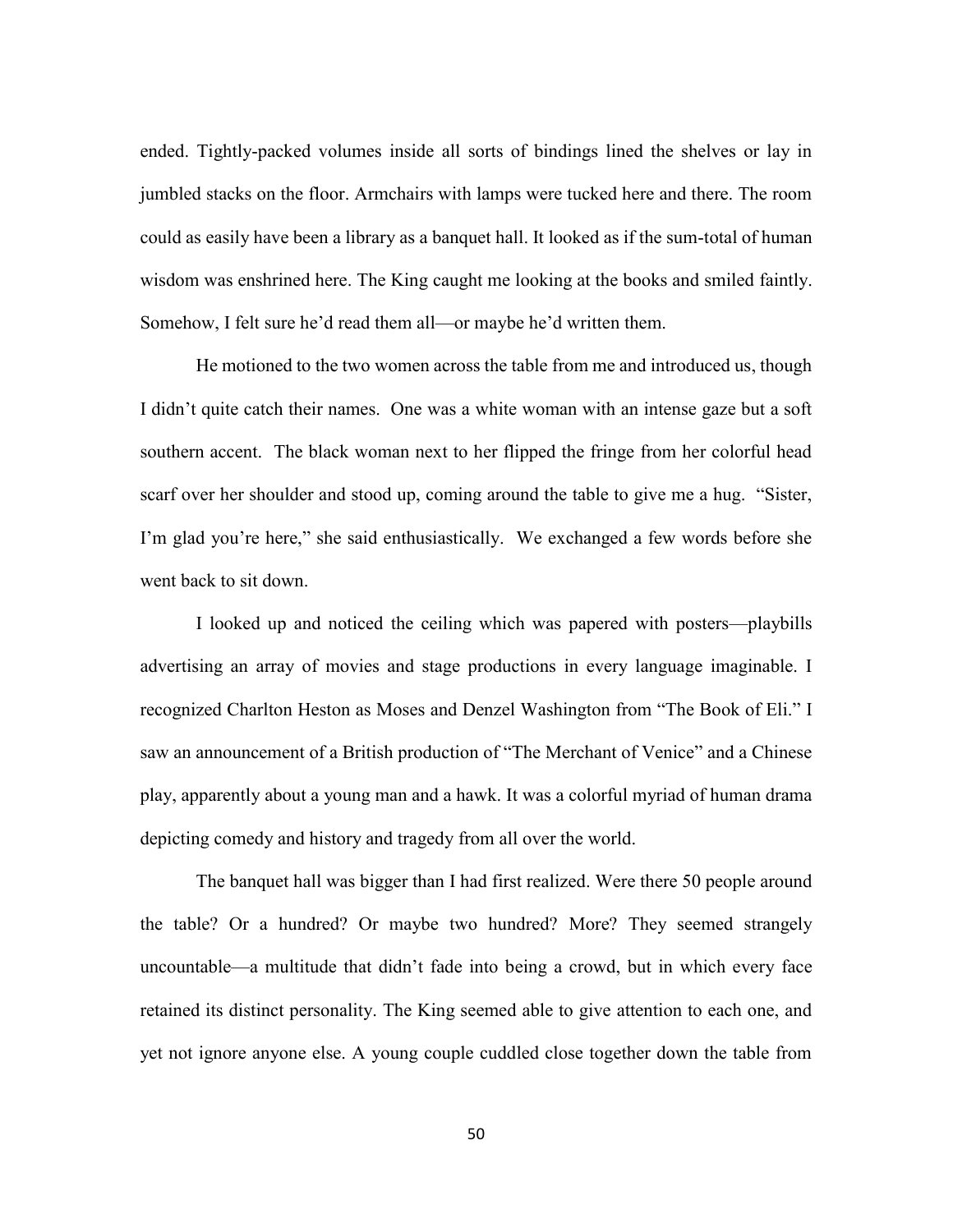ended. Tightly-packed volumes inside all sorts of bindings lined the shelves or lay in jumbled stacks on the floor. Armchairs with lamps were tucked here and there. The room could as easily have been a library as a banquet hall. It looked as if the sum-total of human wisdom was enshrined here. The King caught me looking at the books and smiled faintly. Somehow, I felt sure he'd read them all—or maybe he'd written them.

He motioned to the two women across the table from me and introduced us, though I didn't quite catch their names. One was a white woman with an intense gaze but a soft southern accent. The black woman next to her flipped the fringe from her colorful head scarf over her shoulder and stood up, coming around the table to give me a hug. "Sister, I'm glad you're here," she said enthusiastically. We exchanged a few words before she went back to sit down.

I looked up and noticed the ceiling which was papered with posters—playbills advertising an array of movies and stage productions in every language imaginable. I recognized Charlton Heston as Moses and Denzel Washington from "The Book of Eli." I saw an announcement of a British production of "The Merchant of Venice" and a Chinese play, apparently about a young man and a hawk. It was a colorful myriad of human drama depicting comedy and history and tragedy from all over the world.

The banquet hall was bigger than I had first realized. Were there 50 people around the table? Or a hundred? Or maybe two hundred? More? They seemed strangely uncountable—a multitude that didn't fade into being a crowd, but in which every face retained its distinct personality. The King seemed able to give attention to each one, and yet not ignore anyone else. A young couple cuddled close together down the table from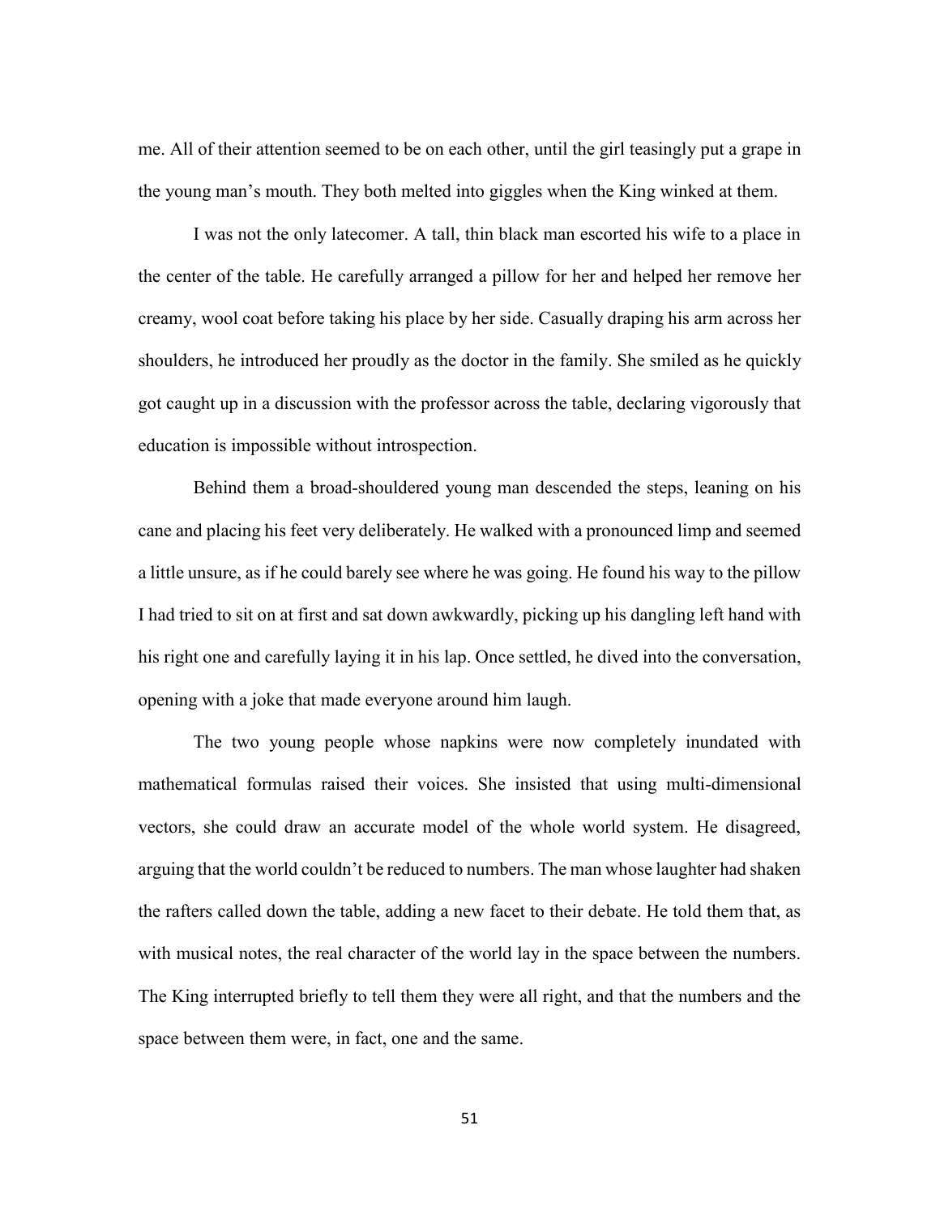me. All of their attention seemed to be on each other, until the girl teasingly put a grape in the young man's mouth. They both melted into giggles when the King winked at them.

I was not the only latecomer. A tall, thin black man escorted his wife to a place in the center of the table. He carefully arranged a pillow for her and helped her remove her creamy, wool coat before taking his place by her side. Casually draping his arm across her shoulders, he introduced her proudly as the doctor in the family. She smiled as he quickly got caught up in a discussion with the professor across the table, declaring vigorously that education is impossible without introspection.

Behind them a broad-shouldered young man descended the steps, leaning on his cane and placing his feet very deliberately. He walked with a pronounced limp and seemed a little unsure, as if he could barely see where he was going. He found his way to the pillow I had tried to sit on at first and sat down awkwardly, picking up his dangling left hand with his right one and carefully laying it in his lap. Once settled, he dived into the conversation, opening with a joke that made everyone around him laugh.

The two young people whose napkins were now completely inundated with mathematical formulas raised their voices. She insisted that using multi-dimensional vectors, she could draw an accurate model of the whole world system. He disagreed, arguing that the world couldn't be reduced to numbers. The man whose laughter had shaken the rafters called down the table, adding a new facet to their debate. He told them that, as with musical notes, the real character of the world lay in the space between the numbers. The King interrupted briefly to tell them they were all right, and that the numbers and the space between them were, in fact, one and the same.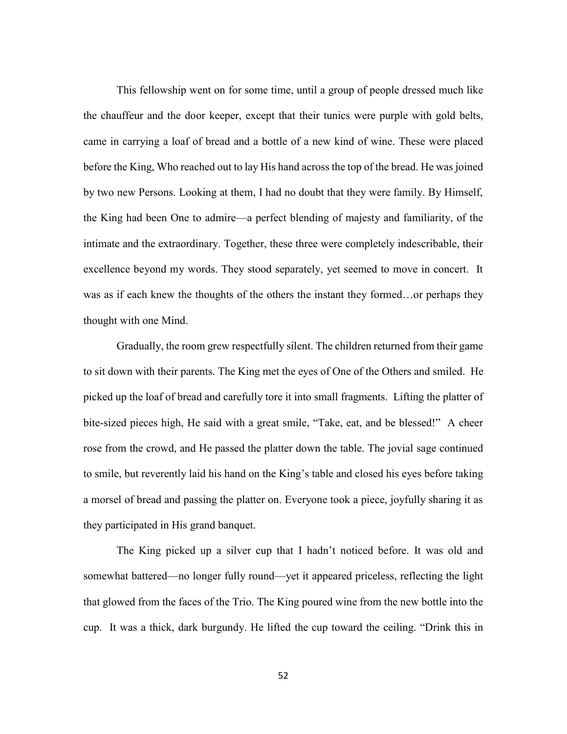This fellowship went on for some time, until a group of people dressed much like the chauffeur and the door keeper, except that their tunics were purple with gold belts, came in carrying a loaf of bread and a bottle of a new kind of wine. These were placed before the King, Who reached out to lay His hand across the top of the bread. He was joined by two new Persons. Looking at them, I had no doubt that they were family. By Himself, the King had been One to admire—a perfect blending of majesty and familiarity, of the intimate and the extraordinary. Together, these three were completely indescribable, their excellence beyond my words. They stood separately, yet seemed to move in concert. It was as if each knew the thoughts of the others the instant they formed…or perhaps they thought with one Mind.

Gradually, the room grew respectfully silent. The children returned from their game to sit down with their parents. The King met the eyes of One of the Others and smiled. He picked up the loaf of bread and carefully tore it into small fragments. Lifting the platter of bite-sized pieces high, He said with a great smile, "Take, eat, and be blessed!" A cheer rose from the crowd, and He passed the platter down the table. The jovial sage continued to smile, but reverently laid his hand on the King's table and closed his eyes before taking a morsel of bread and passing the platter on. Everyone took a piece, joyfully sharing it as they participated in His grand banquet.

The King picked up a silver cup that I hadn't noticed before. It was old and somewhat battered—no longer fully round—yet it appeared priceless, reflecting the light that glowed from the faces of the Trio. The King poured wine from the new bottle into the cup. It was a thick, dark burgundy. He lifted the cup toward the ceiling. "Drink this in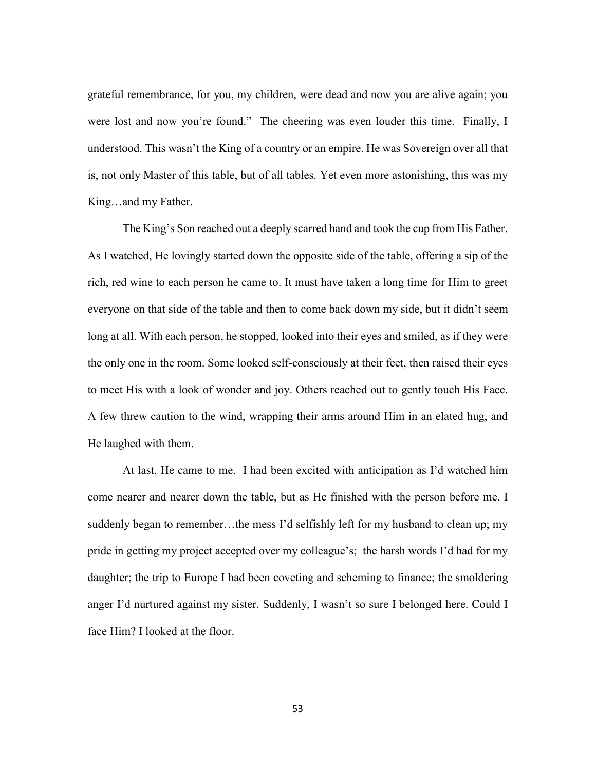grateful remembrance, for you, my children, were dead and now you are alive again; you were lost and now you're found." The cheering was even louder this time. Finally, I understood. This wasn't the King of a country or an empire. He was Sovereign over all that is, not only Master of this table, but of all tables. Yet even more astonishing, this was my King…and my Father.

The King's Son reached out a deeply scarred hand and took the cup from His Father. As I watched, He lovingly started down the opposite side of the table, offering a sip of the rich, red wine to each person he came to. It must have taken a long time for Him to greet everyone on that side of the table and then to come back down my side, but it didn't seem long at all. With each person, he stopped, looked into their eyes and smiled, as if they were the only one in the room. Some looked self-consciously at their feet, then raised their eyes to meet His with a look of wonder and joy. Others reached out to gently touch His Face. A few threw caution to the wind, wrapping their arms around Him in an elated hug, and He laughed with them.

At last, He came to me. I had been excited with anticipation as I'd watched him come nearer and nearer down the table, but as He finished with the person before me, I suddenly began to remember…the mess I'd selfishly left for my husband to clean up; my pride in getting my project accepted over my colleague's; the harsh words I'd had for my daughter; the trip to Europe I had been coveting and scheming to finance; the smoldering anger I'd nurtured against my sister. Suddenly, I wasn't so sure I belonged here. Could I face Him? I looked at the floor.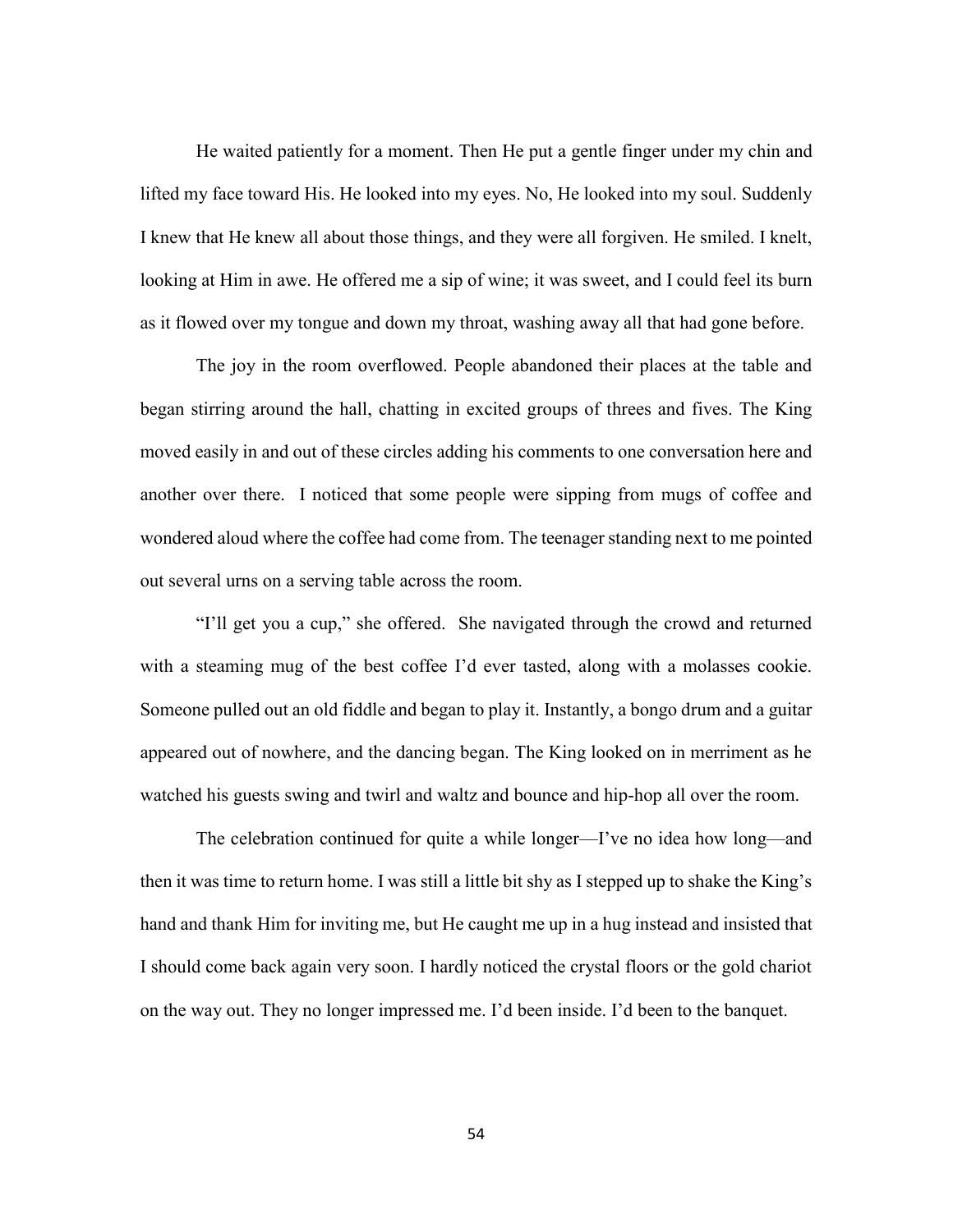He waited patiently for a moment. Then He put a gentle finger under my chin and lifted my face toward His. He looked into my eyes. No, He looked into my soul. Suddenly I knew that He knew all about those things, and they were all forgiven. He smiled. I knelt, looking at Him in awe. He offered me a sip of wine; it was sweet, and I could feel its burn as it flowed over my tongue and down my throat, washing away all that had gone before.

The joy in the room overflowed. People abandoned their places at the table and began stirring around the hall, chatting in excited groups of threes and fives. The King moved easily in and out of these circles adding his comments to one conversation here and another over there. I noticed that some people were sipping from mugs of coffee and wondered aloud where the coffee had come from. The teenager standing next to me pointed out several urns on a serving table across the room.

"I'll get you a cup," she offered. She navigated through the crowd and returned with a steaming mug of the best coffee I'd ever tasted, along with a molasses cookie. Someone pulled out an old fiddle and began to play it. Instantly, a bongo drum and a guitar appeared out of nowhere, and the dancing began. The King looked on in merriment as he watched his guests swing and twirl and waltz and bounce and hip-hop all over the room.

The celebration continued for quite a while longer—I've no idea how long—and then it was time to return home. I was still a little bit shy as I stepped up to shake the King's hand and thank Him for inviting me, but He caught me up in a hug instead and insisted that I should come back again very soon. I hardly noticed the crystal floors or the gold chariot on the way out. They no longer impressed me. I'd been inside. I'd been to the banquet.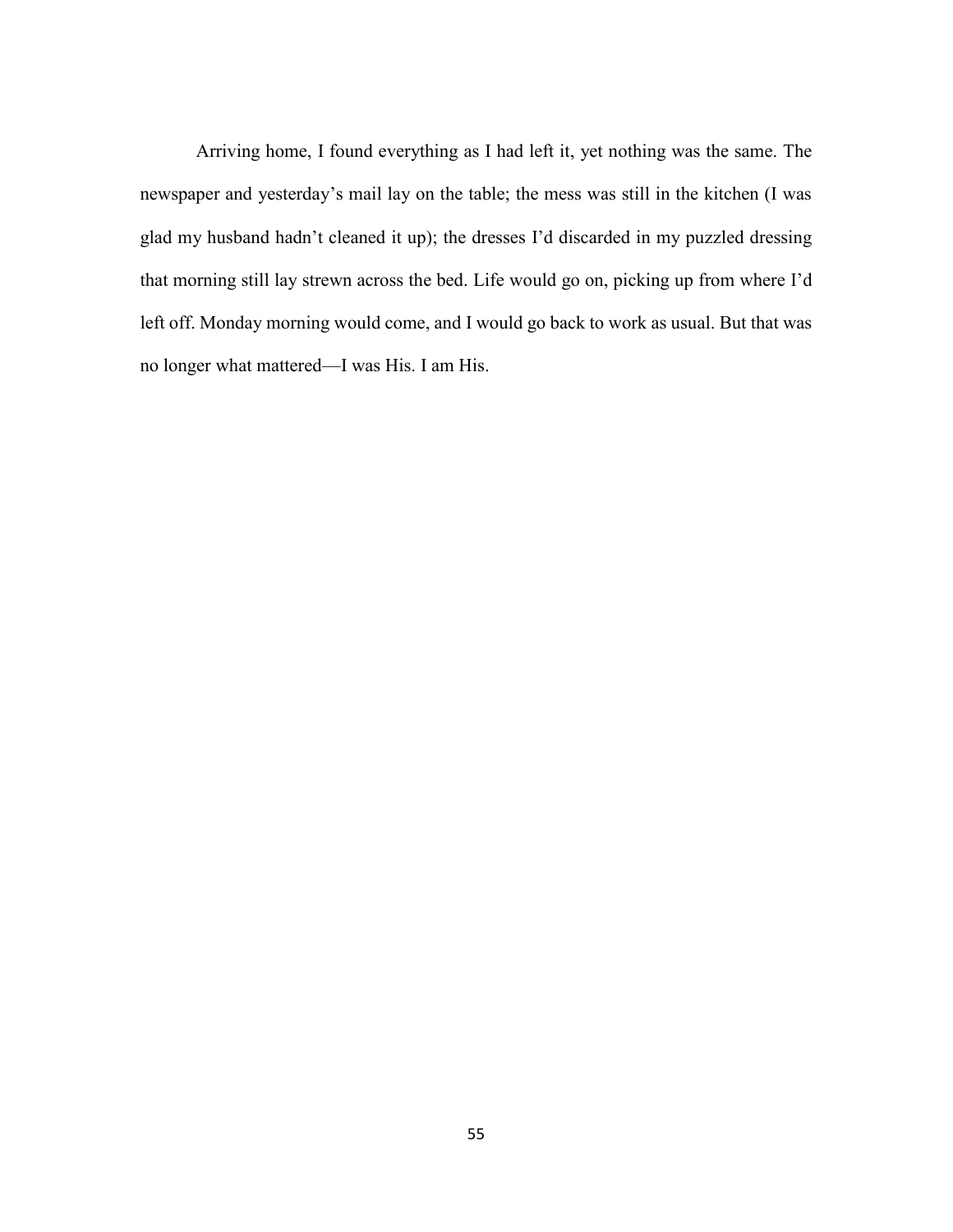Arriving home, I found everything as I had left it, yet nothing was the same. The newspaper and yesterday's mail lay on the table; the mess was still in the kitchen (I was glad my husband hadn't cleaned it up); the dresses I'd discarded in my puzzled dressing that morning still lay strewn across the bed. Life would go on, picking up from where I'd left off. Monday morning would come, and I would go back to work as usual. But that was no longer what mattered—I was His. I am His.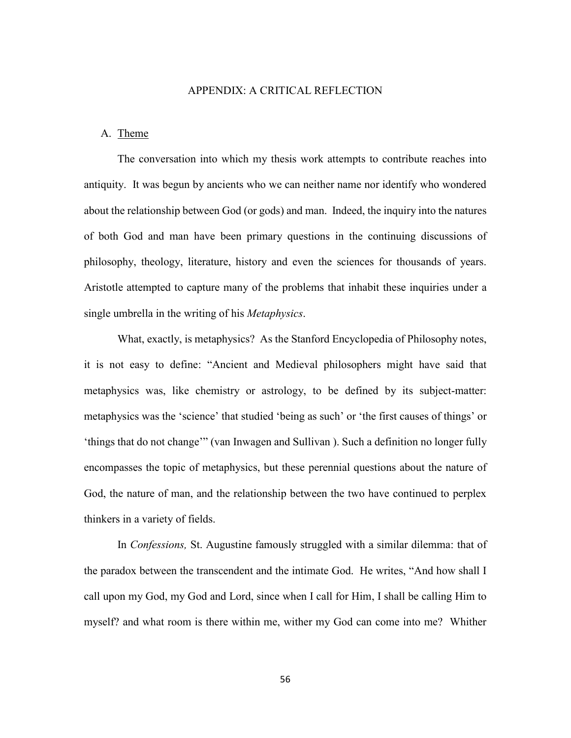# APPENDIX: A CRITICAL REFLECTION

## A. Theme

The conversation into which my thesis work attempts to contribute reaches into antiquity. It was begun by ancients who we can neither name nor identify who wondered about the relationship between God (or gods) and man. Indeed, the inquiry into the natures of both God and man have been primary questions in the continuing discussions of philosophy, theology, literature, history and even the sciences for thousands of years. Aristotle attempted to capture many of the problems that inhabit these inquiries under a single umbrella in the writing of his *Metaphysics*.

What, exactly, is metaphysics? As the Stanford Encyclopedia of Philosophy notes, it is not easy to define: "Ancient and Medieval philosophers might have said that metaphysics was, like chemistry or astrology, to be defined by its subject-matter: metaphysics was the 'science' that studied 'being as such' or 'the first causes of things' or 'things that do not change'" (van Inwagen and Sullivan ). Such a definition no longer fully encompasses the topic of metaphysics, but these perennial questions about the nature of God, the nature of man, and the relationship between the two have continued to perplex thinkers in a variety of fields.

In *Confessions,* St. Augustine famously struggled with a similar dilemma: that of the paradox between the transcendent and the intimate God. He writes, "And how shall I call upon my God, my God and Lord, since when I call for Him, I shall be calling Him to myself? and what room is there within me, wither my God can come into me? Whither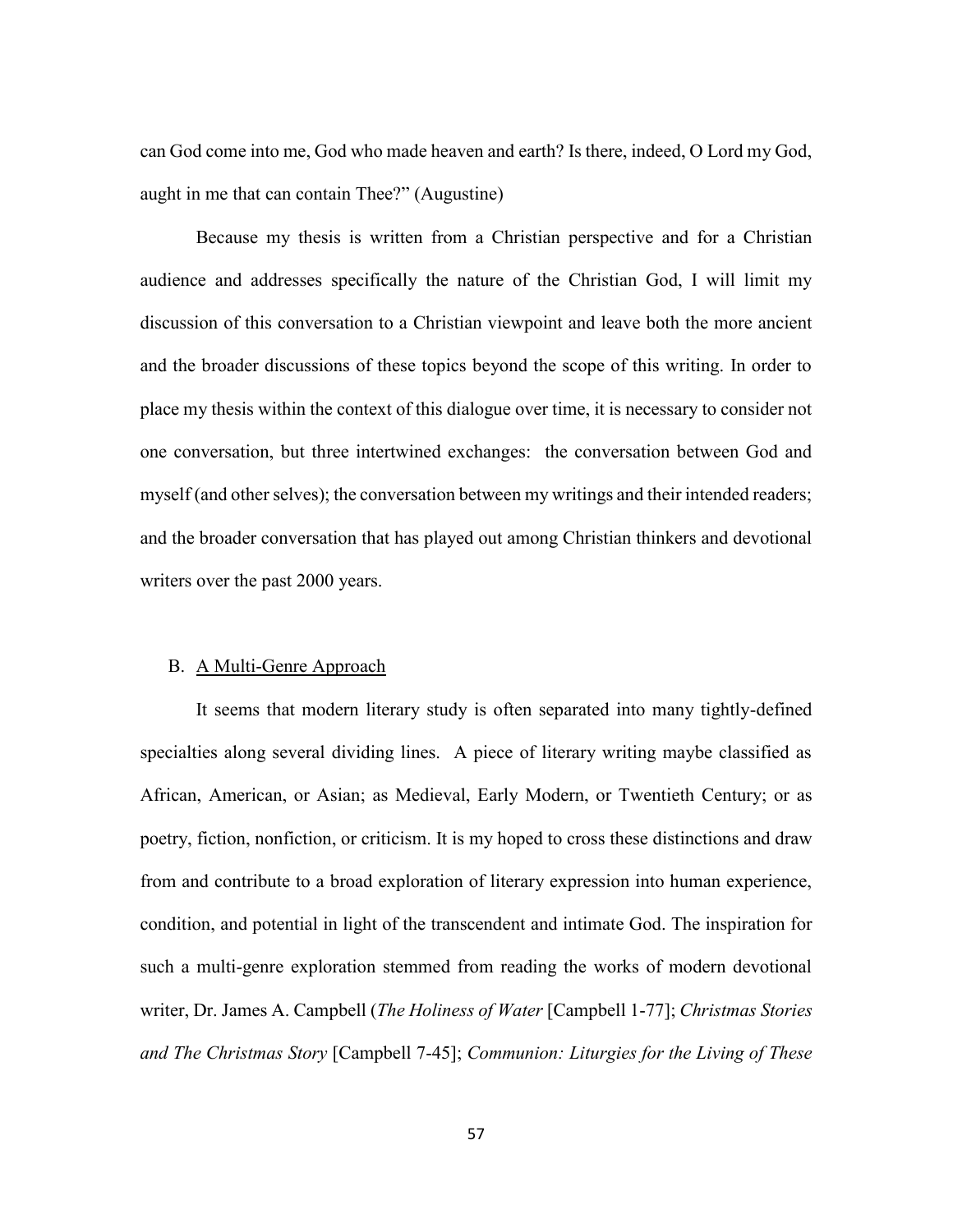can God come into me, God who made heaven and earth? Is there, indeed, O Lord my God, aught in me that can contain Thee?" (Augustine)

Because my thesis is written from a Christian perspective and for a Christian audience and addresses specifically the nature of the Christian God, I will limit my discussion of this conversation to a Christian viewpoint and leave both the more ancient and the broader discussions of these topics beyond the scope of this writing. In order to place my thesis within the context of this dialogue over time, it is necessary to consider not one conversation, but three intertwined exchanges: the conversation between God and myself (and other selves); the conversation between my writings and their intended readers; and the broader conversation that has played out among Christian thinkers and devotional writers over the past 2000 years.

## B. A Multi-Genre Approach

It seems that modern literary study is often separated into many tightly-defined specialties along several dividing lines. A piece of literary writing maybe classified as African, American, or Asian; as Medieval, Early Modern, or Twentieth Century; or as poetry, fiction, nonfiction, or criticism. It is my hoped to cross these distinctions and draw from and contribute to a broad exploration of literary expression into human experience, condition, and potential in light of the transcendent and intimate God. The inspiration for such a multi-genre exploration stemmed from reading the works of modern devotional writer, Dr. James A. Campbell (*The Holiness of Water* [Campbell 1-77]; *Christmas Stories and The Christmas Story* [Campbell 7-45]; *Communion: Liturgies for the Living of These*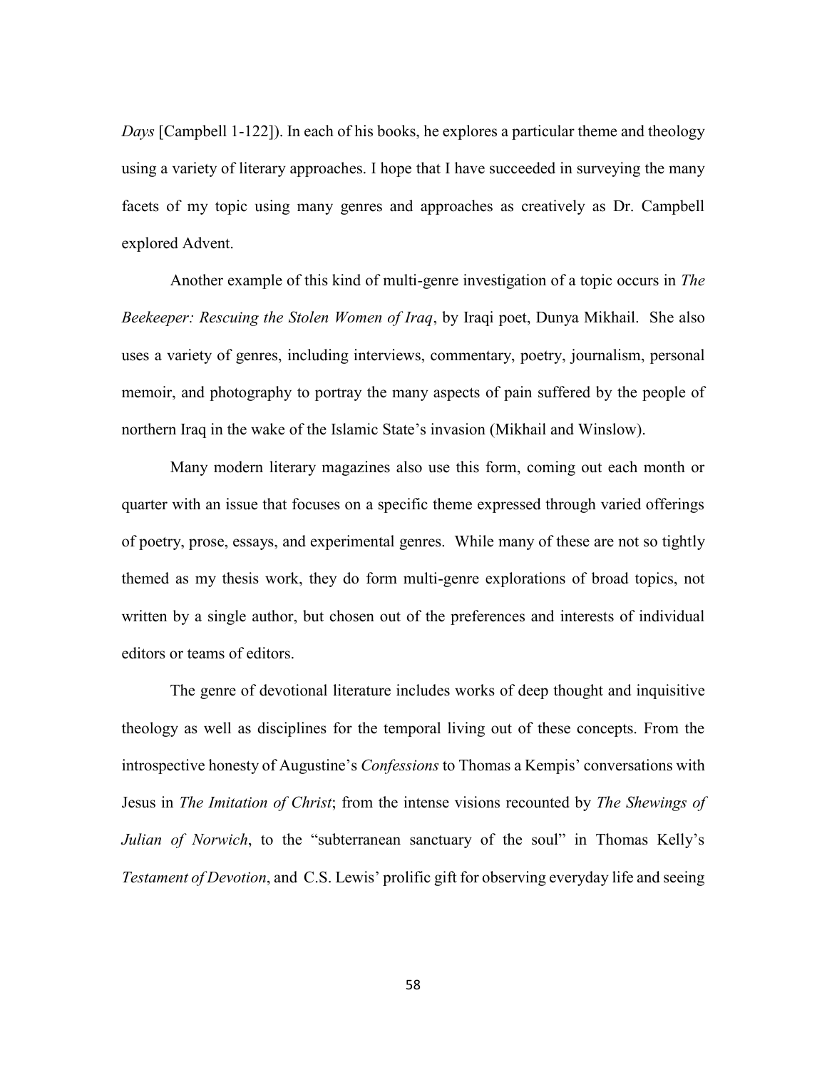*Days* [Campbell 1-122]). In each of his books, he explores a particular theme and theology using a variety of literary approaches. I hope that I have succeeded in surveying the many facets of my topic using many genres and approaches as creatively as Dr. Campbell explored Advent.

Another example of this kind of multi-genre investigation of a topic occurs in *The Beekeeper: Rescuing the Stolen Women of Iraq*, by Iraqi poet, Dunya Mikhail. She also uses a variety of genres, including interviews, commentary, poetry, journalism, personal memoir, and photography to portray the many aspects of pain suffered by the people of northern Iraq in the wake of the Islamic State's invasion (Mikhail and Winslow).

Many modern literary magazines also use this form, coming out each month or quarter with an issue that focuses on a specific theme expressed through varied offerings of poetry, prose, essays, and experimental genres. While many of these are not so tightly themed as my thesis work, they do form multi-genre explorations of broad topics, not written by a single author, but chosen out of the preferences and interests of individual editors or teams of editors.

The genre of devotional literature includes works of deep thought and inquisitive theology as well as disciplines for the temporal living out of these concepts. From the introspective honesty of Augustine's *Confessions* to Thomas a Kempis' conversations with Jesus in *The Imitation of Christ*; from the intense visions recounted by *The Shewings of Julian of Norwich*, to the "subterranean sanctuary of the soul" in Thomas Kelly's *Testament of Devotion*, and C.S. Lewis' prolific gift for observing everyday life and seeing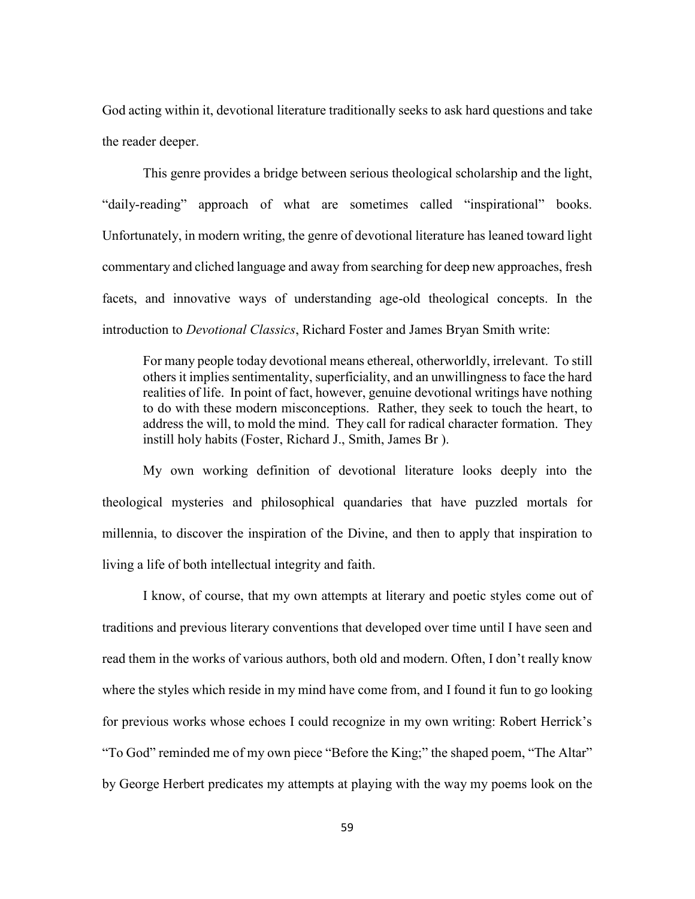God acting within it, devotional literature traditionally seeks to ask hard questions and take the reader deeper.

This genre provides a bridge between serious theological scholarship and the light, "daily-reading" approach of what are sometimes called "inspirational" books. Unfortunately, in modern writing, the genre of devotional literature has leaned toward light commentary and cliched language and away from searching for deep new approaches, fresh facets, and innovative ways of understanding age-old theological concepts. In the introduction to *Devotional Classics*, Richard Foster and James Bryan Smith write:

> For many people today devotional means ethereal, otherworldly, irrelevant. To still others it implies sentimentality, superficiality, and an unwillingness to face the hard realities of life. In point of fact, however, genuine devotional writings have nothing to do with these modern misconceptions. Rather, they seek to touch the heart, to address the will, to mold the mind. They call for radical character formation. They instill holy habits (Foster, Richard J., Smith, James Br ).

My own working definition of devotional literature looks deeply into the theological mysteries and philosophical quandaries that have puzzled mortals for millennia, to discover the inspiration of the Divine, and then to apply that inspiration to living a life of both intellectual integrity and faith.

I know, of course, that my own attempts at literary and poetic styles come out of traditions and previous literary conventions that developed over time until I have seen and read them in the works of various authors, both old and modern. Often, I don't really know where the styles which reside in my mind have come from, and I found it fun to go looking for previous works whose echoes I could recognize in my own writing: Robert Herrick's "To God" reminded me of my own piece "Before the King;" the shaped poem, "The Altar" by George Herbert predicates my attempts at playing with the way my poems look on the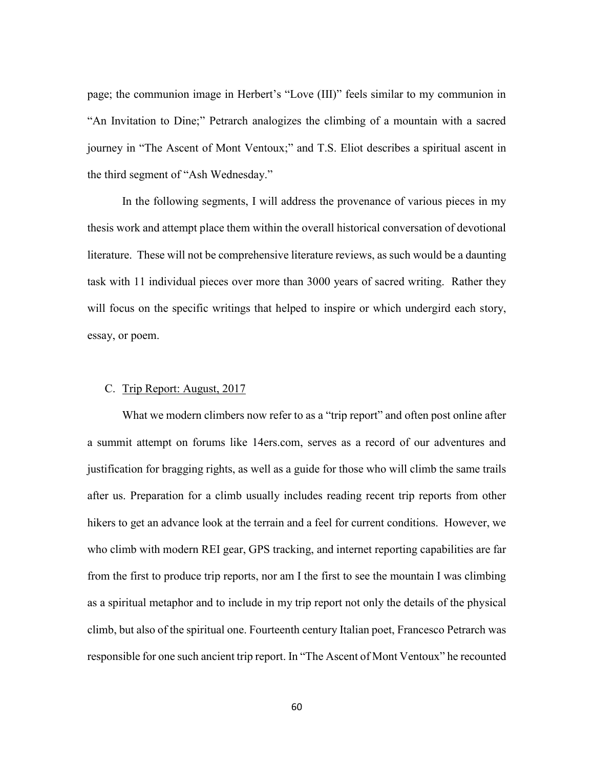page; the communion image in Herbert's "Love (III)" feels similar to my communion in "An Invitation to Dine;" Petrarch analogizes the climbing of a mountain with a sacred journey in "The Ascent of Mont Ventoux;" and T.S. Eliot describes a spiritual ascent in the third segment of "Ash Wednesday."

In the following segments, I will address the provenance of various pieces in my thesis work and attempt place them within the overall historical conversation of devotional literature. These will not be comprehensive literature reviews, as such would be a daunting task with 11 individual pieces over more than 3000 years of sacred writing. Rather they will focus on the specific writings that helped to inspire or which undergird each story, essay, or poem.

### C. Trip Report: August, 2017

What we modern climbers now refer to as a "trip report" and often post online after a summit attempt on forums like 14ers.com, serves as a record of our adventures and justification for bragging rights, as well as a guide for those who will climb the same trails after us. Preparation for a climb usually includes reading recent trip reports from other hikers to get an advance look at the terrain and a feel for current conditions. However, we who climb with modern REI gear, GPS tracking, and internet reporting capabilities are far from the first to produce trip reports, nor am I the first to see the mountain I was climbing as a spiritual metaphor and to include in my trip report not only the details of the physical climb, but also of the spiritual one. Fourteenth century Italian poet, Francesco Petrarch was responsible for one such ancient trip report. In "The Ascent of Mont Ventoux" he recounted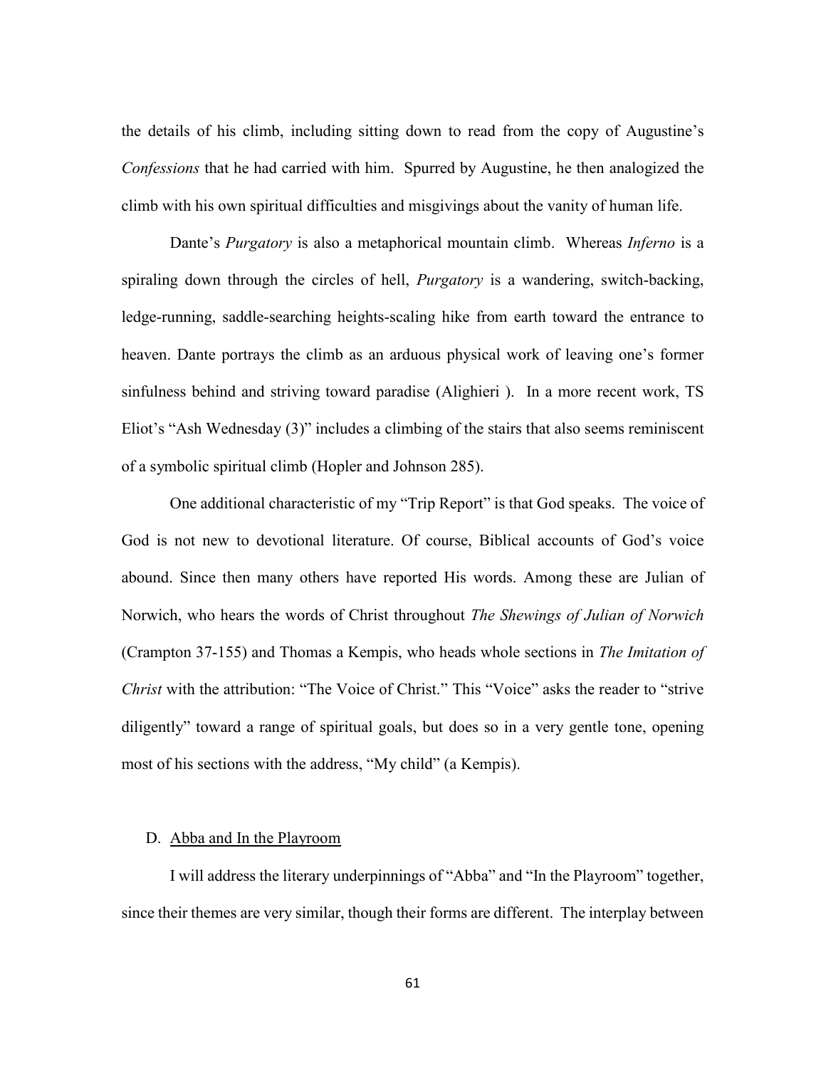the details of his climb, including sitting down to read from the copy of Augustine's *Confessions* that he had carried with him. Spurred by Augustine, he then analogized the climb with his own spiritual difficulties and misgivings about the vanity of human life.

Dante's *Purgatory* is also a metaphorical mountain climb. Whereas *Inferno* is a spiraling down through the circles of hell, *Purgatory* is a wandering, switch-backing, ledge-running, saddle-searching heights-scaling hike from earth toward the entrance to heaven. Dante portrays the climb as an arduous physical work of leaving one's former sinfulness behind and striving toward paradise (Alighieri ). In a more recent work, TS Eliot's "Ash Wednesday (3)" includes a climbing of the stairs that also seems reminiscent of a symbolic spiritual climb (Hopler and Johnson 285).

One additional characteristic of my "Trip Report" is that God speaks. The voice of God is not new to devotional literature. Of course, Biblical accounts of God's voice abound. Since then many others have reported His words. Among these are Julian of Norwich, who hears the words of Christ throughout *The Shewings of Julian of Norwich* (Crampton 37-155) and Thomas a Kempis, who heads whole sections in *The Imitation of Christ* with the attribution: "The Voice of Christ." This "Voice" asks the reader to "strive diligently" toward a range of spiritual goals, but does so in a very gentle tone, opening most of his sections with the address, "My child" (a Kempis).

### D. Abba and In the Playroom

I will address the literary underpinnings of "Abba" and "In the Playroom" together, since their themes are very similar, though their forms are different. The interplay between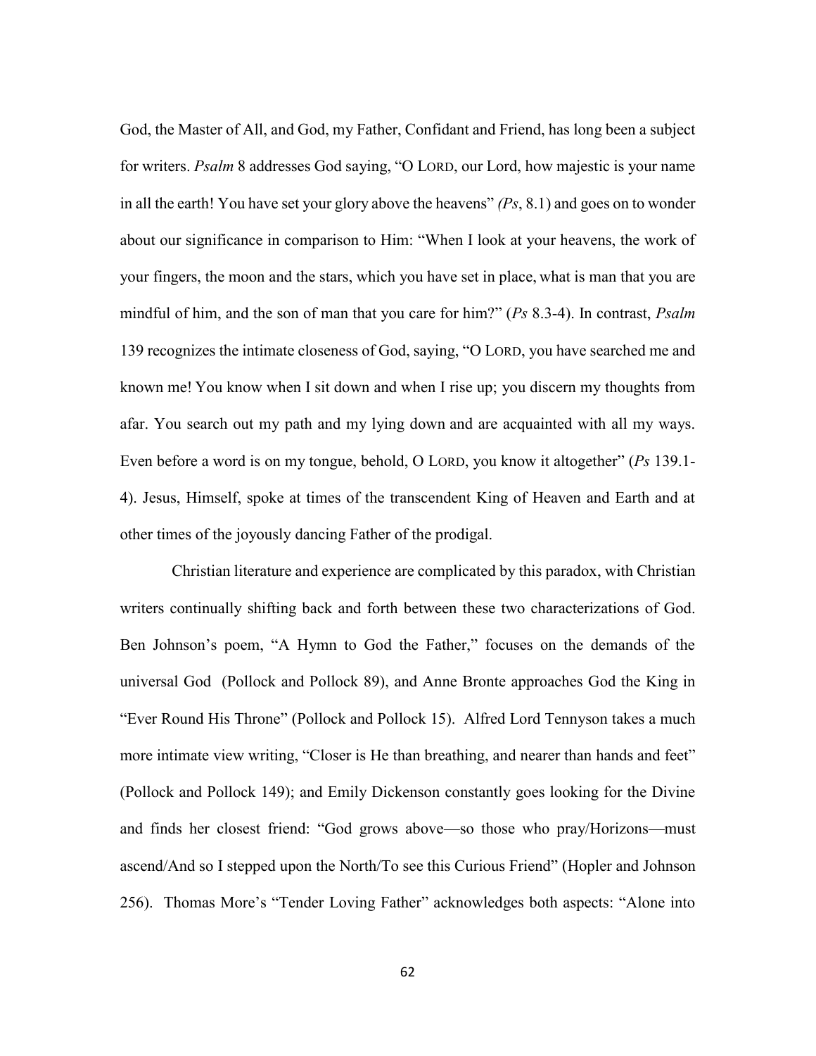God, the Master of All, and God, my Father, Confidant and Friend, has long been a subject for writers. *Psalm* 8 addresses God saying, "O LORD, our Lord, how majestic is your name in all the earth! You have set your glory above the heavens" *(Ps*, 8.1) and goes on to wonder about our significance in comparison to Him: "When I look at your heavens, the work of your fingers, the moon and the stars, which you have set in place, what is man that you are mindful of him, and the son of man that you care for him?" (*Ps* 8.3-4). In contrast, *Psalm* 139 recognizes the intimate closeness of God, saying, "O LORD, you have searched me and known me! You know when I sit down and when I rise up; you discern my thoughts from afar. You search out my path and my lying down and are acquainted with all my ways. Even before a word is on my tongue, behold, O LORD, you know it altogether" (*Ps* 139.1-4). Jesus, Himself, spoke at times of the transcendent King of Heaven and Earth and at other times of the joyously dancing Father of the prodigal.

Christian literature and experience are complicated by this paradox, with Christian writers continually shifting back and forth between these two characterizations of God. Ben Johnson's poem, "A Hymn to God the Father," focuses on the demands of the universal God (Pollock and Pollock 89), and Anne Bronte approaches God the King in "Ever Round His Throne" (Pollock and Pollock 15). Alfred Lord Tennyson takes a much more intimate view writing, "Closer is He than breathing, and nearer than hands and feet" (Pollock and Pollock 149); and Emily Dickenson constantly goes looking for the Divine and finds her closest friend: "God grows above—so those who pray/Horizons—must ascend/And so I stepped upon the North/To see this Curious Friend" (Hopler and Johnson 256). Thomas More's "Tender Loving Father" acknowledges both aspects: "Alone into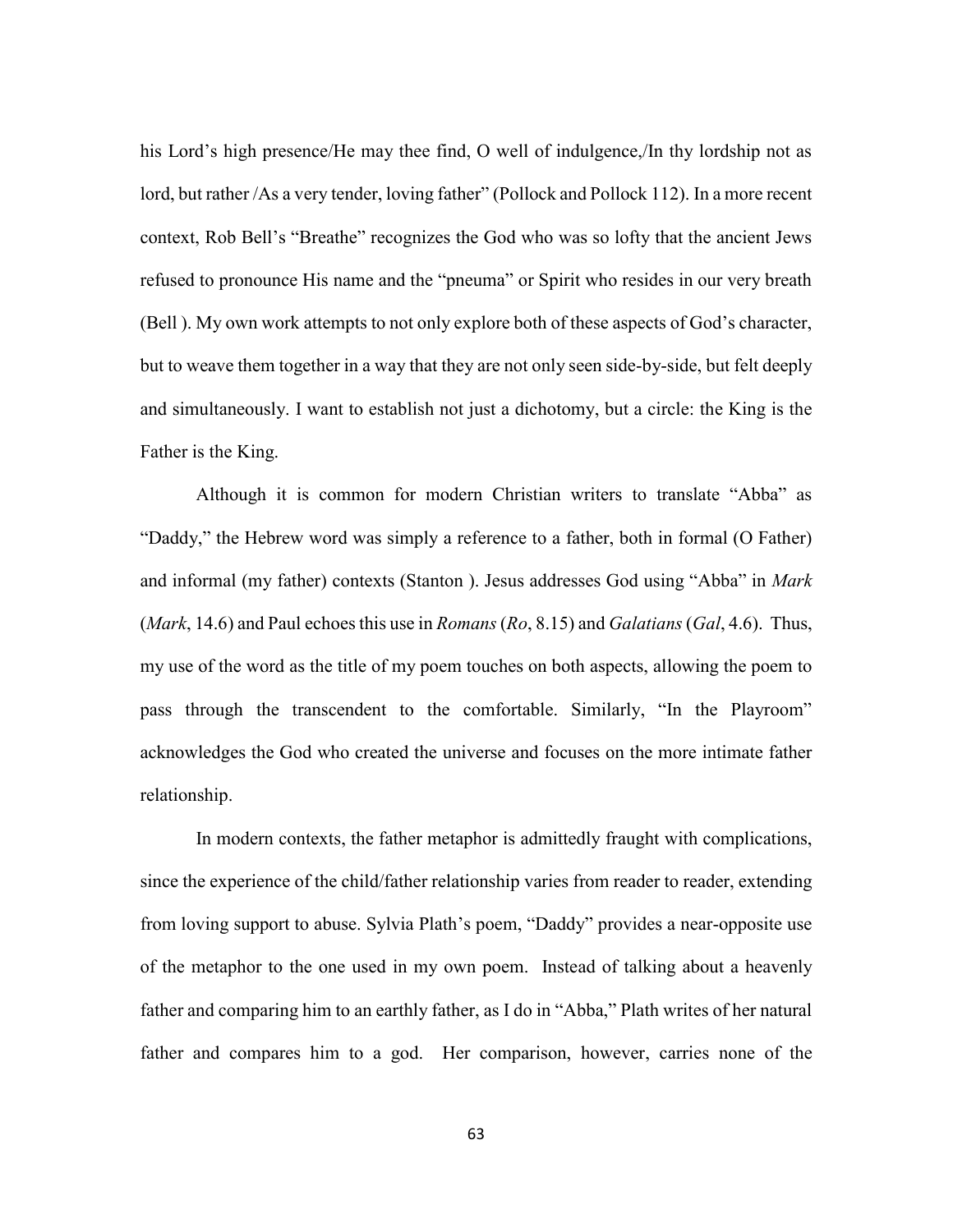his Lord's high presence/He may thee find, O well of indulgence,/In thy lordship not as lord, but rather /As a very tender, loving father" (Pollock and Pollock 112). In a more recent context, Rob Bell's "Breathe" recognizes the God who was so lofty that the ancient Jews refused to pronounce His name and the "pneuma" or Spirit who resides in our very breath (Bell ). My own work attempts to not only explore both of these aspects of God's character, but to weave them together in a way that they are not only seen side-by-side, but felt deeply and simultaneously. I want to establish not just a dichotomy, but a circle: the King is the Father is the King.

Although it is common for modern Christian writers to translate "Abba" as "Daddy," the Hebrew word was simply a reference to a father, both in formal (O Father) and informal (my father) contexts (Stanton ). Jesus addresses God using "Abba" in *Mark* (*Mark*, 14.6) and Paul echoes this use in *Romans* (*Ro*, 8.15) and *Galatians* (*Gal*, 4.6). Thus, my use of the word as the title of my poem touches on both aspects, allowing the poem to pass through the transcendent to the comfortable. Similarly, "In the Playroom" acknowledges the God who created the universe and focuses on the more intimate father relationship.

In modern contexts, the father metaphor is admittedly fraught with complications, since the experience of the child/father relationship varies from reader to reader, extending from loving support to abuse. Sylvia Plath's poem, "Daddy" provides a near-opposite use of the metaphor to the one used in my own poem. Instead of talking about a heavenly father and comparing him to an earthly father, as I do in "Abba," Plath writes of her natural father and compares him to a god. Her comparison, however, carries none of the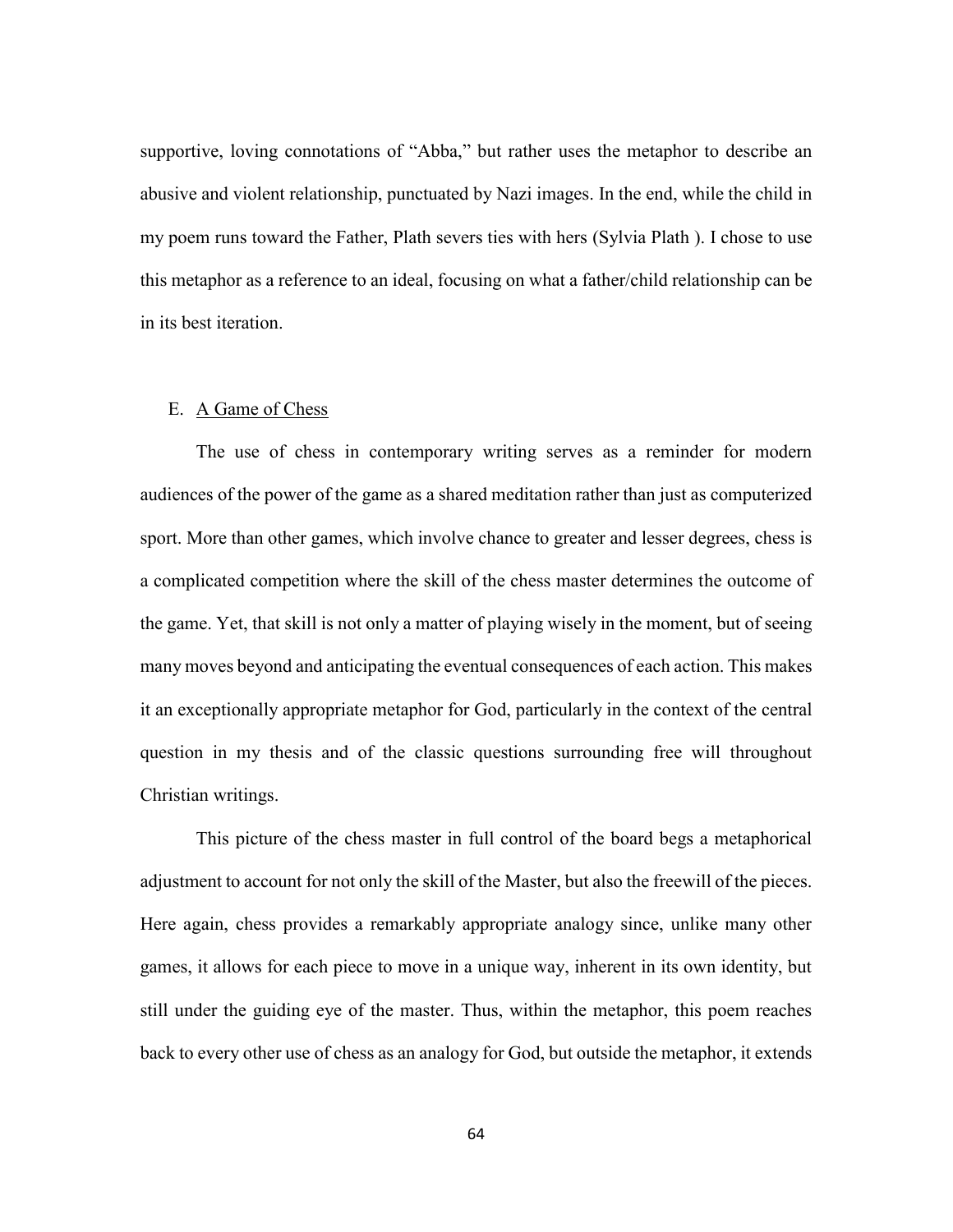supportive, loving connotations of "Abba," but rather uses the metaphor to describe an abusive and violent relationship, punctuated by Nazi images. In the end, while the child in my poem runs toward the Father, Plath severs ties with hers (Sylvia Plath ). I chose to use this metaphor as a reference to an ideal, focusing on what a father/child relationship can be in its best iteration.

### E. A Game of Chess

The use of chess in contemporary writing serves as a reminder for modern audiences of the power of the game as a shared meditation rather than just as computerized sport. More than other games, which involve chance to greater and lesser degrees, chess is a complicated competition where the skill of the chess master determines the outcome of the game. Yet, that skill is not only a matter of playing wisely in the moment, but of seeing many moves beyond and anticipating the eventual consequences of each action. This makes it an exceptionally appropriate metaphor for God, particularly in the context of the central question in my thesis and of the classic questions surrounding free will throughout Christian writings.

This picture of the chess master in full control of the board begs a metaphorical adjustment to account for not only the skill of the Master, but also the freewill of the pieces. Here again, chess provides a remarkably appropriate analogy since, unlike many other games, it allows for each piece to move in a unique way, inherent in its own identity, but still under the guiding eye of the master. Thus, within the metaphor, this poem reaches back to every other use of chess as an analogy for God, but outside the metaphor, it extends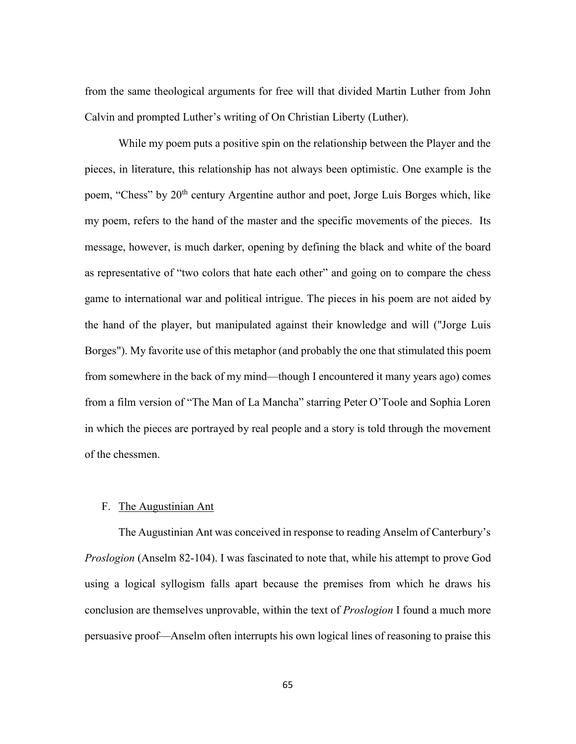from the same theological arguments for free will that divided Martin Luther from John Calvin and prompted Luther's writing of On Christian Liberty (Luther).

While my poem puts a positive spin on the relationship between the Player and the pieces, in literature, this relationship has not always been optimistic. One example is the poem, "Chess" by 20th century Argentine author and poet, Jorge Luis Borges which, like my poem, refers to the hand of the master and the specific movements of the pieces. Its message, however, is much darker, opening by defining the black and white of the board as representative of "two colors that hate each other" and going on to compare the chess game to international war and political intrigue. The pieces in his poem are not aided by the hand of the player, but manipulated against their knowledge and will ("Jorge Luis Borges"). My favorite use of this metaphor (and probably the one that stimulated this poem from somewhere in the back of my mind—though I encountered it many years ago) comes from a film version of "The Man of La Mancha" starring Peter O'Toole and Sophia Loren in which the pieces are portrayed by real people and a story is told through the movement of the chessmen.

### F. The Augustinian Ant

The Augustinian Ant was conceived in response to reading Anselm of Canterbury's *Proslogion* (Anselm 82-104). I was fascinated to note that, while his attempt to prove God using a logical syllogism falls apart because the premises from which he draws his conclusion are themselves unprovable, within the text of *Proslogion* I found a much more persuasive proof—Anselm often interrupts his own logical lines of reasoning to praise this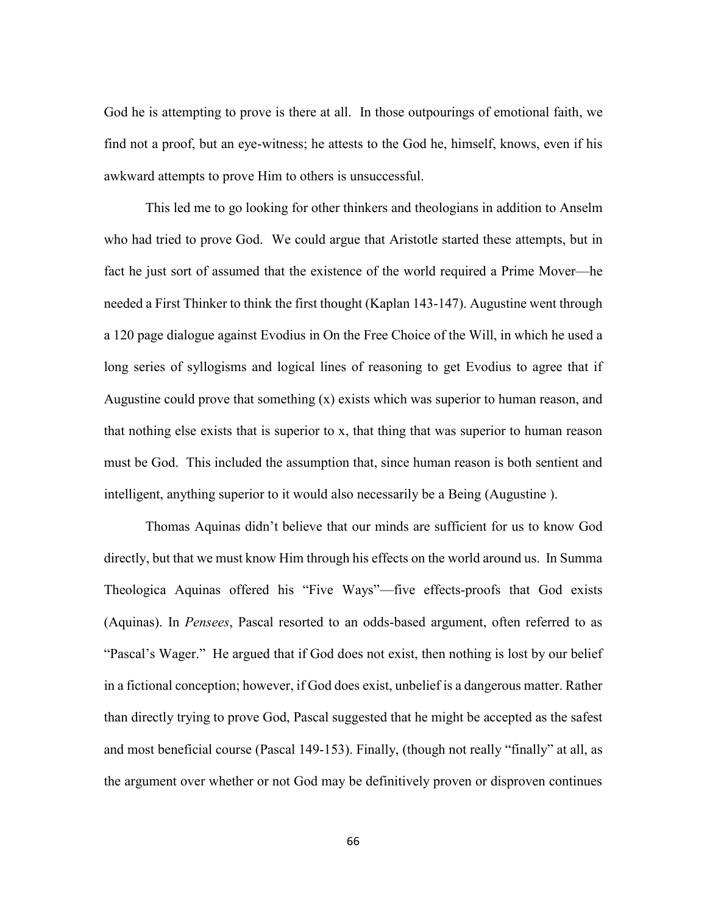God he is attempting to prove is there at all. In those outpourings of emotional faith, we find not a proof, but an eye-witness; he attests to the God he, himself, knows, even if his awkward attempts to prove Him to others is unsuccessful.

This led me to go looking for other thinkers and theologians in addition to Anselm who had tried to prove God. We could argue that Aristotle started these attempts, but in fact he just sort of assumed that the existence of the world required a Prime Mover—he needed a First Thinker to think the first thought (Kaplan 143-147). Augustine went through a 120 page dialogue against Evodius in On the Free Choice of the Will, in which he used a long series of syllogisms and logical lines of reasoning to get Evodius to agree that if Augustine could prove that something (x) exists which was superior to human reason, and that nothing else exists that is superior to x, that thing that was superior to human reason must be God. This included the assumption that, since human reason is both sentient and intelligent, anything superior to it would also necessarily be a Being (Augustine ).

Thomas Aquinas didn't believe that our minds are sufficient for us to know God directly, but that we must know Him through his effects on the world around us. In Summa Theologica Aquinas offered his "Five Ways"—five effects-proofs that God exists (Aquinas). In *Pensees*, Pascal resorted to an odds-based argument, often referred to as "Pascal's Wager." He argued that if God does not exist, then nothing is lost by our belief in a fictional conception; however, if God does exist, unbelief is a dangerous matter. Rather than directly trying to prove God, Pascal suggested that he might be accepted as the safest and most beneficial course (Pascal 149-153). Finally, (though not really "finally" at all, as the argument over whether or not God may be definitively proven or disproven continues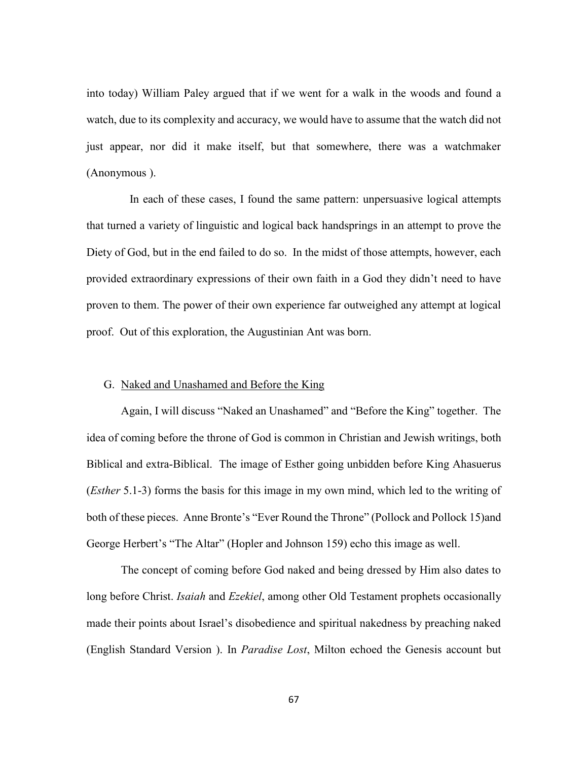into today) William Paley argued that if we went for a walk in the woods and found a watch, due to its complexity and accuracy, we would have to assume that the watch did not just appear, nor did it make itself, but that somewhere, there was a watchmaker (Anonymous ).

In each of these cases, I found the same pattern: unpersuasive logical attempts that turned a variety of linguistic and logical back handsprings in an attempt to prove the Diety of God, but in the end failed to do so. In the midst of those attempts, however, each provided extraordinary expressions of their own faith in a God they didn't need to have proven to them. The power of their own experience far outweighed any attempt at logical proof. Out of this exploration, the Augustinian Ant was born.

### G. Naked and Unashamed and Before the King

Again, I will discuss "Naked an Unashamed" and "Before the King" together. The idea of coming before the throne of God is common in Christian and Jewish writings, both Biblical and extra-Biblical. The image of Esther going unbidden before King Ahasuerus (*Esther* 5.1-3) forms the basis for this image in my own mind, which led to the writing of both of these pieces. Anne Bronte's "Ever Round the Throne" (Pollock and Pollock 15)and George Herbert's "The Altar" (Hopler and Johnson 159) echo this image as well.

The concept of coming before God naked and being dressed by Him also dates to long before Christ. *Isaiah* and *Ezekiel*, among other Old Testament prophets occasionally made their points about Israel's disobedience and spiritual nakedness by preaching naked (English Standard Version ). In *Paradise Lost*, Milton echoed the Genesis account but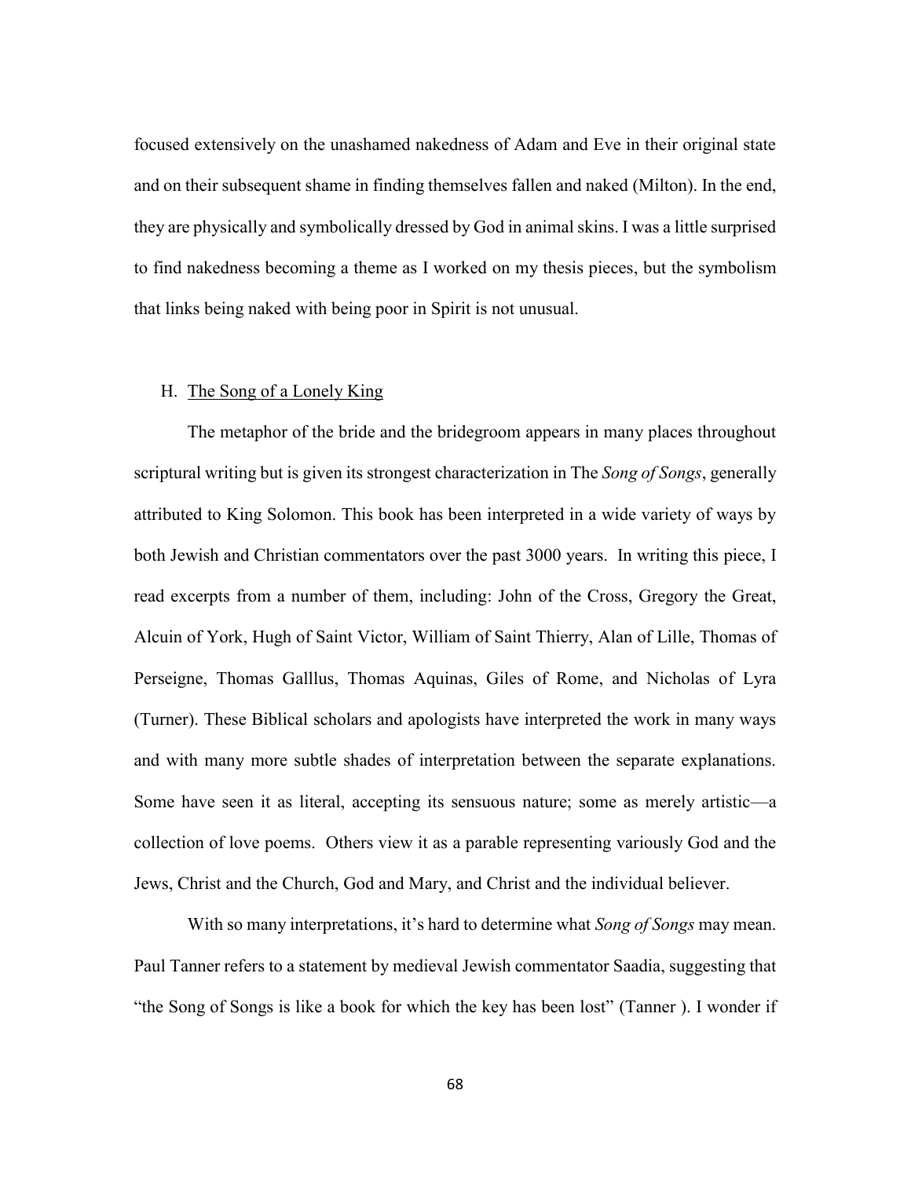focused extensively on the unashamed nakedness of Adam and Eve in their original state and on their subsequent shame in finding themselves fallen and naked (Milton). In the end, they are physically and symbolically dressed by God in animal skins. I was a little surprised to find nakedness becoming a theme as I worked on my thesis pieces, but the symbolism that links being naked with being poor in Spirit is not unusual.

### H. The Song of a Lonely King

The metaphor of the bride and the bridegroom appears in many places throughout scriptural writing but is given its strongest characterization in The *Song of Songs*, generally attributed to King Solomon. This book has been interpreted in a wide variety of ways by both Jewish and Christian commentators over the past 3000 years. In writing this piece, I read excerpts from a number of them, including: John of the Cross, Gregory the Great, Alcuin of York, Hugh of Saint Victor, William of Saint Thierry, Alan of Lille, Thomas of Perseigne, Thomas Galllus, Thomas Aquinas, Giles of Rome, and Nicholas of Lyra (Turner). These Biblical scholars and apologists have interpreted the work in many ways and with many more subtle shades of interpretation between the separate explanations. Some have seen it as literal, accepting its sensuous nature; some as merely artistic—a collection of love poems. Others view it as a parable representing variously God and the Jews, Christ and the Church, God and Mary, and Christ and the individual believer.

With so many interpretations, it's hard to determine what *Song of Songs* may mean. Paul Tanner refers to a statement by medieval Jewish commentator Saadia, suggesting that "the Song of Songs is like a book for which the key has been lost" (Tanner ). I wonder if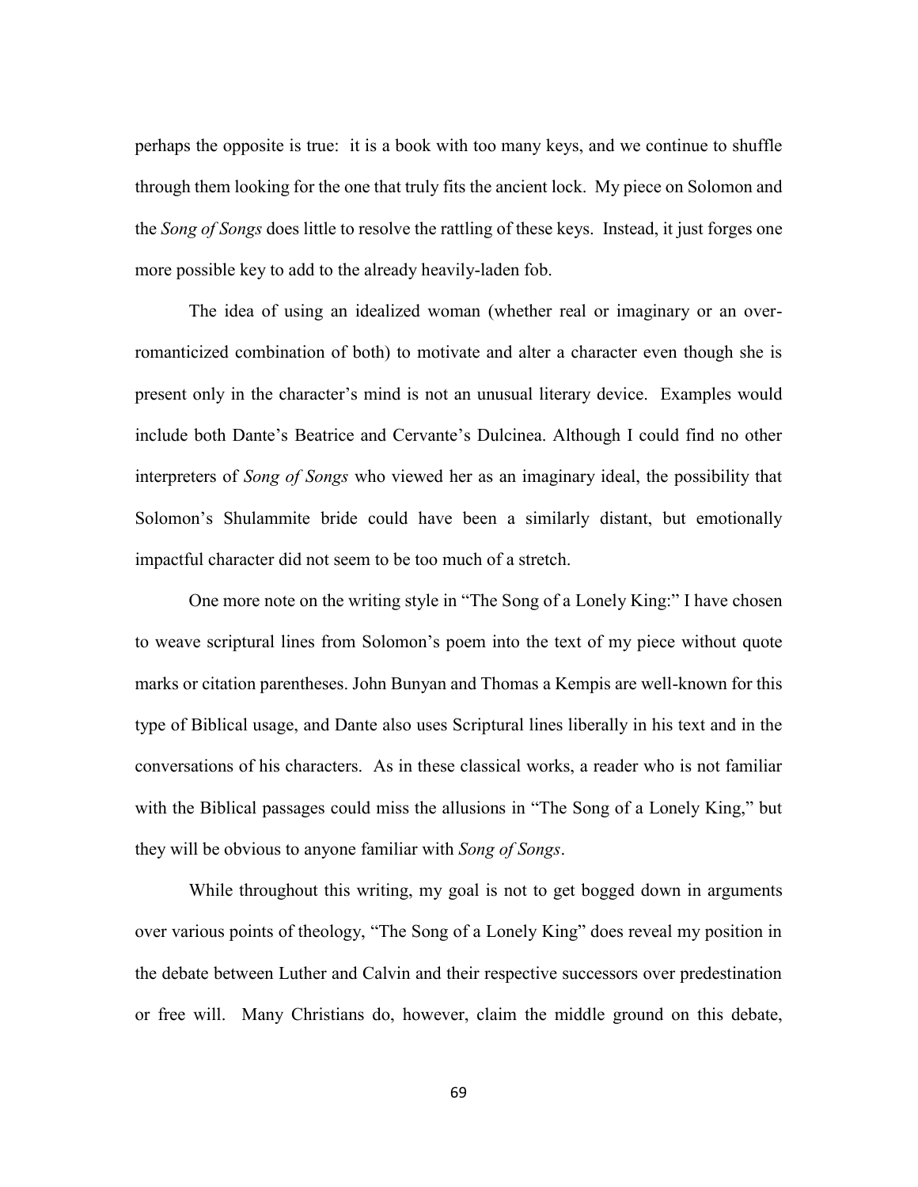perhaps the opposite is true: it is a book with too many keys, and we continue to shuffle through them looking for the one that truly fits the ancient lock. My piece on Solomon and the *Song of Songs* does little to resolve the rattling of these keys. Instead, it just forges one more possible key to add to the already heavily-laden fob.

The idea of using an idealized woman (whether real or imaginary or an over-romanticized combination of both) to motivate and alter a character even though she is present only in the character's mind is not an unusual literary device. Examples would include both Dante's Beatrice and Cervante's Dulcinea. Although I could find no other interpreters of *Song of Songs* who viewed her as an imaginary ideal, the possibility that Solomon's Shulammite bride could have been a similarly distant, but emotionally impactful character did not seem to be too much of a stretch.

One more note on the writing style in "The Song of a Lonely King:" I have chosen to weave scriptural lines from Solomon's poem into the text of my piece without quote marks or citation parentheses. John Bunyan and Thomas a Kempis are well-known for this type of Biblical usage, and Dante also uses Scriptural lines liberally in his text and in the conversations of his characters. As in these classical works, a reader who is not familiar with the Biblical passages could miss the allusions in "The Song of a Lonely King," but they will be obvious to anyone familiar with *Song of Songs*.

While throughout this writing, my goal is not to get bogged down in arguments over various points of theology, "The Song of a Lonely King" does reveal my position in the debate between Luther and Calvin and their respective successors over predestination or free will. Many Christians do, however, claim the middle ground on this debate,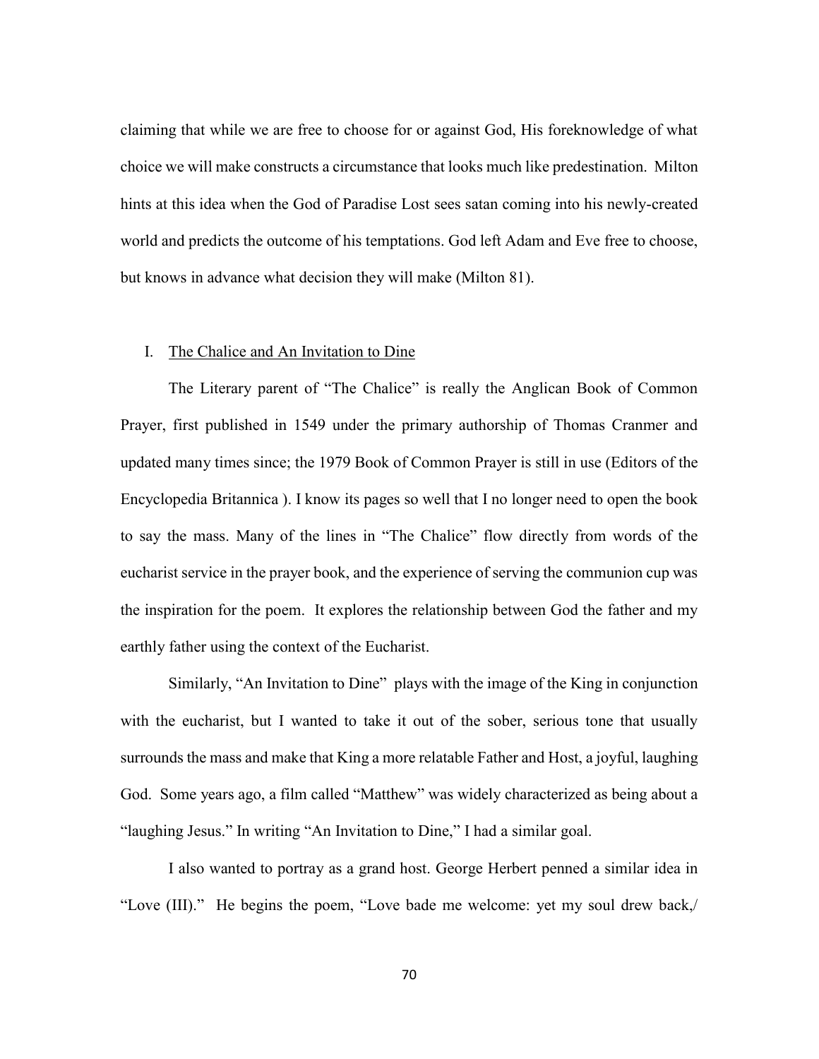claiming that while we are free to choose for or against God, His foreknowledge of what choice we will make constructs a circumstance that looks much like predestination. Milton hints at this idea when the God of Paradise Lost sees satan coming into his newly-created world and predicts the outcome of his temptations. God left Adam and Eve free to choose, but knows in advance what decision they will make (Milton 81).

## I. The Chalice and An Invitation to Dine

The Literary parent of "The Chalice" is really the Anglican Book of Common Prayer, first published in 1549 under the primary authorship of Thomas Cranmer and updated many times since; the 1979 Book of Common Prayer is still in use (Editors of the Encyclopedia Britannica ). I know its pages so well that I no longer need to open the book to say the mass. Many of the lines in "The Chalice" flow directly from words of the eucharist service in the prayer book, and the experience of serving the communion cup was the inspiration for the poem. It explores the relationship between God the father and my earthly father using the context of the Eucharist.

Similarly, "An Invitation to Dine" plays with the image of the King in conjunction with the eucharist, but I wanted to take it out of the sober, serious tone that usually surrounds the mass and make that King a more relatable Father and Host, a joyful, laughing God. Some years ago, a film called "Matthew" was widely characterized as being about a "laughing Jesus." In writing "An Invitation to Dine," I had a similar goal.

I also wanted to portray as a grand host. George Herbert penned a similar idea in "Love (III)." He begins the poem, "Love bade me welcome: yet my soul drew back,/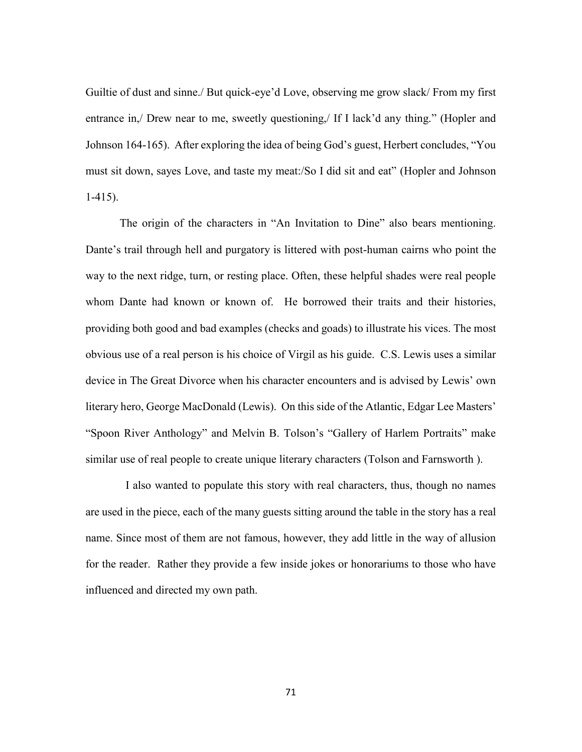Guiltie of dust and sinne./ But quick-eye'd Love, observing me grow slack/ From my first entrance in,/ Drew near to me, sweetly questioning,/ If I lack'd any thing." (Hopler and Johnson 164-165). After exploring the idea of being God's guest, Herbert concludes, "You must sit down, sayes Love, and taste my meat:/So I did sit and eat" (Hopler and Johnson 1-415).

The origin of the characters in "An Invitation to Dine" also bears mentioning. Dante's trail through hell and purgatory is littered with post-human cairns who point the way to the next ridge, turn, or resting place. Often, these helpful shades were real people whom Dante had known or known of. He borrowed their traits and their histories, providing both good and bad examples (checks and goads) to illustrate his vices. The most obvious use of a real person is his choice of Virgil as his guide. C.S. Lewis uses a similar device in The Great Divorce when his character encounters and is advised by Lewis' own literary hero, George MacDonald (Lewis). On this side of the Atlantic, Edgar Lee Masters' "Spoon River Anthology" and Melvin B. Tolson's "Gallery of Harlem Portraits" make similar use of real people to create unique literary characters (Tolson and Farnsworth ).

I also wanted to populate this story with real characters, thus, though no names are used in the piece, each of the many guests sitting around the table in the story has a real name. Since most of them are not famous, however, they add little in the way of allusion for the reader. Rather they provide a few inside jokes or honorariums to those who have influenced and directed my own path.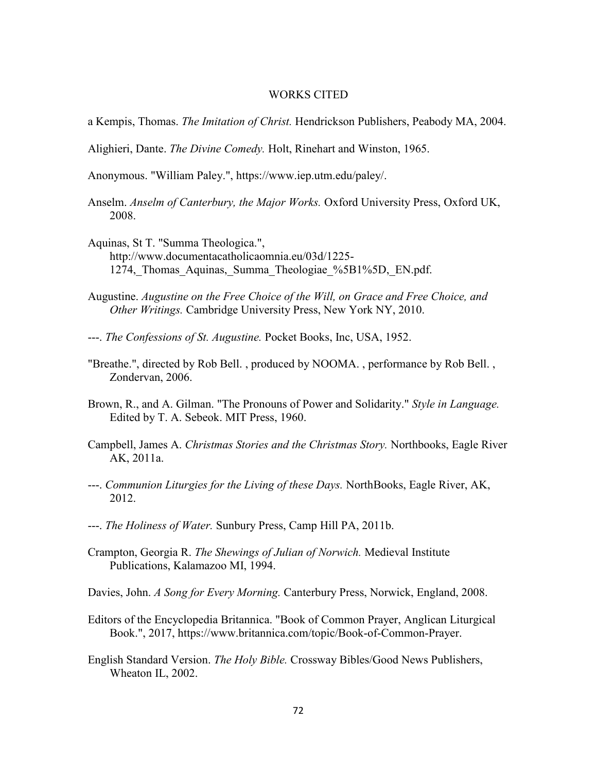# WORKS CITED

a Kempis, Thomas. *The Imitation of Christ.* Hendrickson Publishers, Peabody MA, 2004.

Alighieri, Dante. *The Divine Comedy.* Holt, Rinehart and Winston, 1965.

Anonymous. "William Paley.", https://www.iep.utm.edu/paley/.

Anselm. *Anselm of Canterbury, the Major Works.* Oxford University Press, Oxford UK, 2008.

Aquinas, St T. "Summa Theologica.", http://www.documentacatholicaomnia.eu/03d/1225-1274,_Thomas_Aquinas,_Summa_Theologiae_%5B1%5D,_EN.pdf.

Augustine. *Augustine on the Free Choice of the Will, on Grace and Free Choice, and Other Writings.* Cambridge University Press, New York NY, 2010.

---. *The Confessions of St. Augustine.* Pocket Books, Inc, USA, 1952.

"Breathe.", directed by Rob Bell. , produced by NOOMA. , performance by Rob Bell. , Zondervan, 2006.

Brown, R., and A. Gilman. "The Pronouns of Power and Solidarity." *Style in Language.* Edited by T. A. Sebeok. MIT Press, 1960.

Campbell, James A. *Christmas Stories and the Christmas Story.* Northbooks, Eagle River AK, 2011a.

---. *Communion Liturgies for the Living of these Days.* NorthBooks, Eagle River, AK, 2012.

---. *The Holiness of Water.* Sunbury Press, Camp Hill PA, 2011b.

Crampton, Georgia R. *The Shewings of Julian of Norwich.* Medieval Institute Publications, Kalamazoo MI, 1994.

Davies, John. *A Song for Every Morning.* Canterbury Press, Norwick, England, 2008.

Editors of the Encyclopedia Britannica. "Book of Common Prayer, Anglican Liturgical Book.", 2017, https://www.britannica.com/topic/Book-of-Common-Prayer.

English Standard Version. *The Holy Bible.* Crossway Bibles/Good News Publishers, Wheaton IL, 2002.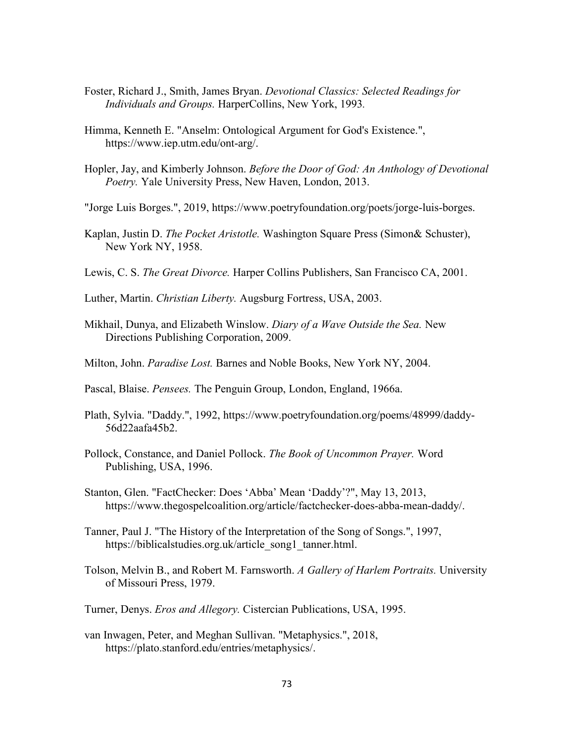Foster, Richard J., Smith, James Bryan. *Devotional Classics: Selected Readings for Individuals and Groups.* HarperCollins, New York, 1993.

Himma, Kenneth E. "Anselm: Ontological Argument for God's Existence.", https://www.iep.utm.edu/ont-arg/.

Hopler, Jay, and Kimberly Johnson. *Before the Door of God: An Anthology of Devotional Poetry.* Yale University Press, New Haven, London, 2013.

"Jorge Luis Borges.", 2019, https://www.poetryfoundation.org/poets/jorge-luis-borges.

Kaplan, Justin D. *The Pocket Aristotle.* Washington Square Press (Simon& Schuster), New York NY, 1958.

Lewis, C. S. *The Great Divorce.* Harper Collins Publishers, San Francisco CA, 2001.

Luther, Martin. *Christian Liberty.* Augsburg Fortress, USA, 2003.

Mikhail, Dunya, and Elizabeth Winslow. *Diary of a Wave Outside the Sea.* New Directions Publishing Corporation, 2009.

Milton, John. *Paradise Lost.* Barnes and Noble Books, New York NY, 2004.

Pascal, Blaise. *Pensees.* The Penguin Group, London, England, 1966a.

Plath, Sylvia. "Daddy.", 1992, https://www.poetryfoundation.org/poems/48999/daddy-56d22aafa45b2.

Pollock, Constance, and Daniel Pollock. *The Book of Uncommon Prayer.* Word Publishing, USA, 1996.

Stanton, Glen. "FactChecker: Does 'Abba' Mean 'Daddy'?", May 13, 2013, https://www.thegospelcoalition.org/article/factchecker-does-abba-mean-daddy/.

Tanner, Paul J. "The History of the Interpretation of the Song of Songs.", 1997, https://biblicalstudies.org.uk/article_song1_tanner.html.

Tolson, Melvin B., and Robert M. Farnsworth. *A Gallery of Harlem Portraits.* University of Missouri Press, 1979.

Turner, Denys. *Eros and Allegory.* Cistercian Publications, USA, 1995.

van Inwagen, Peter, and Meghan Sullivan. "Metaphysics.", 2018, https://plato.stanford.edu/entries/metaphysics/.